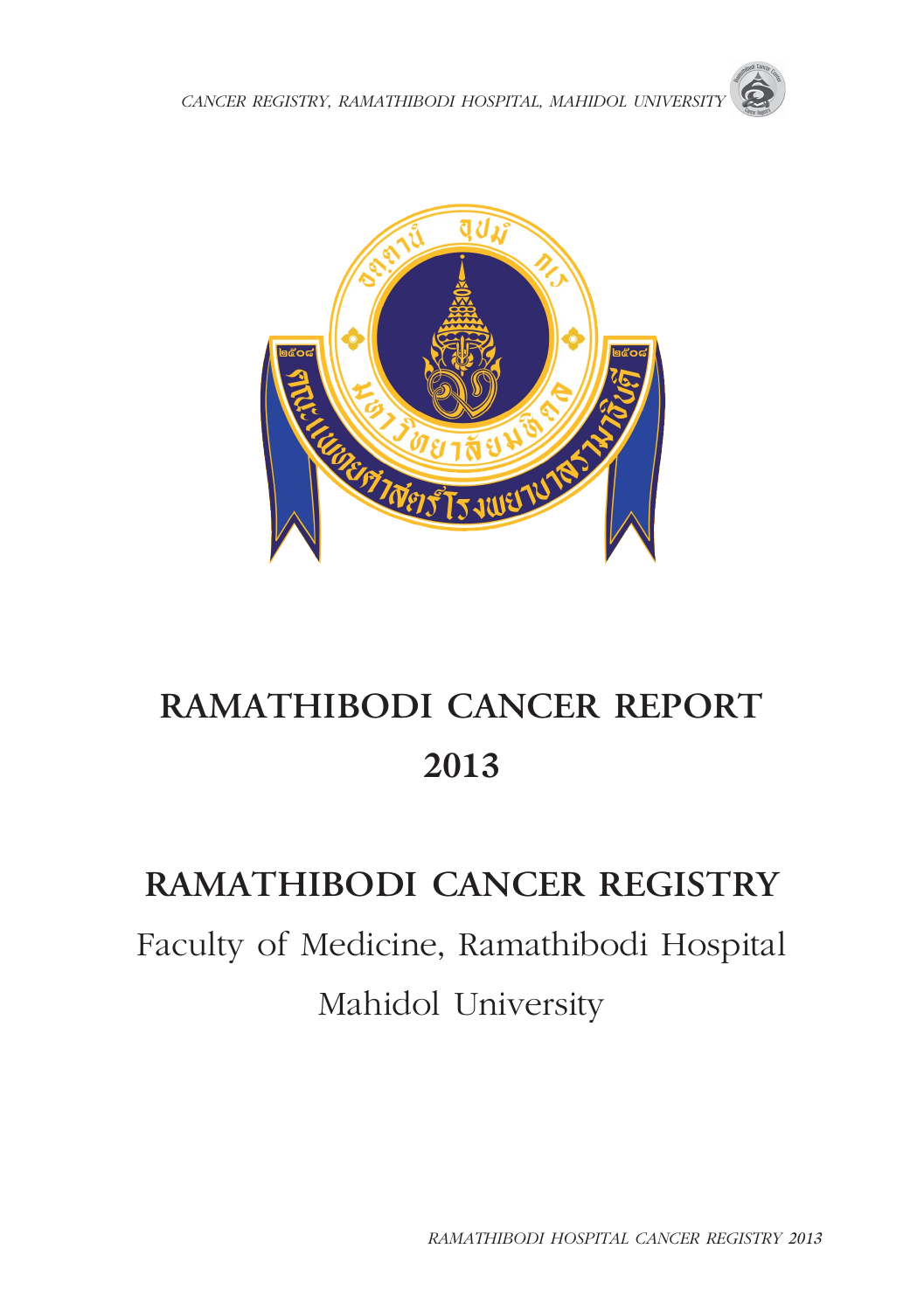# RAMATHIBODI CANCER REPORT 2013

## RAMATHIBODI CANCER REGISTRY

Faculty of Medicine, Ramathibodi Hospital

Mahidol University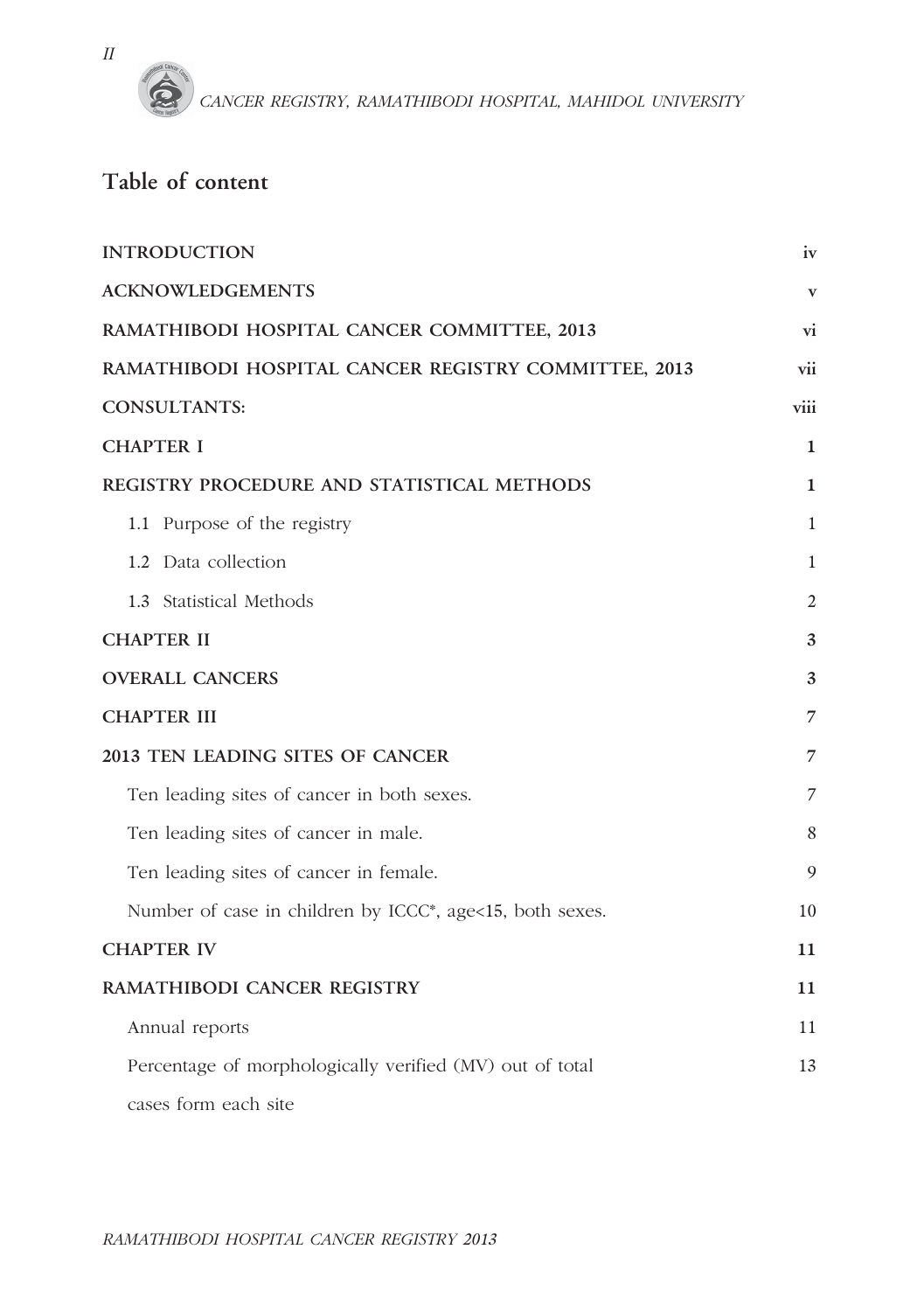# Table of content

| | |
|---|---|
| INTRODUCTION | iv |
| ACKNOWLEDGEMENTS | v |
| RAMATHIBODI HOSPITAL CANCER COMMITTEE, 2013 | vi |
| RAMATHIBODI HOSPITAL CANCER REGISTRY COMMITTEE, 2013 | vii |
| CONSULTANTS: | viii |
| CHAPTER I | 1 |
| REGISTRY PROCEDURE AND STATISTICAL METHODS | 1 |
| 1.1 Purpose of the registry | 1 |
| 1.2 Data collection | 1 |
| 1.3 Statistical Methods | 2 |
| CHAPTER II | 3 |
| OVERALL CANCERS | 3 |
| CHAPTER III | 7 |
| 2013 TEN LEADING SITES OF CANCER | 7 |
| Ten leading sites of cancer in both sexes. | 7 |
| Ten leading sites of cancer in male. | 8 |
| Ten leading sites of cancer in female. | 9 |
| Number of case in children by ICCC*, age<15, both sexes. | 10 |
| CHAPTER IV | 11 |
| RAMATHIBODI CANCER REGISTRY | 11 |
| Annual reports | 11 |
| Percentage of morphologically verified (MV) out of total cases form each site | 13 |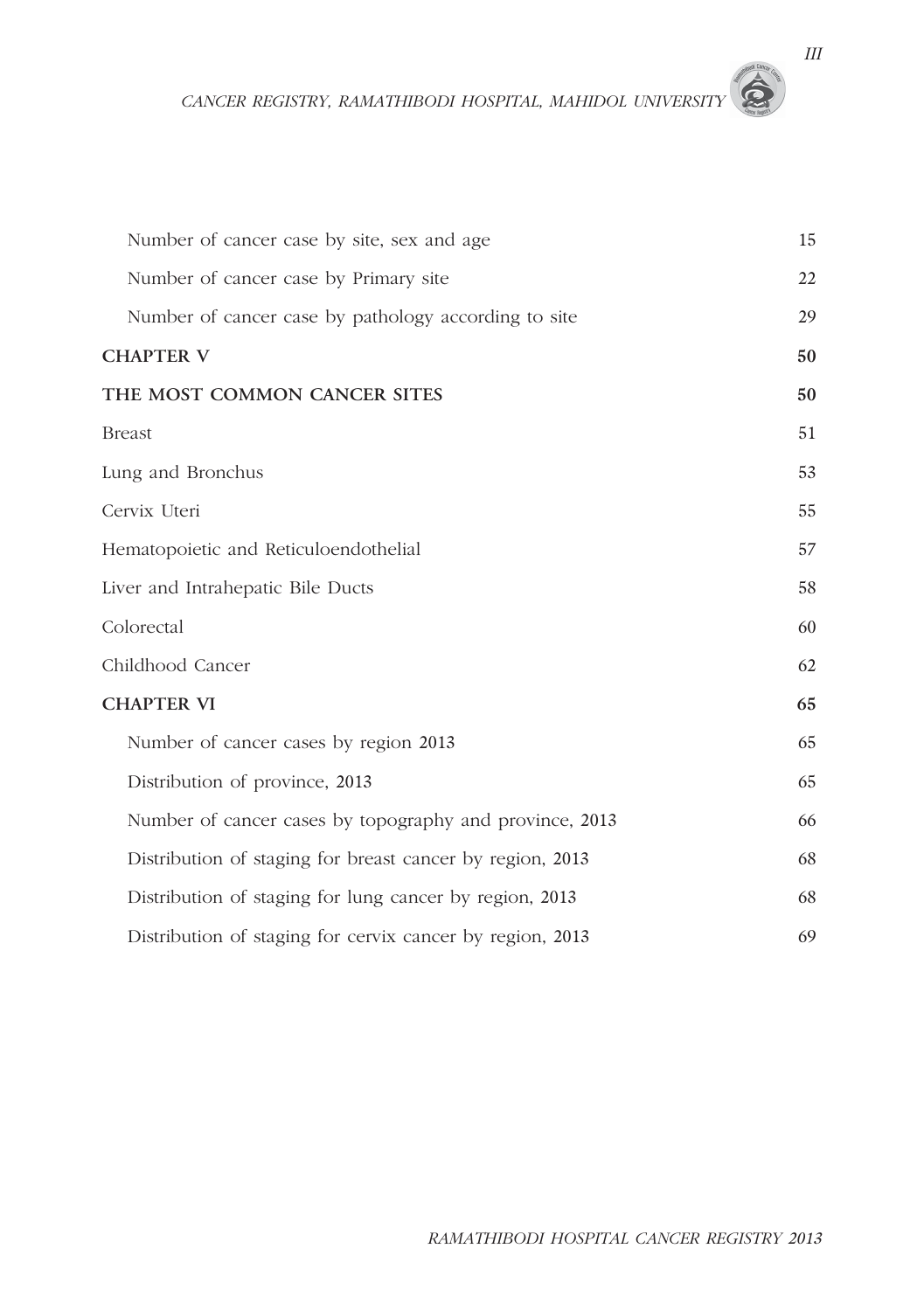| | |
|---|---|
| Number of cancer case by site, sex and age | 15 |
| Number of cancer case by Primary site | 22 |
| Number of cancer case by pathology according to site | 29 |
| **CHAPTER V** | **50** |
| **THE MOST COMMON CANCER SITES** | **50** |
| Breast | 51 |
| Lung and Bronchus | 53 |
| Cervix Uteri | 55 |
| Hematopoietic and Reticuloendothelial | 57 |
| Liver and Intrahepatic Bile Ducts | 58 |
| Colorectal | 60 |
| Childhood Cancer | 62 |
| **CHAPTER VI** | **65** |
| Number of cancer cases by region 2013 | 65 |
| Distribution of province, 2013 | 65 |
| Number of cancer cases by topography and province, 2013 | 66 |
| Distribution of staging for breast cancer by region, 2013 | 68 |
| Distribution of staging for lung cancer by region, 2013 | 68 |
| Distribution of staging for cervix cancer by region, 2013 | 69 |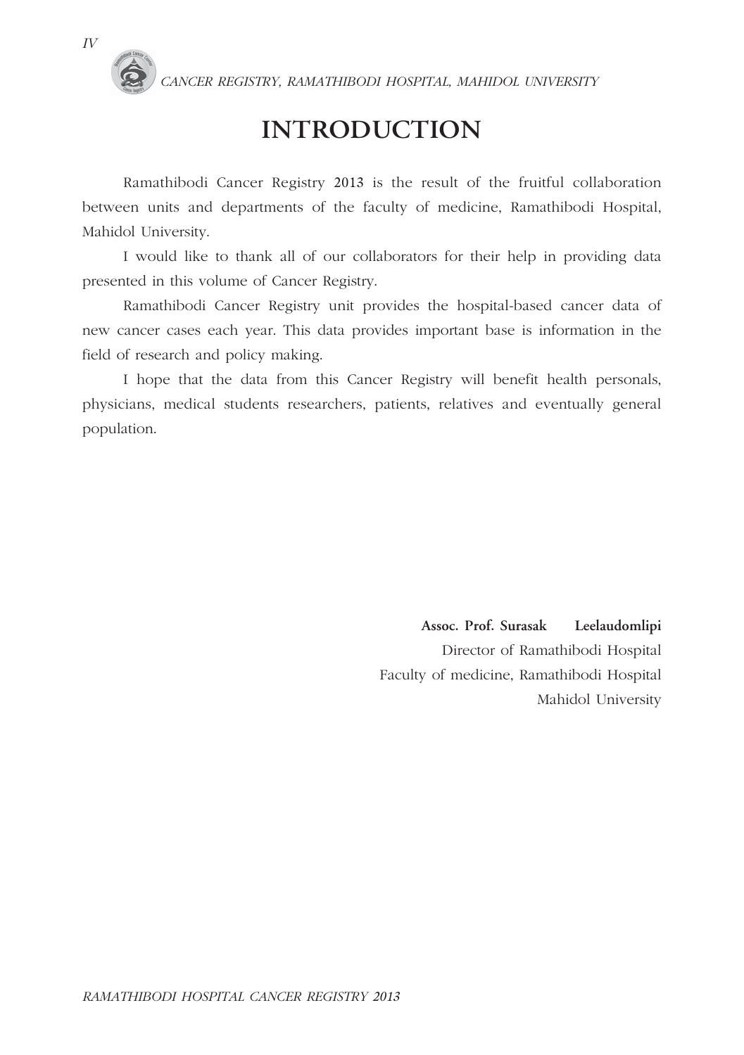# INTRODUCTION

Ramathibodi Cancer Registry 2013 is the result of the fruitful collaboration between units and departments of the faculty of medicine, Ramathibodi Hospital, Mahidol University.

I would like to thank all of our collaborators for their help in providing data presented in this volume of Cancer Registry.

Ramathibodi Cancer Registry unit provides the hospital-based cancer data of new cancer cases each year. This data provides important base is information in the field of research and policy making.

I hope that the data from this Cancer Registry will benefit health personals, physicians, medical students researchers, patients, relatives and eventually general population.

**Assoc. Prof. Surasak Leelaudomlipi**
Director of Ramathibodi Hospital
Faculty of medicine, Ramathibodi Hospital
Mahidol University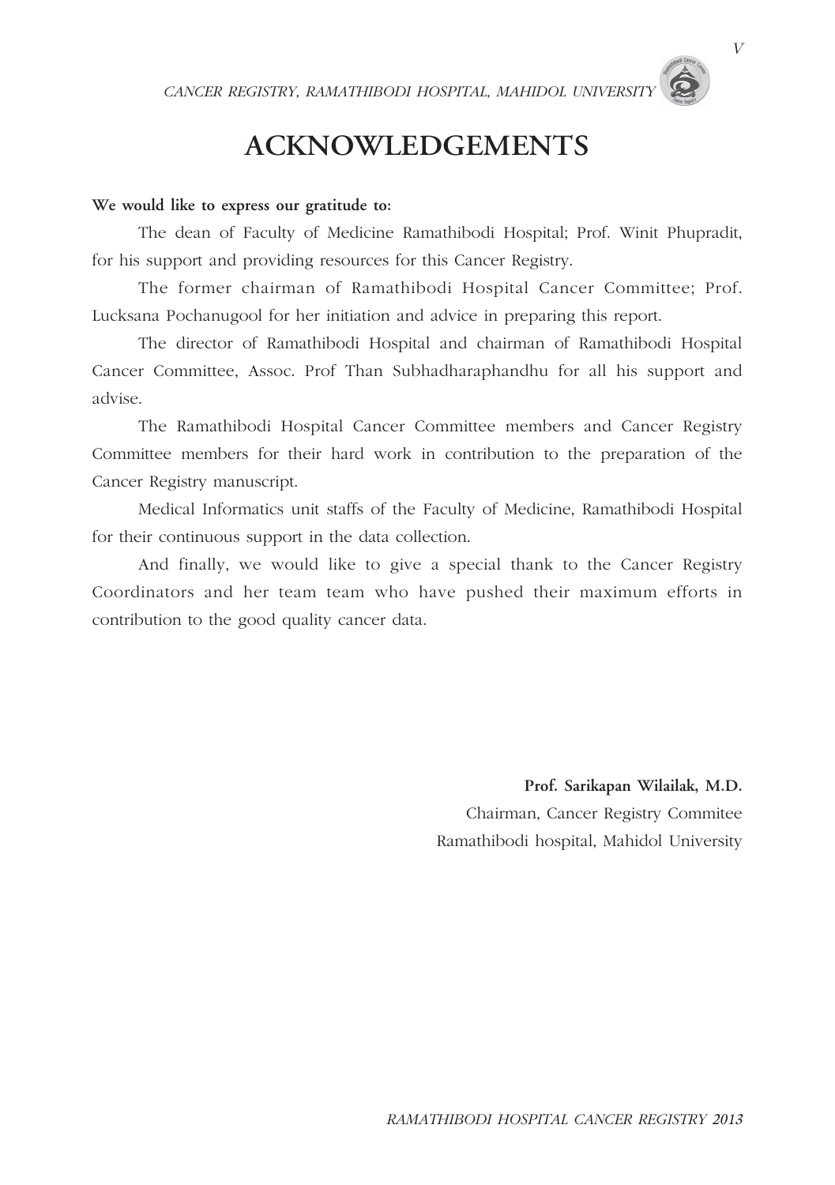# ACKNOWLEDGEMENTS

**We would like to express our gratitude to:**

The dean of Faculty of Medicine Ramathibodi Hospital; Prof. Winit Phupradit, for his support and providing resources for this Cancer Registry.

The former chairman of Ramathibodi Hospital Cancer Committee; Prof. Lucksana Pochanugool for her initiation and advice in preparing this report.

The director of Ramathibodi Hospital and chairman of Ramathibodi Hospital Cancer Committee, Assoc. Prof Than Subhadharaphandhu for all his support and advise.

The Ramathibodi Hospital Cancer Committee members and Cancer Registry Committee members for their hard work in contribution to the preparation of the Cancer Registry manuscript.

Medical Informatics unit staffs of the Faculty of Medicine, Ramathibodi Hospital for their continuous support in the data collection.

And finally, we would like to give a special thank to the Cancer Registry Coordinators and her team team who have pushed their maximum efforts in contribution to the good quality cancer data.

**Prof. Sarikapan Wilailak, M.D.**
Chairman, Cancer Registry Commitee
Ramathibodi hospital, Mahidol University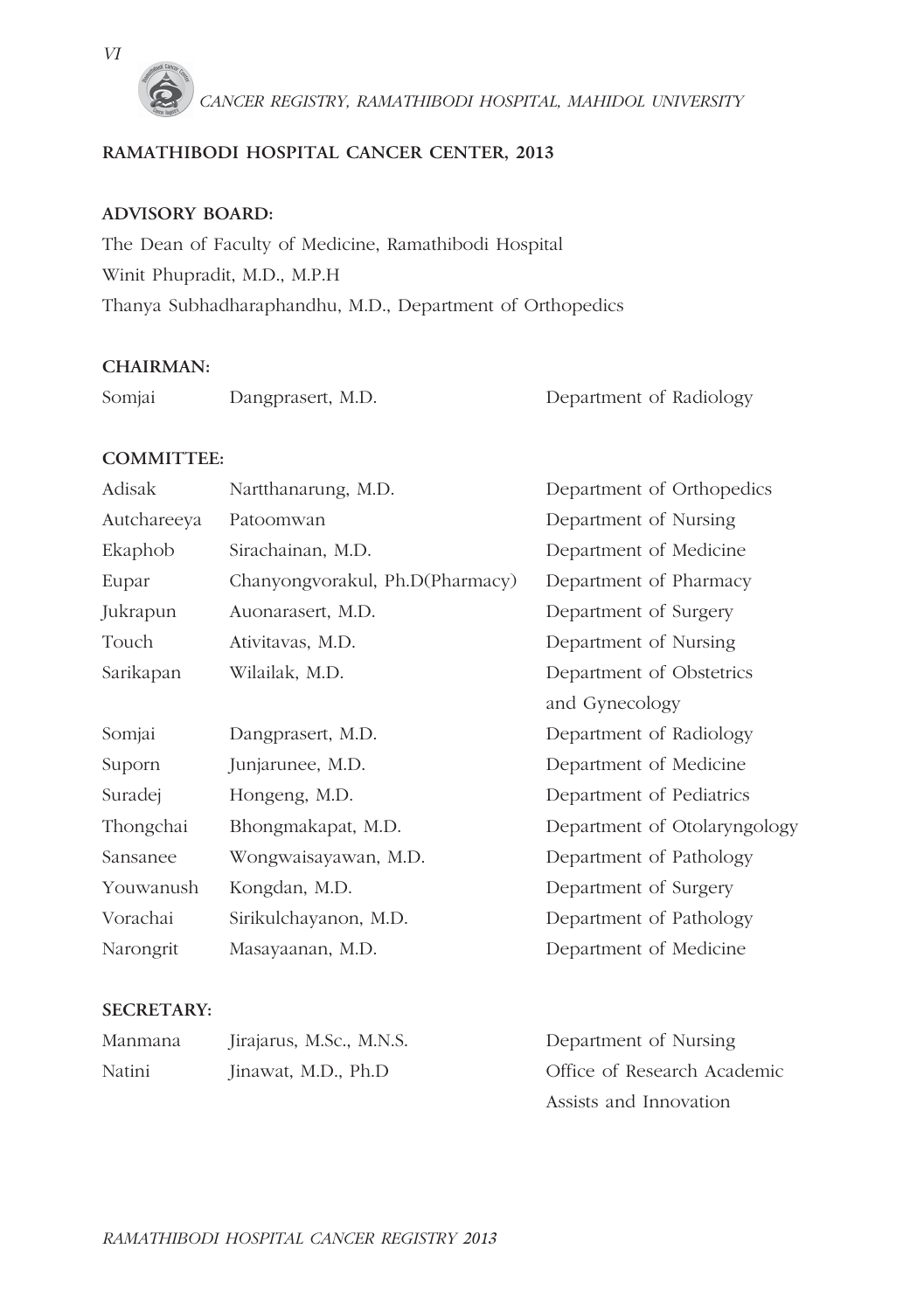## RAMATHIBODI HOSPITAL CANCER CENTER, 2013

### ADVISORY BOARD:

The Dean of Faculty of Medicine, Ramathibodi Hospital
Winit Phupradit, M.D., M.P.H
Thanya Subhadharaphandhu, M.D., Department of Orthopedics

### CHAIRMAN:

| | | |
|---|---|---|
| Somjai | Dangprasert, M.D. | Department of Radiology |

### COMMITTEE:

| | | |
|---|---|---|
| Adisak | Nartthanarung, M.D. | Department of Orthopedics |
| Autchareeya | Patoomwan | Department of Nursing |
| Ekaphob | Sirachainan, M.D. | Department of Medicine |
| Eupar | Chanyongvorakul, Ph.D(Pharmacy) | Department of Pharmacy |
| Jukrapun | Auonarasert, M.D. | Department of Surgery |
| Touch | Ativitavas, M.D. | Department of Nursing |
| Sarikapan | Wilailak, M.D. | Department of Obstetrics and Gynecology |
| Somjai | Dangprasert, M.D. | Department of Radiology |
| Suporn | Junjarunee, M.D. | Department of Medicine |
| Suradej | Hongeng, M.D. | Department of Pediatrics |
| Thongchai | Bhongmakapat, M.D. | Department of Otolaryngology |
| Sansanee | Wongwaisayawan, M.D. | Department of Pathology |
| Youwanush | Kongdan, M.D. | Department of Surgery |
| Vorachai | Sirikulchayanon, M.D. | Department of Pathology |
| Narongrit | Masayaanan, M.D. | Department of Medicine |

### SECRETARY:

| | | |
|---|---|---|
| Manmana | Jirajarus, M.Sc., M.N.S. | Department of Nursing |
| Natini | Jinawat, M.D., Ph.D | Office of Research Academic Assists and Innovation |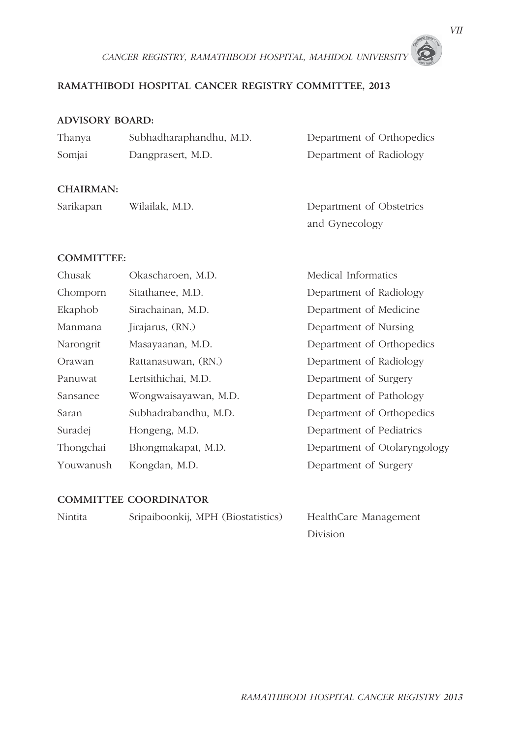## RAMATHIBODI HOSPITAL CANCER REGISTRY COMMITTEE, 2013

### ADVISORY BOARD:

| | | |
|---|---|---|
| Thanya | Subhadharaphandhu, M.D. | Department of Orthopedics |
| Somjai | Dangprasert, M.D. | Department of Radiology |

### CHAIRMAN:

| | | |
|---|---|---|
| Sarikapan | Wilailak, M.D. | Department of Obstetrics and Gynecology |

### COMMITTEE:

| | | |
|---|---|---|
| Chusak | Okascharoen, M.D. | Medical Informatics |
| Chomporn | Sitathanee, M.D. | Department of Radiology |
| Ekaphob | Sirachainan, M.D. | Department of Medicine |
| Manmana | Jirajarus, (RN.) | Department of Nursing |
| Narongrit | Masayaanan, M.D. | Department of Orthopedics |
| Orawan | Rattanasuwan, (RN.) | Department of Radiology |
| Panuwat | Lertsithichai, M.D. | Department of Surgery |
| Sansanee | Wongwaisayawan, M.D. | Department of Pathology |
| Saran | Subhadrabandhu, M.D. | Department of Orthopedics |
| Suradej | Hongeng, M.D. | Department of Pediatrics |
| Thongchai | Bhongmakapat, M.D. | Department of Otolaryngology |
| Youwanush | Kongdan, M.D. | Department of Surgery |

### COMMITTEE COORDINATOR

| | | |
|---|---|---|
| Nintita | Sripaiboonkij, MPH (Biostatistics) | HealthCare Management Division |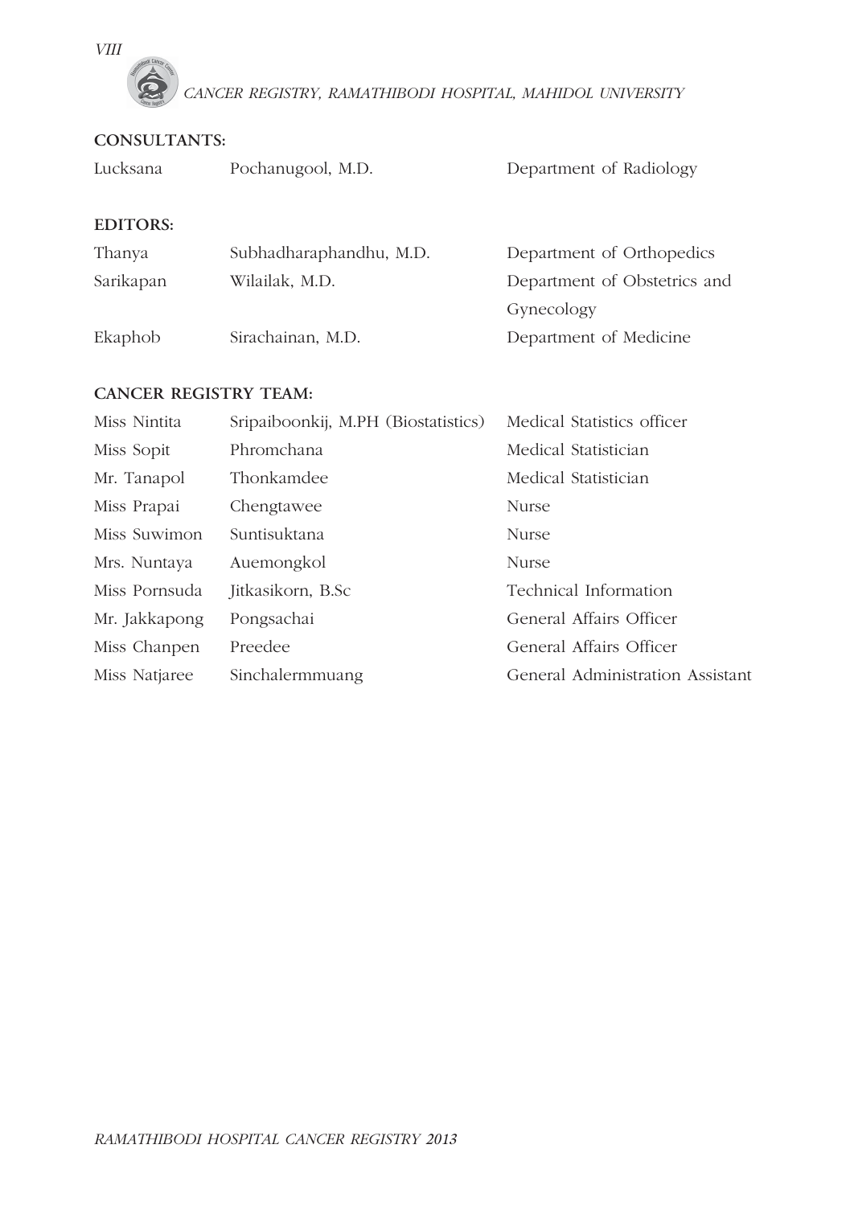## CONSULTANTS:

| | | |
|---|---|---|
| Lucksana | Pochanugool, M.D. | Department of Radiology |

## EDITORS:

| | | |
|---|---|---|
| Thanya | Subhadharaphandhu, M.D. | Department of Orthopedics |
| Sarikapan | Wilailak, M.D. | Department of Obstetrics and Gynecology |
| Ekaphob | Sirachainan, M.D. | Department of Medicine |

## CANCER REGISTRY TEAM:

| | | |
|---|---|---|
| Miss Nintita | Sripaiboonkij, M.PH (Biostatistics) | Medical Statistics officer |
| Miss Sopit | Phromchana | Medical Statistician |
| Mr. Tanapol | Thonkamdee | Medical Statistician |
| Miss Prapai | Chengtawee | Nurse |
| Miss Suwimon | Suntisuktana | Nurse |
| Mrs. Nuntaya | Auemongkol | Nurse |
| Miss Pornsuda | Jitkasikorn, B.Sc | Technical Information |
| Mr. Jakkapong | Pongsachai | General Affairs Officer |
| Miss Chanpen | Preedee | General Affairs Officer |
| Miss Natjaree | Sinchalermmuang | General Administration Assistant |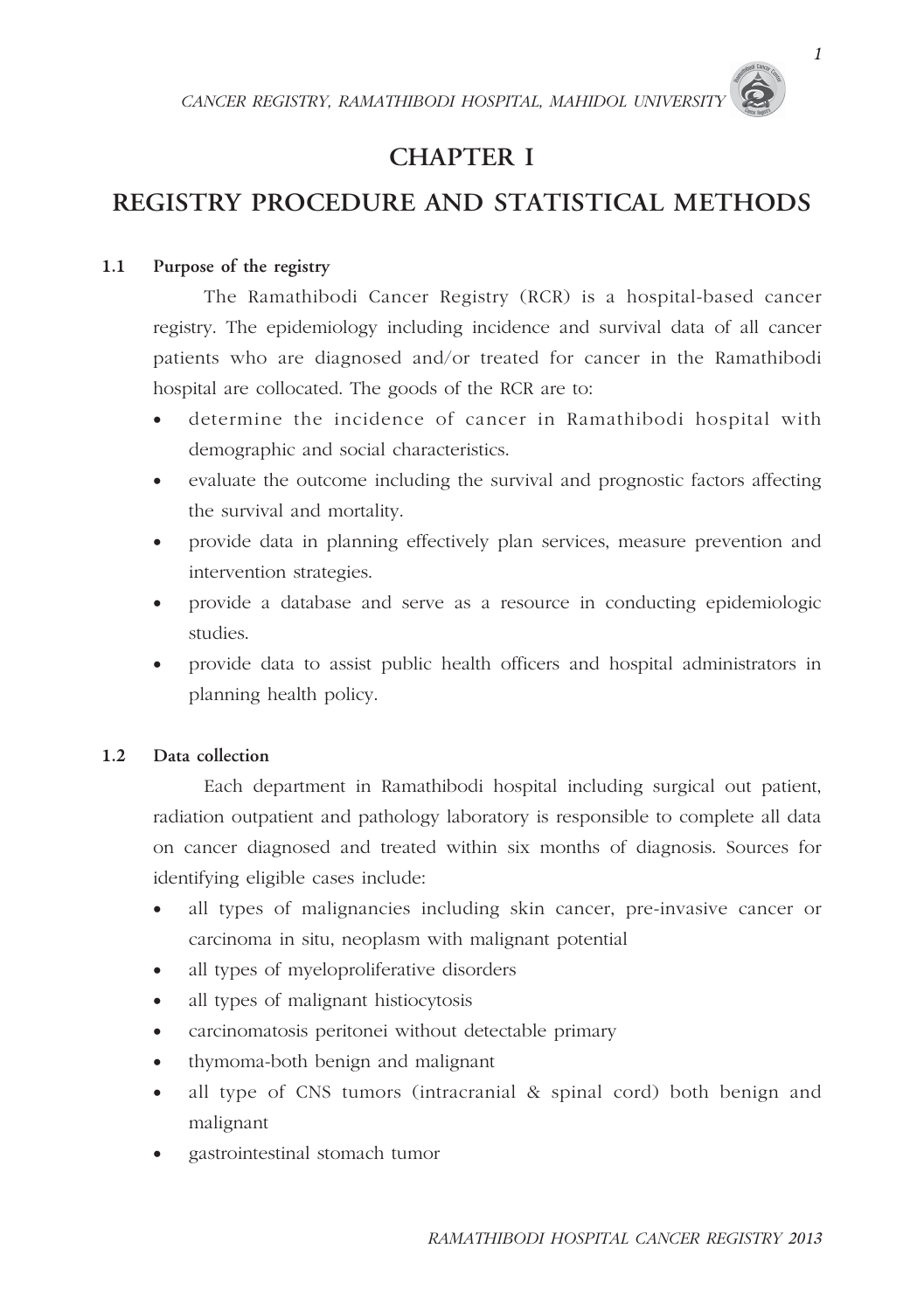# CHAPTER I

# REGISTRY PROCEDURE AND STATISTICAL METHODS

## 1.1 Purpose of the registry

The Ramathibodi Cancer Registry (RCR) is a hospital-based cancer registry. The epidemiology including incidence and survival data of all cancer patients who are diagnosed and/or treated for cancer in the Ramathibodi hospital are collocated. The goods of the RCR are to:

- determine the incidence of cancer in Ramathibodi hospital with demographic and social characteristics.
- evaluate the outcome including the survival and prognostic factors affecting the survival and mortality.
- provide data in planning effectively plan services, measure prevention and intervention strategies.
- provide a database and serve as a resource in conducting epidemiologic studies.
- provide data to assist public health officers and hospital administrators in planning health policy.

## 1.2 Data collection

Each department in Ramathibodi hospital including surgical out patient, radiation outpatient and pathology laboratory is responsible to complete all data on cancer diagnosed and treated within six months of diagnosis. Sources for identifying eligible cases include:

- all types of malignancies including skin cancer, pre-invasive cancer or carcinoma in situ, neoplasm with malignant potential
- all types of myeloproliferative disorders
- all types of malignant histiocytosis
- carcinomatosis peritonei without detectable primary
- thymoma-both benign and malignant
- all type of CNS tumors (intracranial & spinal cord) both benign and malignant
- gastrointestinal stomach tumor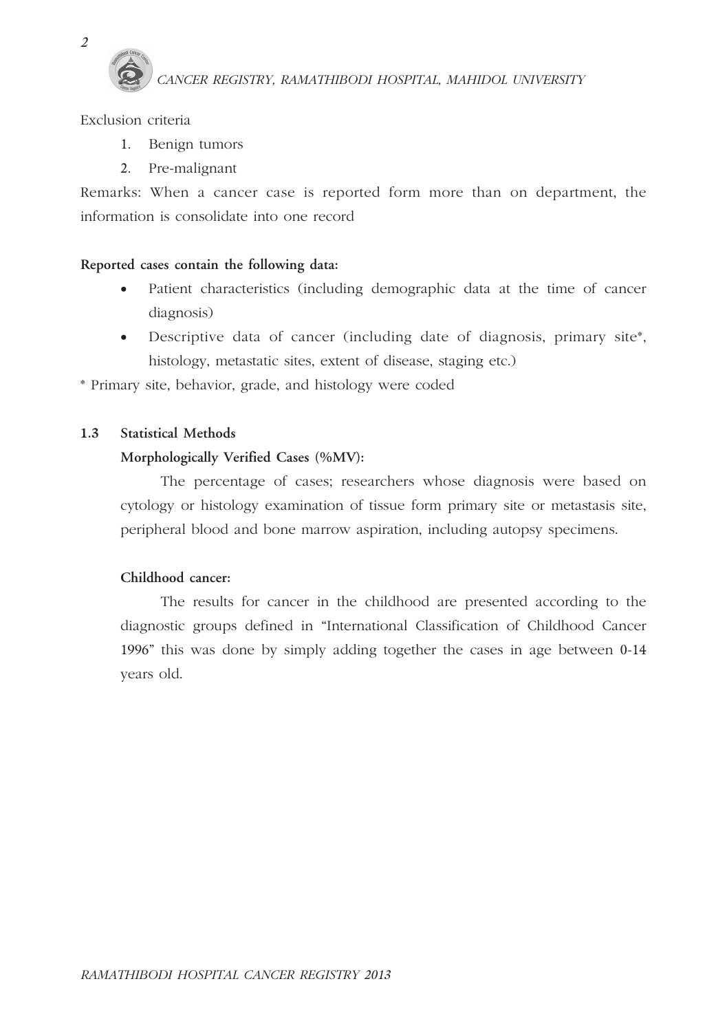Exclusion criteria

1. Benign tumors
2. Pre-malignant

Remarks: When a cancer case is reported form more than on department, the information is consolidate into one record

**Reported cases contain the following data:**

- Patient characteristics (including demographic data at the time of cancer diagnosis)
- Descriptive data of cancer (including date of diagnosis, primary site*, histology, metastatic sites, extent of disease, staging etc.)

* Primary site, behavior, grade, and histology were coded

## 1.3 Statistical Methods

**Morphologically Verified Cases (%MV):**

The percentage of cases; researchers whose diagnosis were based on cytology or histology examination of tissue form primary site or metastasis site, peripheral blood and bone marrow aspiration, including autopsy specimens.

**Childhood cancer:**

The results for cancer in the childhood are presented according to the diagnostic groups defined in "International Classification of Childhood Cancer 1996" this was done by simply adding together the cases in age between 0-14 years old.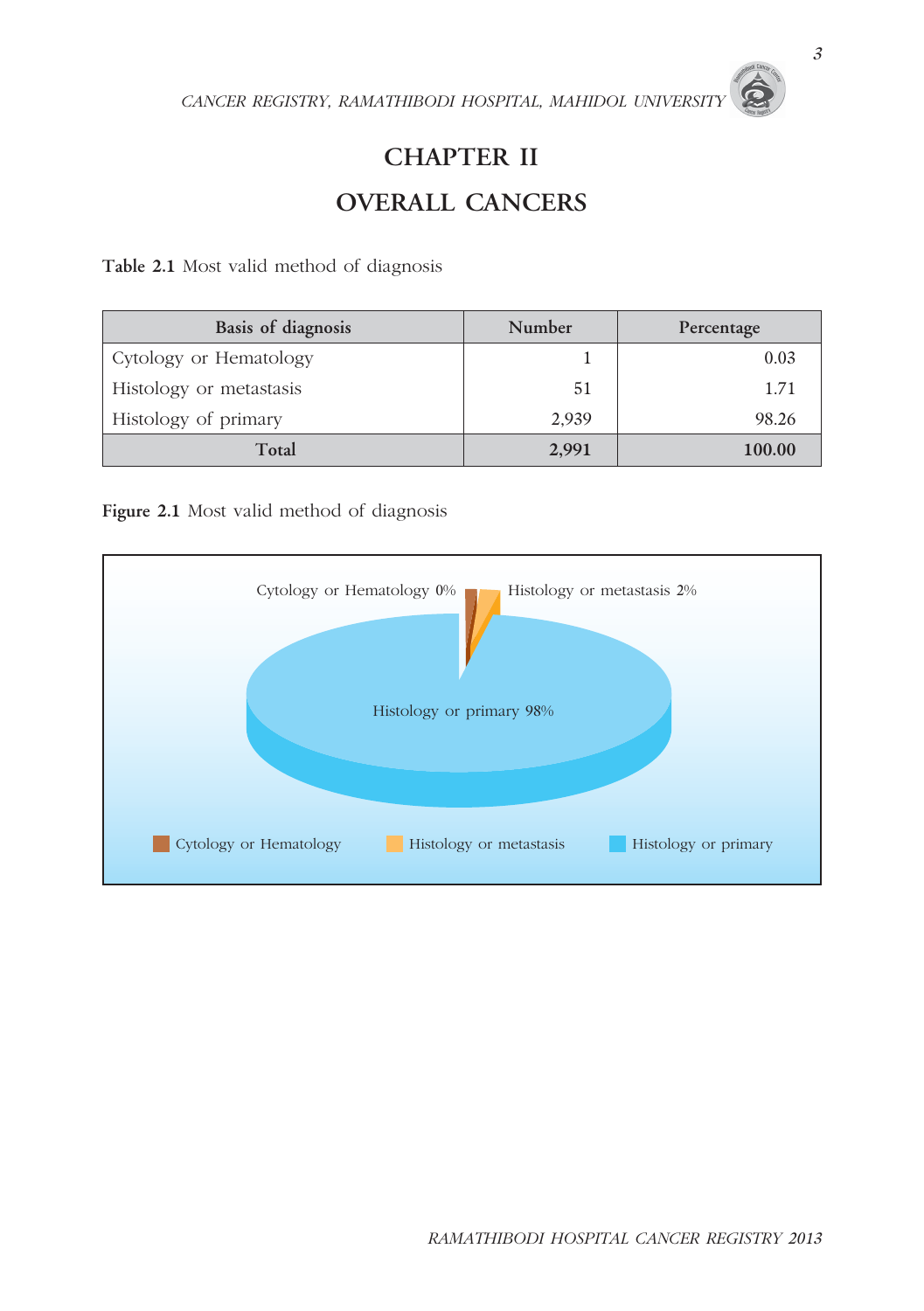# CHAPTER II

# OVERALL CANCERS

**Table 2.1** Most valid method of diagnosis

| Basis of diagnosis | Number | Percentage |
|---|---|---|
| Cytology or Hematology | 1 | 0.03 |
| Histology or metastasis | 51 | 1.71 |
| Histology of primary | 2,939 | 98.26 |
| **Total** | **2,991** | **100.00** |

**Figure 2.1** Most valid method of diagnosis

Cytology or Hematology 0%
Histology or metastasis 2%
Histology or primary 98%

Cytology or Hematology | Histology or metastasis | Histology or primary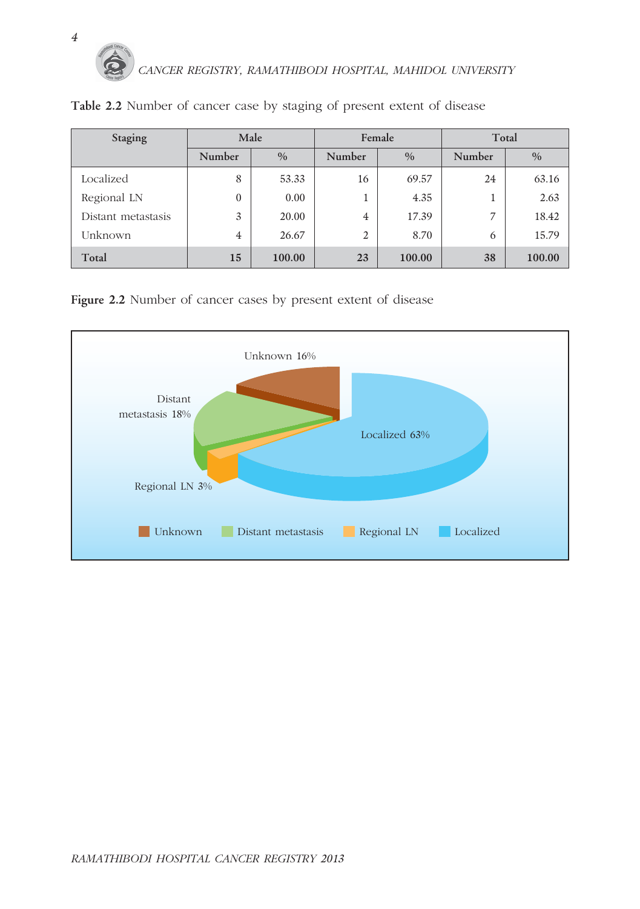**Table 2.2** Number of cancer case by staging of present extent of disease

| Staging | Male | | Female | | Total | |
|---|---|---|---|---|---|---|
| | Number | % | Number | % | Number | % |
| Localized | 8 | 53.33 | 16 | 69.57 | 24 | 63.16 |
| Regional LN | 0 | 0.00 | 1 | 4.35 | 1 | 2.63 |
| Distant metastasis | 3 | 20.00 | 4 | 17.39 | 7 | 18.42 |
| Unknown | 4 | 26.67 | 2 | 8.70 | 6 | 15.79 |
| **Total** | **15** | **100.00** | **23** | **100.00** | **38** | **100.00** |

**Figure 2.2** Number of cancer cases by present extent of disease

Unknown 16%

Distant metastasis 18%

Regional LN 3%

Localized 63%

Unknown | Distant metastasis | Regional LN | Localized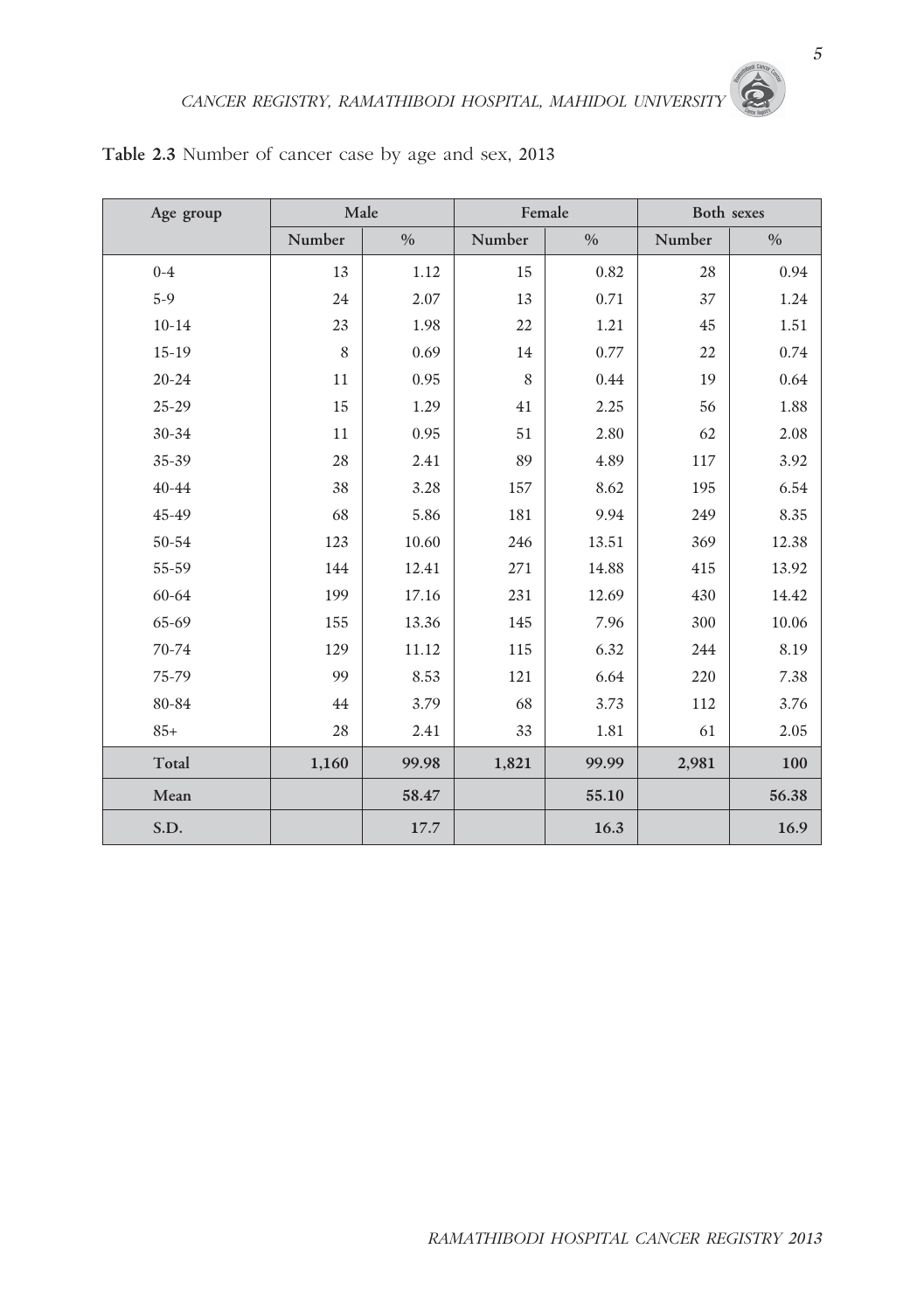**Table 2.3** Number of cancer case by age and sex, 2013

| Age group | Male | | Female | | Both sexes | |
|---|---|---|---|---|---|---|
| | Number | % | Number | % | Number | % |
| 0-4 | 13 | 1.12 | 15 | 0.82 | 28 | 0.94 |
| 5-9 | 24 | 2.07 | 13 | 0.71 | 37 | 1.24 |
| 10-14 | 23 | 1.98 | 22 | 1.21 | 45 | 1.51 |
| 15-19 | 8 | 0.69 | 14 | 0.77 | 22 | 0.74 |
| 20-24 | 11 | 0.95 | 8 | 0.44 | 19 | 0.64 |
| 25-29 | 15 | 1.29 | 41 | 2.25 | 56 | 1.88 |
| 30-34 | 11 | 0.95 | 51 | 2.80 | 62 | 2.08 |
| 35-39 | 28 | 2.41 | 89 | 4.89 | 117 | 3.92 |
| 40-44 | 38 | 3.28 | 157 | 8.62 | 195 | 6.54 |
| 45-49 | 68 | 5.86 | 181 | 9.94 | 249 | 8.35 |
| 50-54 | 123 | 10.60 | 246 | 13.51 | 369 | 12.38 |
| 55-59 | 144 | 12.41 | 271 | 14.88 | 415 | 13.92 |
| 60-64 | 199 | 17.16 | 231 | 12.69 | 430 | 14.42 |
| 65-69 | 155 | 13.36 | 145 | 7.96 | 300 | 10.06 |
| 70-74 | 129 | 11.12 | 115 | 6.32 | 244 | 8.19 |
| 75-79 | 99 | 8.53 | 121 | 6.64 | 220 | 7.38 |
| 80-84 | 44 | 3.79 | 68 | 3.73 | 112 | 3.76 |
| 85+ | 28 | 2.41 | 33 | 1.81 | 61 | 2.05 |
| **Total** | **1,160** | **99.98** | **1,821** | **99.99** | **2,981** | **100** |
| **Mean** | | **58.47** | | **55.10** | | **56.38** |
| **S.D.** | | **17.7** | | **16.3** | | **16.9** |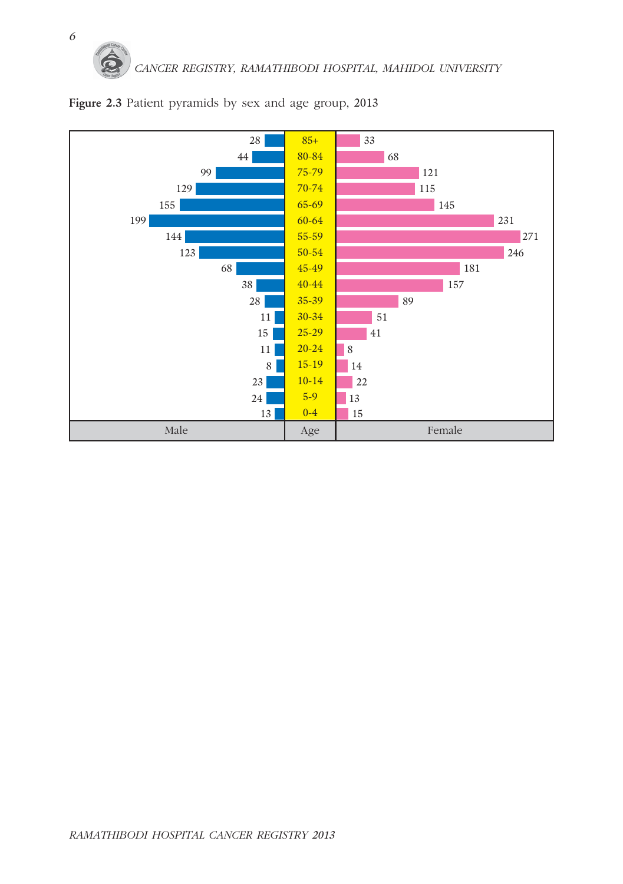**Figure 2.3** Patient pyramids by sex and age group, 2013

| Male | Age | Female |
|---|---|---|
| 28 | 85+ | 33 |
| 44 | 80-84 | 68 |
| 99 | 75-79 | 121 |
| 129 | 70-74 | 115 |
| 155 | 65-69 | 145 |
| 199 | 60-64 | 231 |
| 144 | 55-59 | 271 |
| 123 | 50-54 | 246 |
| 68 | 45-49 | 181 |
| 38 | 40-44 | 157 |
| 28 | 35-39 | 89 |
| 11 | 30-34 | 51 |
| 15 | 25-29 | 41 |
| 11 | 20-24 | 8 |
| 8 | 15-19 | 14 |
| 23 | 10-14 | 22 |
| 24 | 5-9 | 13 |
| 13 | 0-4 | 15 |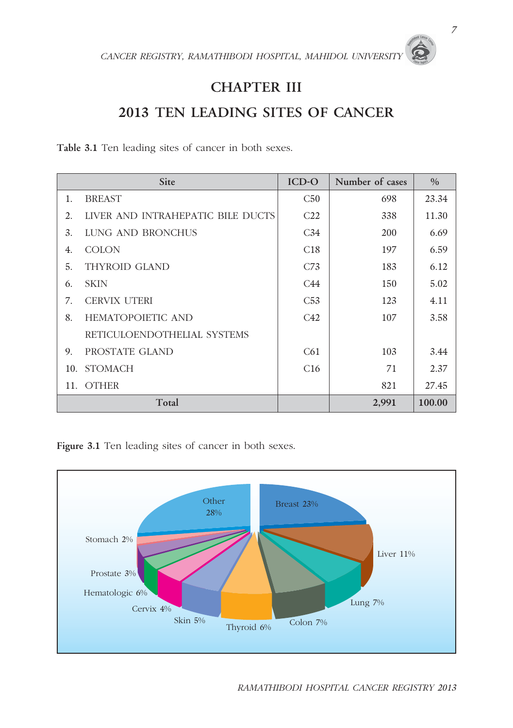# CHAPTER III

# 2013 TEN LEADING SITES OF CANCER

**Table 3.1** Ten leading sites of cancer in both sexes.

| Site | ICD-O | Number of cases | % |
|---|---|---|---|
| 1. BREAST | C50 | 698 | 23.34 |
| 2. LIVER AND INTRAHEPATIC BILE DUCTS | C22 | 338 | 11.30 |
| 3. LUNG AND BRONCHUS | C34 | 200 | 6.69 |
| 4. COLON | C18 | 197 | 6.59 |
| 5. THYROID GLAND | C73 | 183 | 6.12 |
| 6. SKIN | C44 | 150 | 5.02 |
| 7. CERVIX UTERI | C53 | 123 | 4.11 |
| 8. HEMATOPOIETIC AND RETICULOENDOTHELIAL SYSTEMS | C42 | 107 | 3.58 |
| 9. PROSTATE GLAND | C61 | 103 | 3.44 |
| 10. STOMACH | C16 | 71 | 2.37 |
| 11. OTHER | | 821 | 27.45 |
| **Total** | | **2,991** | **100.00** |

**Figure 3.1** Ten leading sites of cancer in both sexes.

Breast 23%, Liver 11%, Lung 7%, Colon 7%, Thyroid 6%, Skin 5%, Cervix 4%, Hematologic 6%, Prostate 3%, Stomach 2%, Other 28%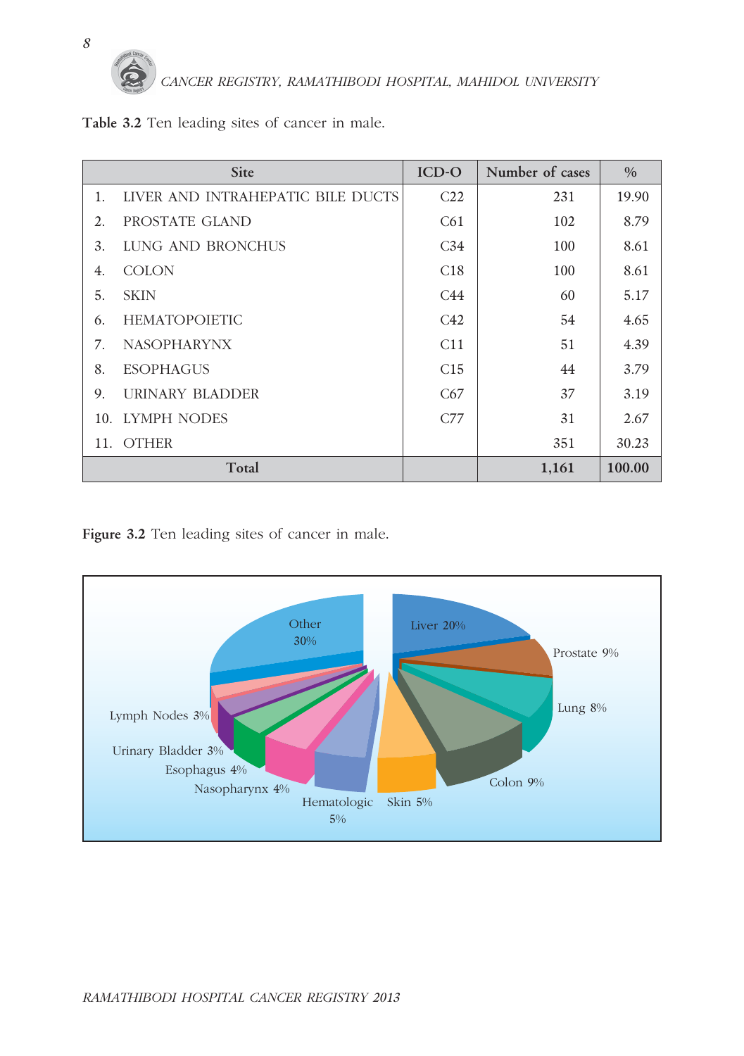**Table 3.2** Ten leading sites of cancer in male.

| Site | ICD-O | Number of cases | % |
|---|---|---|---|
| 1. LIVER AND INTRAHEPATIC BILE DUCTS | C22 | 231 | 19.90 |
| 2. PROSTATE GLAND | C61 | 102 | 8.79 |
| 3. LUNG AND BRONCHUS | C34 | 100 | 8.61 |
| 4. COLON | C18 | 100 | 8.61 |
| 5. SKIN | C44 | 60 | 5.17 |
| 6. HEMATOPOIETIC | C42 | 54 | 4.65 |
| 7. NASOPHARYNX | C11 | 51 | 4.39 |
| 8. ESOPHAGUS | C15 | 44 | 3.79 |
| 9. URINARY BLADDER | C67 | 37 | 3.19 |
| 10. LYMPH NODES | C77 | 31 | 2.67 |
| 11. OTHER | | 351 | 30.23 |
| **Total** | | **1,161** | **100.00** |

**Figure 3.2** Ten leading sites of cancer in male.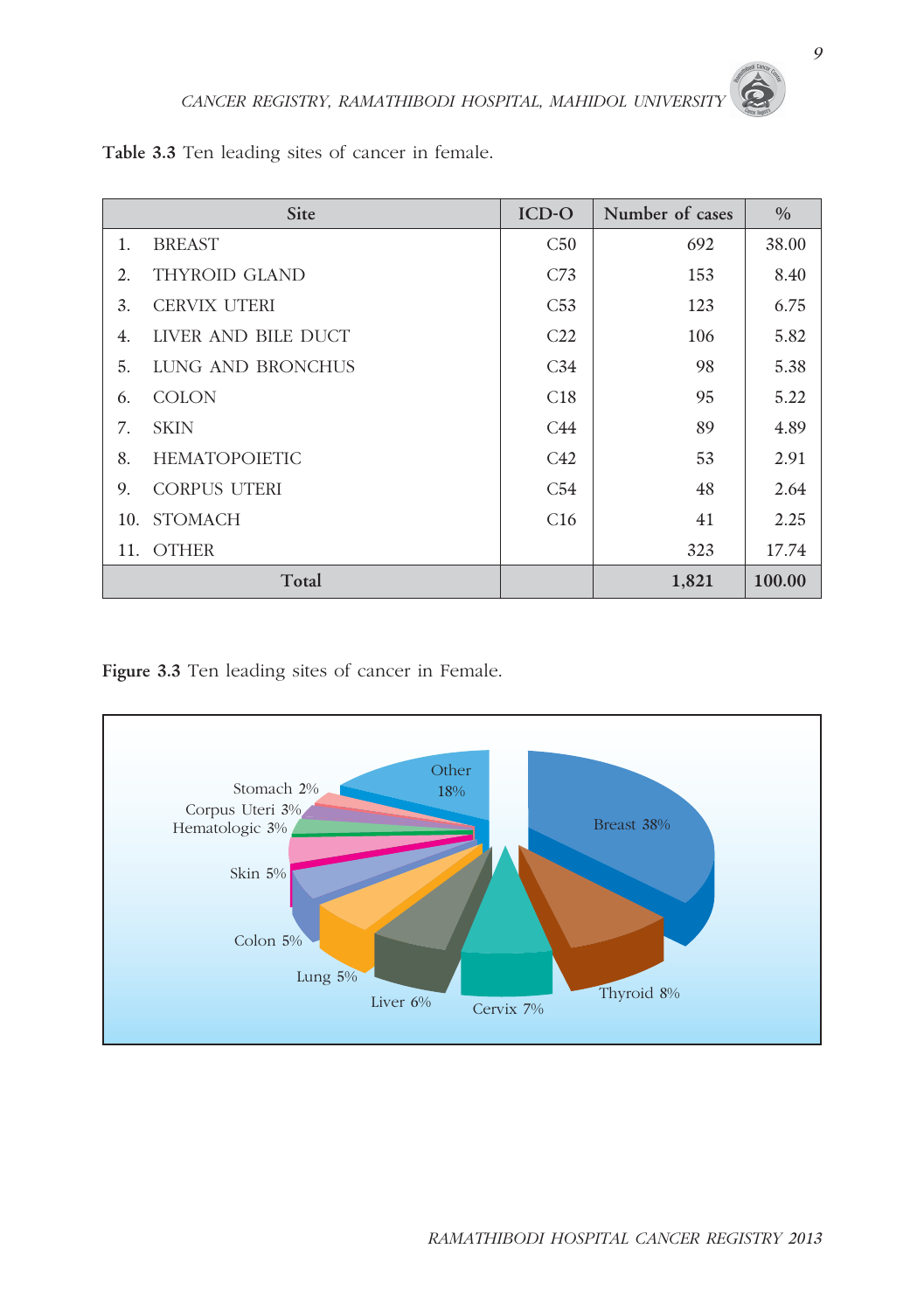**Table 3.3** Ten leading sites of cancer in female.

| Site | ICD-O | Number of cases | % |
|---|---|---|---|
| 1. BREAST | C50 | 692 | 38.00 |
| 2. THYROID GLAND | C73 | 153 | 8.40 |
| 3. CERVIX UTERI | C53 | 123 | 6.75 |
| 4. LIVER AND BILE DUCT | C22 | 106 | 5.82 |
| 5. LUNG AND BRONCHUS | C34 | 98 | 5.38 |
| 6. COLON | C18 | 95 | 5.22 |
| 7. SKIN | C44 | 89 | 4.89 |
| 8. HEMATOPOIETIC | C42 | 53 | 2.91 |
| 9. CORPUS UTERI | C54 | 48 | 2.64 |
| 10. STOMACH | C16 | 41 | 2.25 |
| 11. OTHER | | 323 | 17.74 |
| **Total** | | **1,821** | **100.00** |

**Figure 3.3** Ten leading sites of cancer in Female.

Breast 38%, Thyroid 8%, Cervix 7%, Liver 6%, Lung 5%, Colon 5%, Skin 5%, Hematologic 3%, Corpus Uteri 3%, Stomach 2%, Other 18%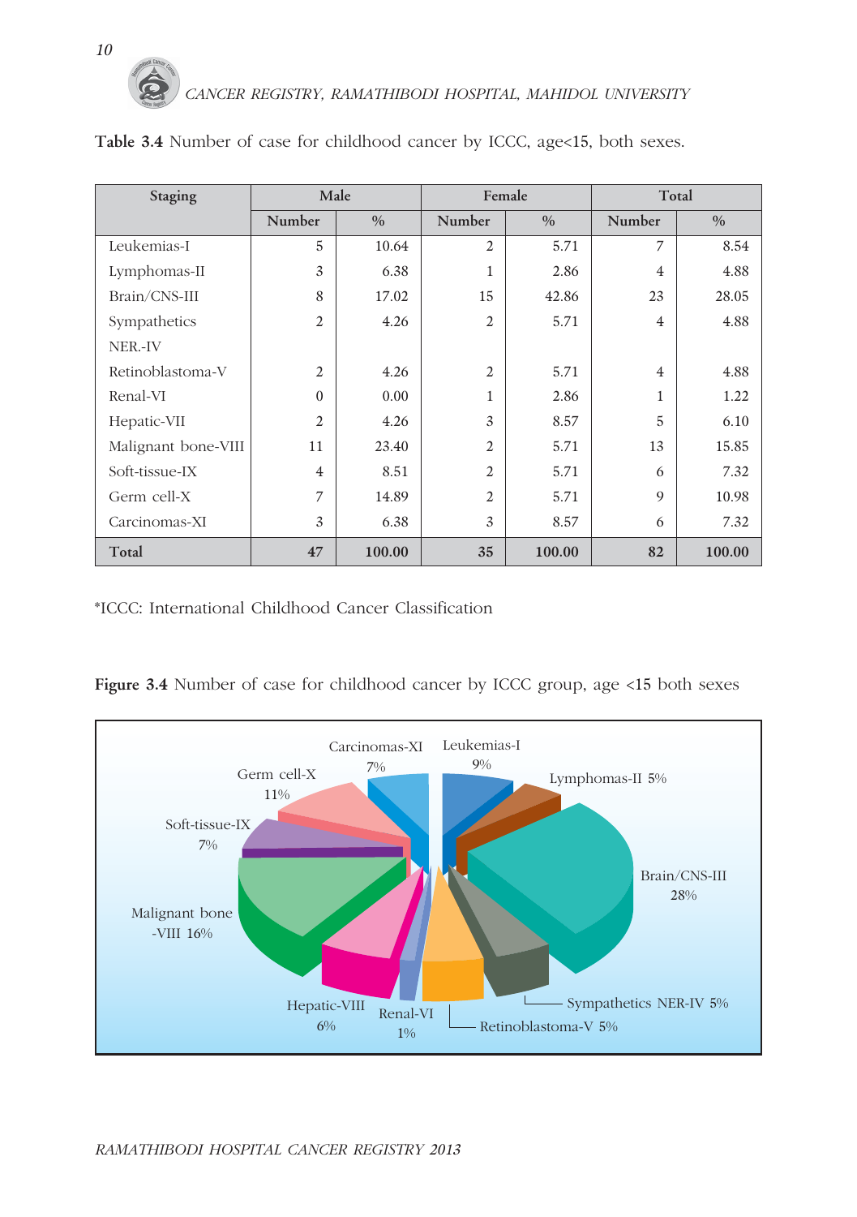**Table 3.4** Number of case for childhood cancer by ICCC, age<15, both sexes.

| Staging | Male | | Female | | Total | |
|---|---|---|---|---|---|---|
| | Number | % | Number | % | Number | % |
| Leukemias-I | 5 | 10.64 | 2 | 5.71 | 7 | 8.54 |
| Lymphomas-II | 3 | 6.38 | 1 | 2.86 | 4 | 4.88 |
| Brain/CNS-III | 8 | 17.02 | 15 | 42.86 | 23 | 28.05 |
| Sympathetics NER.-IV | 2 | 4.26 | 2 | 5.71 | 4 | 4.88 |
| Retinoblastoma-V | 2 | 4.26 | 2 | 5.71 | 4 | 4.88 |
| Renal-VI | 0 | 0.00 | 1 | 2.86 | 1 | 1.22 |
| Hepatic-VII | 2 | 4.26 | 3 | 8.57 | 5 | 6.10 |
| Malignant bone-VIII | 11 | 23.40 | 2 | 5.71 | 13 | 15.85 |
| Soft-tissue-IX | 4 | 8.51 | 2 | 5.71 | 6 | 7.32 |
| Germ cell-X | 7 | 14.89 | 2 | 5.71 | 9 | 10.98 |
| Carcinomas-XI | 3 | 6.38 | 3 | 8.57 | 6 | 7.32 |
| **Total** | **47** | **100.00** | **35** | **100.00** | **82** | **100.00** |

*ICCC: International Childhood Cancer Classification

**Figure 3.4** Number of case for childhood cancer by ICCC group, age <15 both sexes

Leukemias-I 9%, Lymphomas-II 5%, Brain/CNS-III 28%, Sympathetics NER-IV 5%, Retinoblastoma-V 5%, Renal-VI 1%, Hepatic-VIII 6%, Malignant bone -VIII 16%, Soft-tissue-IX 7%, Germ cell-X 11%, Carcinomas-XI 7%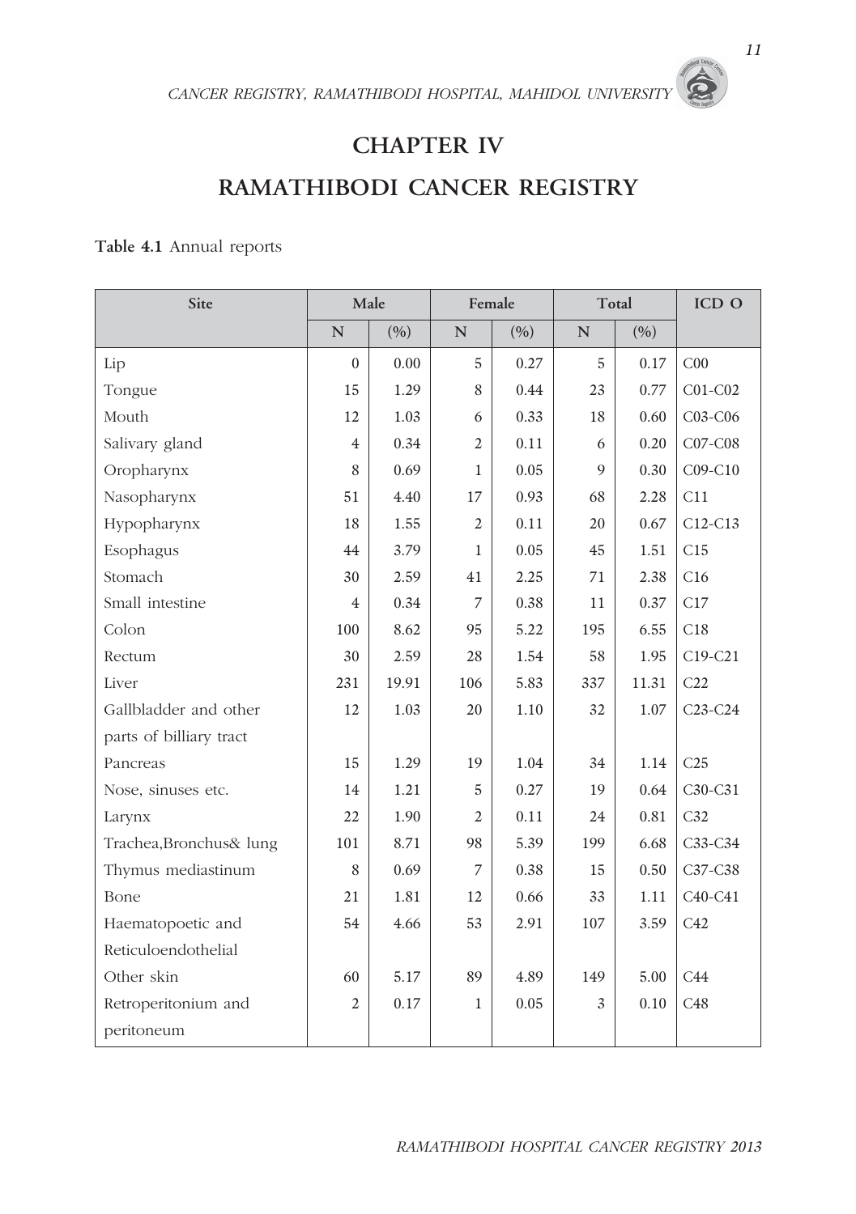# CHAPTER IV

# RAMATHIBODI CANCER REGISTRY

**Table 4.1** Annual reports

| Site | Male | | Female | | Total | | ICD O |
|---|---|---|---|---|---|---|---|
| | N | (%) | N | (%) | N | (%) | |
| Lip | 0 | 0.00 | 5 | 0.27 | 5 | 0.17 | C00 |
| Tongue | 15 | 1.29 | 8 | 0.44 | 23 | 0.77 | C01-C02 |
| Mouth | 12 | 1.03 | 6 | 0.33 | 18 | 0.60 | C03-C06 |
| Salivary gland | 4 | 0.34 | 2 | 0.11 | 6 | 0.20 | C07-C08 |
| Oropharynx | 8 | 0.69 | 1 | 0.05 | 9 | 0.30 | C09-C10 |
| Nasopharynx | 51 | 4.40 | 17 | 0.93 | 68 | 2.28 | C11 |
| Hypopharynx | 18 | 1.55 | 2 | 0.11 | 20 | 0.67 | C12-C13 |
| Esophagus | 44 | 3.79 | 1 | 0.05 | 45 | 1.51 | C15 |
| Stomach | 30 | 2.59 | 41 | 2.25 | 71 | 2.38 | C16 |
| Small intestine | 4 | 0.34 | 7 | 0.38 | 11 | 0.37 | C17 |
| Colon | 100 | 8.62 | 95 | 5.22 | 195 | 6.55 | C18 |
| Rectum | 30 | 2.59 | 28 | 1.54 | 58 | 1.95 | C19-C21 |
| Liver | 231 | 19.91 | 106 | 5.83 | 337 | 11.31 | C22 |
| Gallbladder and other parts of billiary tract | 12 | 1.03 | 20 | 1.10 | 32 | 1.07 | C23-C24 |
| Pancreas | 15 | 1.29 | 19 | 1.04 | 34 | 1.14 | C25 |
| Nose, sinuses etc. | 14 | 1.21 | 5 | 0.27 | 19 | 0.64 | C30-C31 |
| Larynx | 22 | 1.90 | 2 | 0.11 | 24 | 0.81 | C32 |
| Trachea,Bronchus& lung | 101 | 8.71 | 98 | 5.39 | 199 | 6.68 | C33-C34 |
| Thymus mediastinum | 8 | 0.69 | 7 | 0.38 | 15 | 0.50 | C37-C38 |
| Bone | 21 | 1.81 | 12 | 0.66 | 33 | 1.11 | C40-C41 |
| Haematopoetic and Reticuloendothelial | 54 | 4.66 | 53 | 2.91 | 107 | 3.59 | C42 |
| Other skin | 60 | 5.17 | 89 | 4.89 | 149 | 5.00 | C44 |
| Retroperitonium and peritoneum | 2 | 0.17 | 1 | 0.05 | 3 | 0.10 | C48 |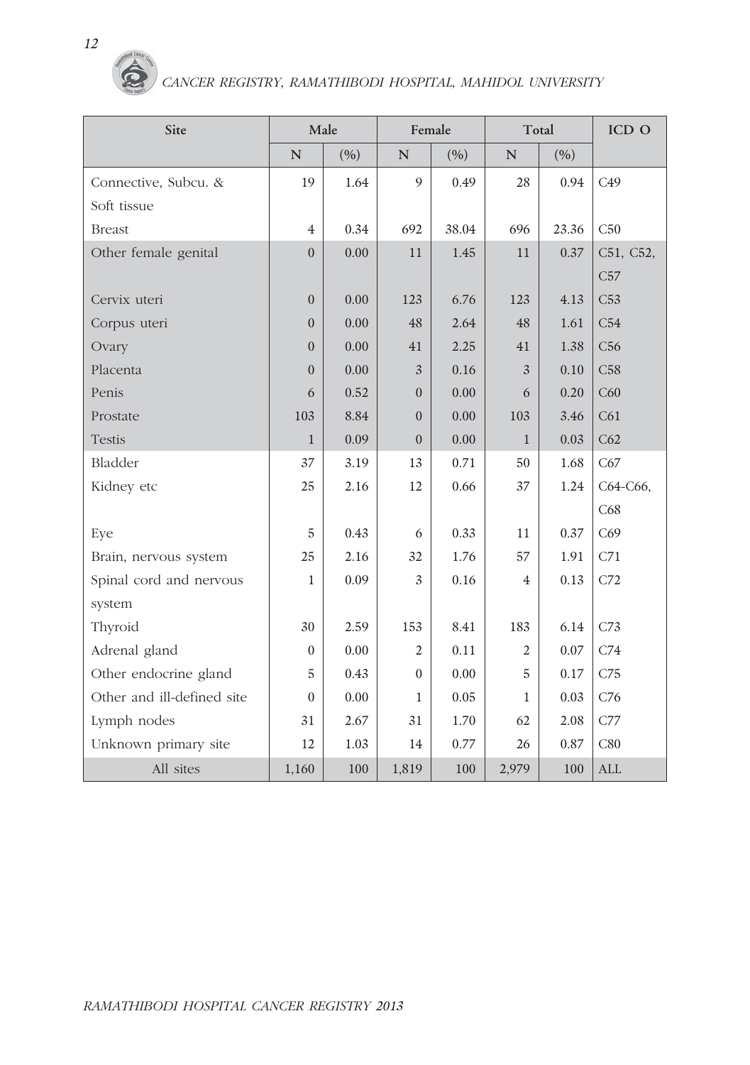| Site | Male | | Female | | Total | | ICD O |
|---|---|---|---|---|---|---|---|
| | N | (%) | N | (%) | N | (%) | |
| Connective, Subcu. & Soft tissue | 19 | 1.64 | 9 | 0.49 | 28 | 0.94 | C49 |
| Breast | 4 | 0.34 | 692 | 38.04 | 696 | 23.36 | C50 |
| Other female genital | 0 | 0.00 | 11 | 1.45 | 11 | 0.37 | C51, C52, C57 |
| Cervix uteri | 0 | 0.00 | 123 | 6.76 | 123 | 4.13 | C53 |
| Corpus uteri | 0 | 0.00 | 48 | 2.64 | 48 | 1.61 | C54 |
| Ovary | 0 | 0.00 | 41 | 2.25 | 41 | 1.38 | C56 |
| Placenta | 0 | 0.00 | 3 | 0.16 | 3 | 0.10 | C58 |
| Penis | 6 | 0.52 | 0 | 0.00 | 6 | 0.20 | C60 |
| Prostate | 103 | 8.84 | 0 | 0.00 | 103 | 3.46 | C61 |
| Testis | 1 | 0.09 | 0 | 0.00 | 1 | 0.03 | C62 |
| Bladder | 37 | 3.19 | 13 | 0.71 | 50 | 1.68 | C67 |
| Kidney etc | 25 | 2.16 | 12 | 0.66 | 37 | 1.24 | C64-C66, C68 |
| Eye | 5 | 0.43 | 6 | 0.33 | 11 | 0.37 | C69 |
| Brain, nervous system | 25 | 2.16 | 32 | 1.76 | 57 | 1.91 | C71 |
| Spinal cord and nervous system | 1 | 0.09 | 3 | 0.16 | 4 | 0.13 | C72 |
| Thyroid | 30 | 2.59 | 153 | 8.41 | 183 | 6.14 | C73 |
| Adrenal gland | 0 | 0.00 | 2 | 0.11 | 2 | 0.07 | C74 |
| Other endocrine gland | 5 | 0.43 | 0 | 0.00 | 5 | 0.17 | C75 |
| Other and ill-defined site | 0 | 0.00 | 1 | 0.05 | 1 | 0.03 | C76 |
| Lymph nodes | 31 | 2.67 | 31 | 1.70 | 62 | 2.08 | C77 |
| Unknown primary site | 12 | 1.03 | 14 | 0.77 | 26 | 0.87 | C80 |
| All sites | 1,160 | 100 | 1,819 | 100 | 2,979 | 100 | ALL |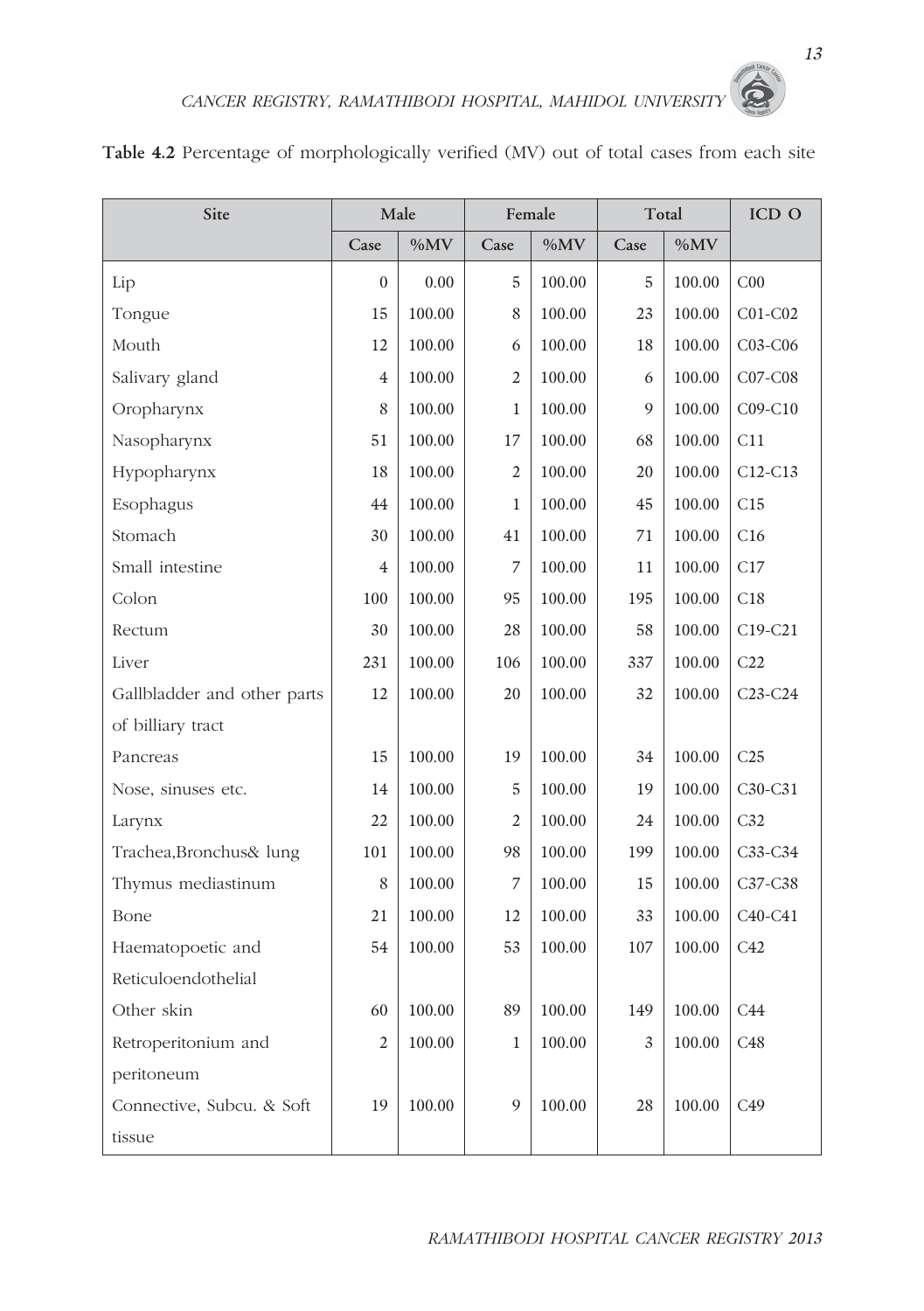**Table 4.2** Percentage of morphologically verified (MV) out of total cases from each site

| Site | Male | | Female | | Total | | ICD O |
|---|---|---|---|---|---|---|---|
| | Case | %MV | Case | %MV | Case | %MV | |
| Lip | 0 | 0.00 | 5 | 100.00 | 5 | 100.00 | C00 |
| Tongue | 15 | 100.00 | 8 | 100.00 | 23 | 100.00 | C01-C02 |
| Mouth | 12 | 100.00 | 6 | 100.00 | 18 | 100.00 | C03-C06 |
| Salivary gland | 4 | 100.00 | 2 | 100.00 | 6 | 100.00 | C07-C08 |
| Oropharynx | 8 | 100.00 | 1 | 100.00 | 9 | 100.00 | C09-C10 |
| Nasopharynx | 51 | 100.00 | 17 | 100.00 | 68 | 100.00 | C11 |
| Hypopharynx | 18 | 100.00 | 2 | 100.00 | 20 | 100.00 | C12-C13 |
| Esophagus | 44 | 100.00 | 1 | 100.00 | 45 | 100.00 | C15 |
| Stomach | 30 | 100.00 | 41 | 100.00 | 71 | 100.00 | C16 |
| Small intestine | 4 | 100.00 | 7 | 100.00 | 11 | 100.00 | C17 |
| Colon | 100 | 100.00 | 95 | 100.00 | 195 | 100.00 | C18 |
| Rectum | 30 | 100.00 | 28 | 100.00 | 58 | 100.00 | C19-C21 |
| Liver | 231 | 100.00 | 106 | 100.00 | 337 | 100.00 | C22 |
| Gallbladder and other parts of billiary tract | 12 | 100.00 | 20 | 100.00 | 32 | 100.00 | C23-C24 |
| Pancreas | 15 | 100.00 | 19 | 100.00 | 34 | 100.00 | C25 |
| Nose, sinuses etc. | 14 | 100.00 | 5 | 100.00 | 19 | 100.00 | C30-C31 |
| Larynx | 22 | 100.00 | 2 | 100.00 | 24 | 100.00 | C32 |
| Trachea,Bronchus& lung | 101 | 100.00 | 98 | 100.00 | 199 | 100.00 | C33-C34 |
| Thymus mediastinum | 8 | 100.00 | 7 | 100.00 | 15 | 100.00 | C37-C38 |
| Bone | 21 | 100.00 | 12 | 100.00 | 33 | 100.00 | C40-C41 |
| Haematopoetic and Reticuloendothelial | 54 | 100.00 | 53 | 100.00 | 107 | 100.00 | C42 |
| Other skin | 60 | 100.00 | 89 | 100.00 | 149 | 100.00 | C44 |
| Retroperitonium and peritoneum | 2 | 100.00 | 1 | 100.00 | 3 | 100.00 | C48 |
| Connective, Subcu. & Soft tissue | 19 | 100.00 | 9 | 100.00 | 28 | 100.00 | C49 |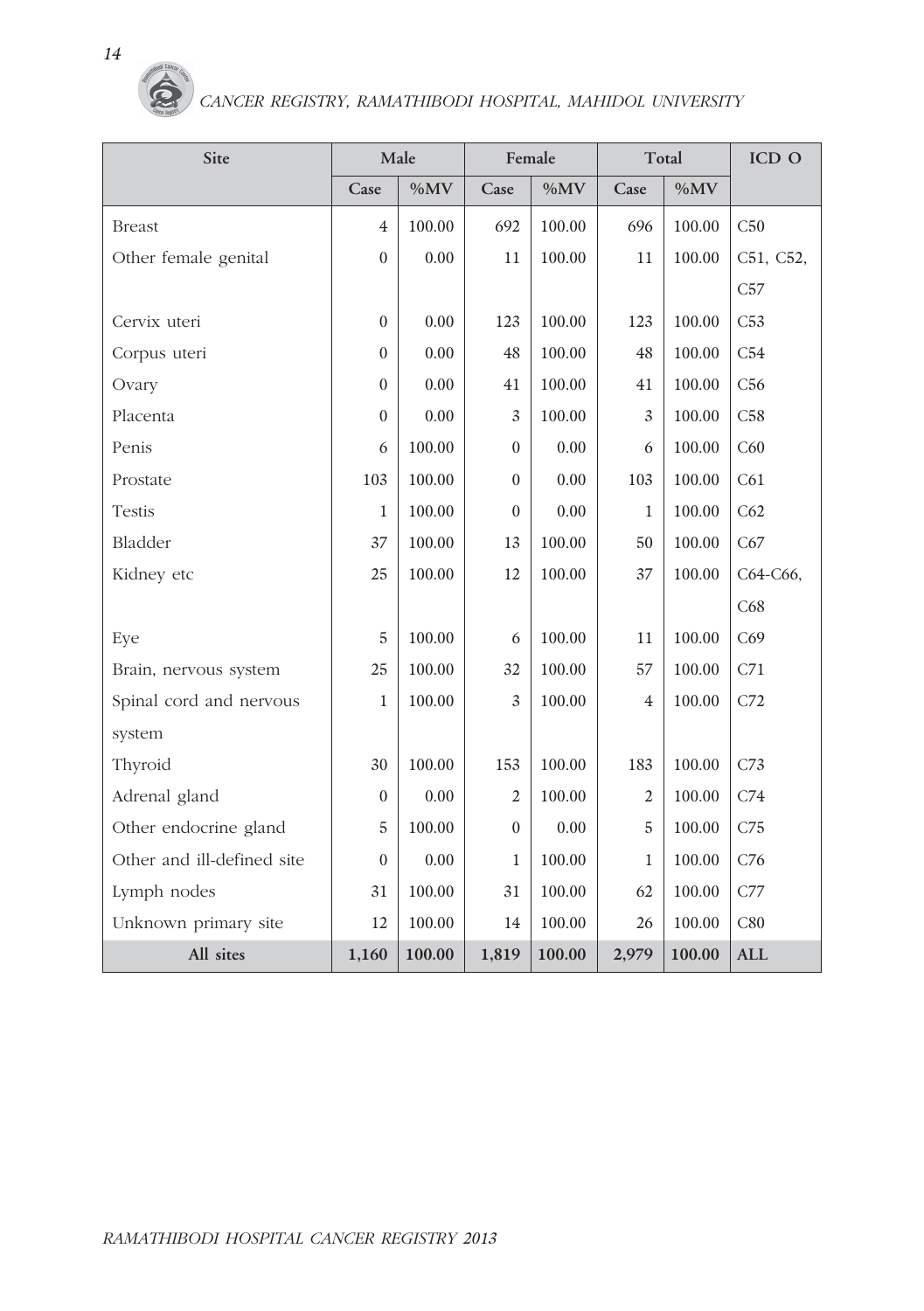| Site | Male | | Female | | Total | | ICD O |
|---|---|---|---|---|---|---|---|
| | Case | %MV | Case | %MV | Case | %MV | |
| Breast | 4 | 100.00 | 692 | 100.00 | 696 | 100.00 | C50 |
| Other female genital | 0 | 0.00 | 11 | 100.00 | 11 | 100.00 | C51, C52, C57 |
| Cervix uteri | 0 | 0.00 | 123 | 100.00 | 123 | 100.00 | C53 |
| Corpus uteri | 0 | 0.00 | 48 | 100.00 | 48 | 100.00 | C54 |
| Ovary | 0 | 0.00 | 41 | 100.00 | 41 | 100.00 | C56 |
| Placenta | 0 | 0.00 | 3 | 100.00 | 3 | 100.00 | C58 |
| Penis | 6 | 100.00 | 0 | 0.00 | 6 | 100.00 | C60 |
| Prostate | 103 | 100.00 | 0 | 0.00 | 103 | 100.00 | C61 |
| Testis | 1 | 100.00 | 0 | 0.00 | 1 | 100.00 | C62 |
| Bladder | 37 | 100.00 | 13 | 100.00 | 50 | 100.00 | C67 |
| Kidney etc | 25 | 100.00 | 12 | 100.00 | 37 | 100.00 | C64-C66, C68 |
| Eye | 5 | 100.00 | 6 | 100.00 | 11 | 100.00 | C69 |
| Brain, nervous system | 25 | 100.00 | 32 | 100.00 | 57 | 100.00 | C71 |
| Spinal cord and nervous system | 1 | 100.00 | 3 | 100.00 | 4 | 100.00 | C72 |
| Thyroid | 30 | 100.00 | 153 | 100.00 | 183 | 100.00 | C73 |
| Adrenal gland | 0 | 0.00 | 2 | 100.00 | 2 | 100.00 | C74 |
| Other endocrine gland | 5 | 100.00 | 0 | 0.00 | 5 | 100.00 | C75 |
| Other and ill-defined site | 0 | 0.00 | 1 | 100.00 | 1 | 100.00 | C76 |
| Lymph nodes | 31 | 100.00 | 31 | 100.00 | 62 | 100.00 | C77 |
| Unknown primary site | 12 | 100.00 | 14 | 100.00 | 26 | 100.00 | C80 |
| **All sites** | **1,160** | **100.00** | **1,819** | **100.00** | **2,979** | **100.00** | **ALL** |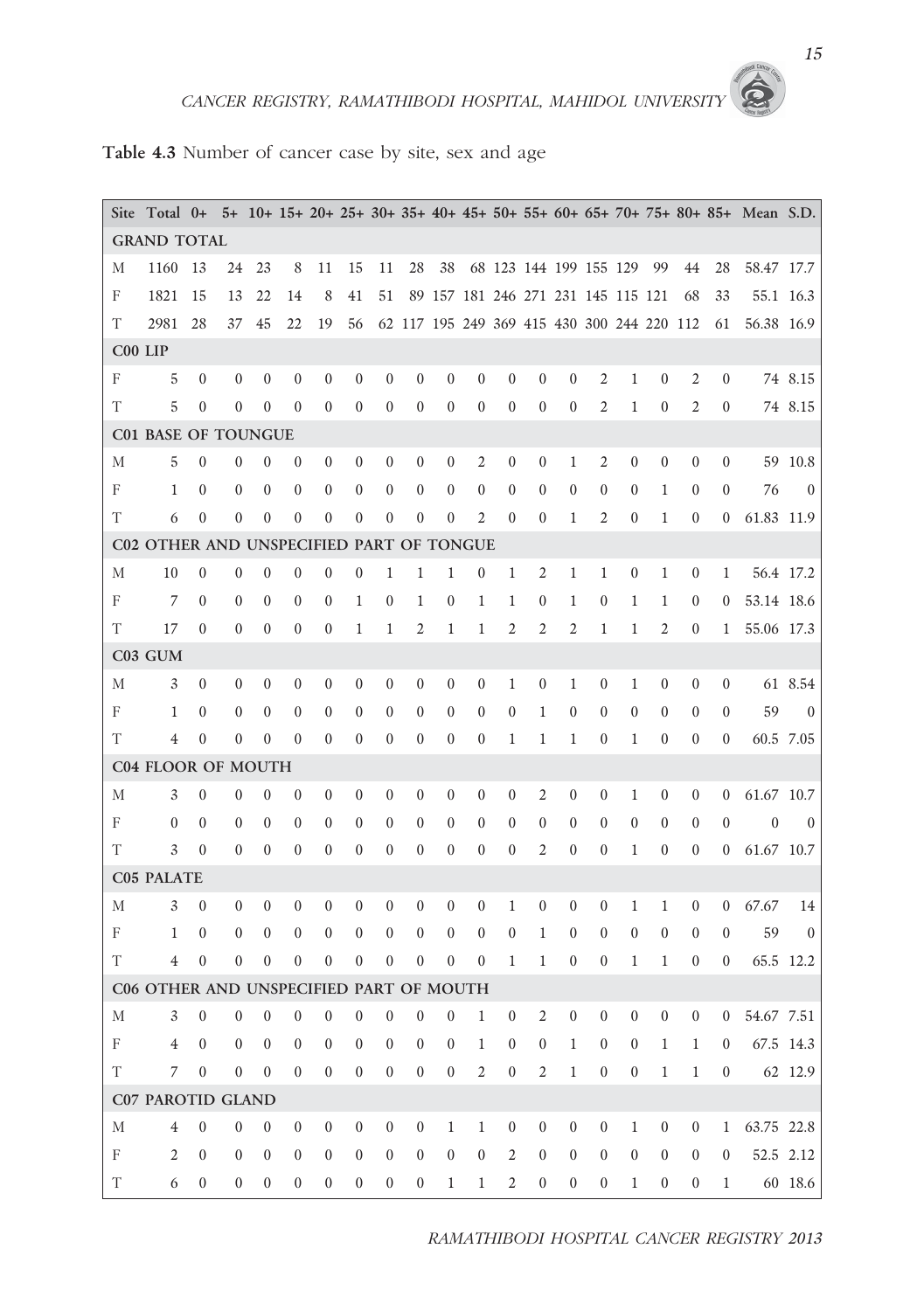**Table 4.3** Number of cancer case by site, sex and age

| Site | Total | 0+ | 5+ | 10+ | 15+ | 20+ | 25+ | 30+ | 35+ | 40+ | 45+ | 50+ | 55+ | 60+ | 65+ | 70+ | 75+ | 80+ | 85+ | Mean | S.D. |
|---|---|---|---|---|---|---|---|---|---|---|---|---|---|---|---|---|---|---|---|---|---|
| **GRAND TOTAL** | | | | | | | | | | | | | | | | | | | | | |
| M | 1160 | 13 | 24 | 23 | 8 | 11 | 15 | 11 | 28 | 38 | 68 | 123 | 144 | 199 | 155 | 129 | 99 | 44 | 28 | 58.47 | 17.7 |
| F | 1821 | 15 | 13 | 22 | 14 | 8 | 41 | 51 | 89 | 157 | 181 | 246 | 271 | 231 | 145 | 115 | 121 | 68 | 33 | 55.1 | 16.3 |
| T | 2981 | 28 | 37 | 45 | 22 | 19 | 56 | 62 | 117 | 195 | 249 | 369 | 415 | 430 | 300 | 244 | 220 | 112 | 61 | 56.38 | 16.9 |
| **C00 LIP** | | | | | | | | | | | | | | | | | | | | | |
| F | 5 | 0 | 0 | 0 | 0 | 0 | 0 | 0 | 0 | 0 | 0 | 0 | 0 | 0 | 2 | 1 | 0 | 2 | 0 | 74 | 8.15 |
| T | 5 | 0 | 0 | 0 | 0 | 0 | 0 | 0 | 0 | 0 | 0 | 0 | 0 | 0 | 2 | 1 | 0 | 2 | 0 | 74 | 8.15 |
| **C01 BASE OF TOUNGUE** | | | | | | | | | | | | | | | | | | | | | |
| M | 5 | 0 | 0 | 0 | 0 | 0 | 0 | 0 | 0 | 0 | 2 | 0 | 0 | 1 | 2 | 0 | 0 | 0 | 0 | 59 | 10.8 |
| F | 1 | 0 | 0 | 0 | 0 | 0 | 0 | 0 | 0 | 0 | 0 | 0 | 0 | 0 | 0 | 0 | 1 | 0 | 0 | 76 | 0 |
| T | 6 | 0 | 0 | 0 | 0 | 0 | 0 | 0 | 0 | 0 | 2 | 0 | 0 | 1 | 2 | 0 | 1 | 0 | 0 | 61.83 | 11.9 |
| **C02 OTHER AND UNSPECIFIED PART OF TONGUE** | | | | | | | | | | | | | | | | | | | | | |
| M | 10 | 0 | 0 | 0 | 0 | 0 | 0 | 1 | 1 | 1 | 0 | 1 | 2 | 1 | 1 | 0 | 1 | 0 | 1 | 56.4 | 17.2 |
| F | 7 | 0 | 0 | 0 | 0 | 0 | 1 | 0 | 1 | 0 | 1 | 1 | 0 | 1 | 0 | 1 | 1 | 0 | 0 | 53.14 | 18.6 |
| T | 17 | 0 | 0 | 0 | 0 | 0 | 1 | 1 | 2 | 1 | 1 | 2 | 2 | 2 | 1 | 1 | 2 | 0 | 1 | 55.06 | 17.3 |
| **C03 GUM** | | | | | | | | | | | | | | | | | | | | | |
| M | 3 | 0 | 0 | 0 | 0 | 0 | 0 | 0 | 0 | 0 | 0 | 1 | 0 | 1 | 0 | 1 | 0 | 0 | 0 | 61 | 8.54 |
| F | 1 | 0 | 0 | 0 | 0 | 0 | 0 | 0 | 0 | 0 | 0 | 0 | 1 | 0 | 0 | 0 | 0 | 0 | 0 | 59 | 0 |
| T | 4 | 0 | 0 | 0 | 0 | 0 | 0 | 0 | 0 | 0 | 0 | 1 | 1 | 1 | 0 | 1 | 0 | 0 | 0 | 60.5 | 7.05 |
| **C04 FLOOR OF MOUTH** | | | | | | | | | | | | | | | | | | | | | |
| M | 3 | 0 | 0 | 0 | 0 | 0 | 0 | 0 | 0 | 0 | 0 | 0 | 2 | 0 | 0 | 1 | 0 | 0 | 0 | 61.67 | 10.7 |
| F | 0 | 0 | 0 | 0 | 0 | 0 | 0 | 0 | 0 | 0 | 0 | 0 | 0 | 0 | 0 | 0 | 0 | 0 | 0 | 0 | 0 |
| T | 3 | 0 | 0 | 0 | 0 | 0 | 0 | 0 | 0 | 0 | 0 | 0 | 2 | 0 | 0 | 1 | 0 | 0 | 0 | 61.67 | 10.7 |
| **C05 PALATE** | | | | | | | | | | | | | | | | | | | | | |
| M | 3 | 0 | 0 | 0 | 0 | 0 | 0 | 0 | 0 | 0 | 0 | 1 | 0 | 0 | 0 | 1 | 1 | 0 | 0 | 67.67 | 14 |
| F | 1 | 0 | 0 | 0 | 0 | 0 | 0 | 0 | 0 | 0 | 0 | 0 | 1 | 0 | 0 | 0 | 0 | 0 | 0 | 59 | 0 |
| T | 4 | 0 | 0 | 0 | 0 | 0 | 0 | 0 | 0 | 0 | 0 | 1 | 1 | 0 | 0 | 1 | 1 | 0 | 0 | 65.5 | 12.2 |
| **C06 OTHER AND UNSPECIFIED PART OF MOUTH** | | | | | | | | | | | | | | | | | | | | | |
| M | 3 | 0 | 0 | 0 | 0 | 0 | 0 | 0 | 0 | 0 | 1 | 0 | 2 | 0 | 0 | 0 | 0 | 0 | 0 | 54.67 | 7.51 |
| F | 4 | 0 | 0 | 0 | 0 | 0 | 0 | 0 | 0 | 0 | 1 | 0 | 0 | 1 | 0 | 0 | 1 | 1 | 0 | 67.5 | 14.3 |
| T | 7 | 0 | 0 | 0 | 0 | 0 | 0 | 0 | 0 | 0 | 2 | 0 | 2 | 1 | 0 | 0 | 1 | 1 | 0 | 62 | 12.9 |
| **C07 PAROTID GLAND** | | | | | | | | | | | | | | | | | | | | | |
| M | 4 | 0 | 0 | 0 | 0 | 0 | 0 | 0 | 0 | 1 | 1 | 0 | 0 | 0 | 0 | 1 | 0 | 0 | 1 | 63.75 | 22.8 |
| F | 2 | 0 | 0 | 0 | 0 | 0 | 0 | 0 | 0 | 0 | 0 | 2 | 0 | 0 | 0 | 0 | 0 | 0 | 0 | 52.5 | 2.12 |
| T | 6 | 0 | 0 | 0 | 0 | 0 | 0 | 0 | 0 | 1 | 1 | 2 | 0 | 0 | 0 | 1 | 0 | 0 | 1 | 60 | 18.6 |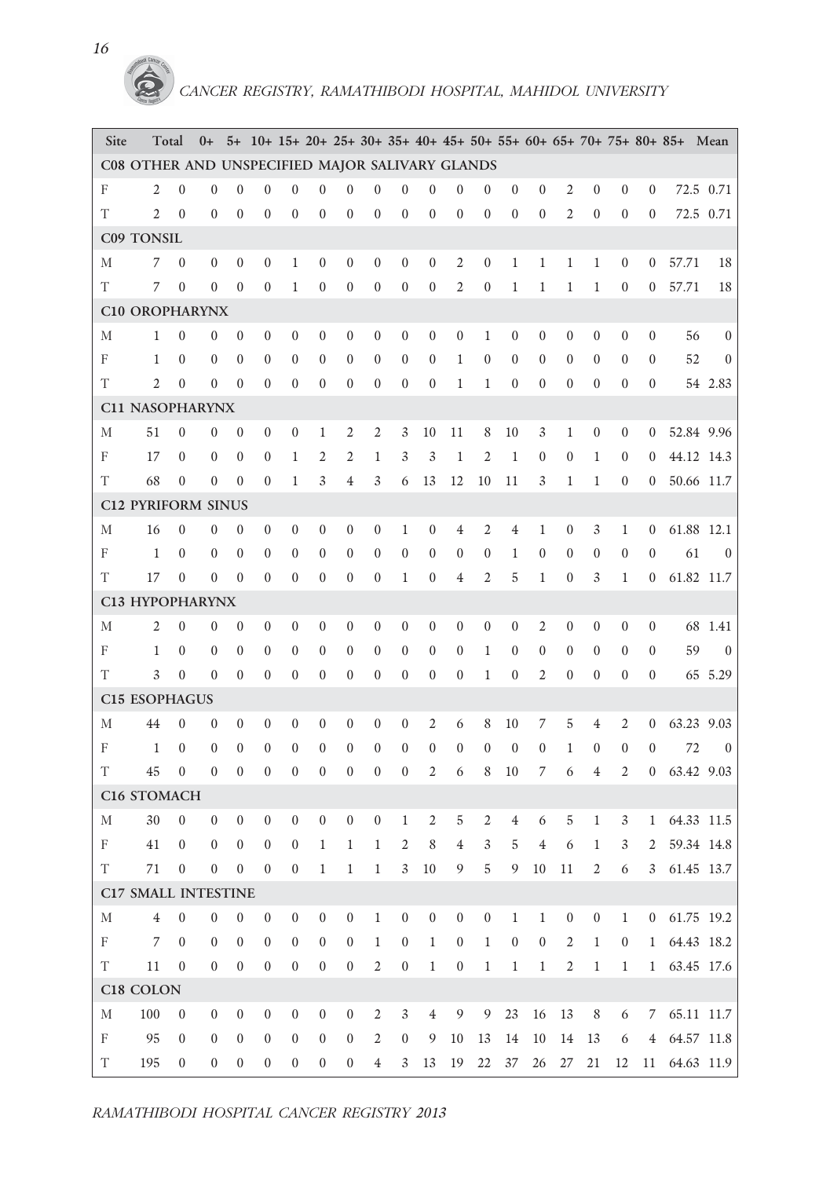| Site | Total | 0+ | 5+ | 10+ | 15+ | 20+ | 25+ | 30+ | 35+ | 40+ | 45+ | 50+ | 55+ | 60+ | 65+ | 70+ | 75+ | 80+ | 85+ | Mean | |
|---|---|---|---|---|---|---|---|---|---|---|---|---|---|---|---|---|---|---|---|---|---|
| **C08 OTHER AND UNSPECIFIED MAJOR SALIVARY GLANDS** | | | | | | | | | | | | | | | | | | | | | |
| F | 2 | 0 | 0 | 0 | 0 | 0 | 0 | 0 | 0 | 0 | 0 | 0 | 0 | 0 | 0 | 2 | 0 | 0 | 0 | 72.5 | 0.71 |
| T | 2 | 0 | 0 | 0 | 0 | 0 | 0 | 0 | 0 | 0 | 0 | 0 | 0 | 0 | 0 | 2 | 0 | 0 | 0 | 72.5 | 0.71 |
| **C09 TONSIL** | | | | | | | | | | | | | | | | | | | | | |
| M | 7 | 0 | 0 | 0 | 0 | 1 | 0 | 0 | 0 | 0 | 0 | 2 | 0 | 1 | 1 | 1 | 1 | 0 | 0 | 57.71 | 18 |
| T | 7 | 0 | 0 | 0 | 0 | 1 | 0 | 0 | 0 | 0 | 0 | 2 | 0 | 1 | 1 | 1 | 1 | 0 | 0 | 57.71 | 18 |
| **C10 OROPHARYNX** | | | | | | | | | | | | | | | | | | | | | |
| M | 1 | 0 | 0 | 0 | 0 | 0 | 0 | 0 | 0 | 0 | 0 | 0 | 1 | 0 | 0 | 0 | 0 | 0 | 0 | 56 | 0 |
| F | 1 | 0 | 0 | 0 | 0 | 0 | 0 | 0 | 0 | 0 | 0 | 1 | 0 | 0 | 0 | 0 | 0 | 0 | 0 | 52 | 0 |
| T | 2 | 0 | 0 | 0 | 0 | 0 | 0 | 0 | 0 | 0 | 0 | 1 | 1 | 0 | 0 | 0 | 0 | 0 | 0 | 54 | 2.83 |
| **C11 NASOPHARYNX** | | | | | | | | | | | | | | | | | | | | | |
| M | 51 | 0 | 0 | 0 | 0 | 0 | 1 | 2 | 2 | 3 | 10 | 11 | 8 | 10 | 3 | 1 | 0 | 0 | 0 | 52.84 | 9.96 |
| F | 17 | 0 | 0 | 0 | 0 | 1 | 2 | 2 | 1 | 3 | 3 | 1 | 2 | 1 | 0 | 0 | 1 | 0 | 0 | 44.12 | 14.3 |
| T | 68 | 0 | 0 | 0 | 0 | 1 | 3 | 4 | 3 | 6 | 13 | 12 | 10 | 11 | 3 | 1 | 1 | 0 | 0 | 50.66 | 11.7 |
| **C12 PYRIFORM SINUS** | | | | | | | | | | | | | | | | | | | | | |
| M | 16 | 0 | 0 | 0 | 0 | 0 | 0 | 0 | 0 | 1 | 0 | 4 | 2 | 4 | 1 | 0 | 3 | 1 | 0 | 61.88 | 12.1 |
| F | 1 | 0 | 0 | 0 | 0 | 0 | 0 | 0 | 0 | 0 | 0 | 0 | 0 | 1 | 0 | 0 | 0 | 0 | 0 | 61 | 0 |
| T | 17 | 0 | 0 | 0 | 0 | 0 | 0 | 0 | 0 | 1 | 0 | 4 | 2 | 5 | 1 | 0 | 3 | 1 | 0 | 61.82 | 11.7 |
| **C13 HYPOPHARYNX** | | | | | | | | | | | | | | | | | | | | | |
| M | 2 | 0 | 0 | 0 | 0 | 0 | 0 | 0 | 0 | 0 | 0 | 0 | 0 | 0 | 2 | 0 | 0 | 0 | 0 | 68 | 1.41 |
| F | 1 | 0 | 0 | 0 | 0 | 0 | 0 | 0 | 0 | 0 | 0 | 0 | 1 | 0 | 0 | 0 | 0 | 0 | 0 | 59 | 0 |
| T | 3 | 0 | 0 | 0 | 0 | 0 | 0 | 0 | 0 | 0 | 0 | 0 | 1 | 0 | 2 | 0 | 0 | 0 | 0 | 65 | 5.29 |
| **C15 ESOPHAGUS** | | | | | | | | | | | | | | | | | | | | | |
| M | 44 | 0 | 0 | 0 | 0 | 0 | 0 | 0 | 0 | 0 | 2 | 6 | 8 | 10 | 7 | 5 | 4 | 2 | 0 | 63.23 | 9.03 |
| F | 1 | 0 | 0 | 0 | 0 | 0 | 0 | 0 | 0 | 0 | 0 | 0 | 0 | 0 | 0 | 1 | 0 | 0 | 0 | 72 | 0 |
| T | 45 | 0 | 0 | 0 | 0 | 0 | 0 | 0 | 0 | 0 | 2 | 6 | 8 | 10 | 7 | 6 | 4 | 2 | 0 | 63.42 | 9.03 |
| **C16 STOMACH** | | | | | | | | | | | | | | | | | | | | | |
| M | 30 | 0 | 0 | 0 | 0 | 0 | 0 | 0 | 0 | 1 | 2 | 5 | 2 | 4 | 6 | 5 | 1 | 3 | 1 | 64.33 | 11.5 |
| F | 41 | 0 | 0 | 0 | 0 | 0 | 1 | 1 | 1 | 2 | 8 | 4 | 3 | 5 | 4 | 6 | 1 | 3 | 2 | 59.34 | 14.8 |
| T | 71 | 0 | 0 | 0 | 0 | 0 | 1 | 1 | 1 | 3 | 10 | 9 | 5 | 9 | 10 | 11 | 2 | 6 | 3 | 61.45 | 13.7 |
| **C17 SMALL INTESTINE** | | | | | | | | | | | | | | | | | | | | | |
| M | 4 | 0 | 0 | 0 | 0 | 0 | 0 | 0 | 1 | 0 | 0 | 0 | 0 | 1 | 1 | 0 | 0 | 1 | 0 | 61.75 | 19.2 |
| F | 7 | 0 | 0 | 0 | 0 | 0 | 0 | 0 | 1 | 0 | 1 | 0 | 1 | 0 | 0 | 2 | 1 | 0 | 1 | 64.43 | 18.2 |
| T | 11 | 0 | 0 | 0 | 0 | 0 | 0 | 0 | 2 | 0 | 1 | 0 | 1 | 1 | 1 | 2 | 1 | 1 | 1 | 63.45 | 17.6 |
| **C18 COLON** | | | | | | | | | | | | | | | | | | | | | |
| M | 100 | 0 | 0 | 0 | 0 | 0 | 0 | 0 | 2 | 3 | 4 | 9 | 9 | 23 | 16 | 13 | 8 | 6 | 7 | 65.11 | 11.7 |
| F | 95 | 0 | 0 | 0 | 0 | 0 | 0 | 0 | 2 | 0 | 9 | 10 | 13 | 14 | 10 | 14 | 13 | 6 | 4 | 64.57 | 11.8 |
| T | 195 | 0 | 0 | 0 | 0 | 0 | 0 | 0 | 4 | 3 | 13 | 19 | 22 | 37 | 26 | 27 | 21 | 12 | 11 | 64.63 | 11.9 |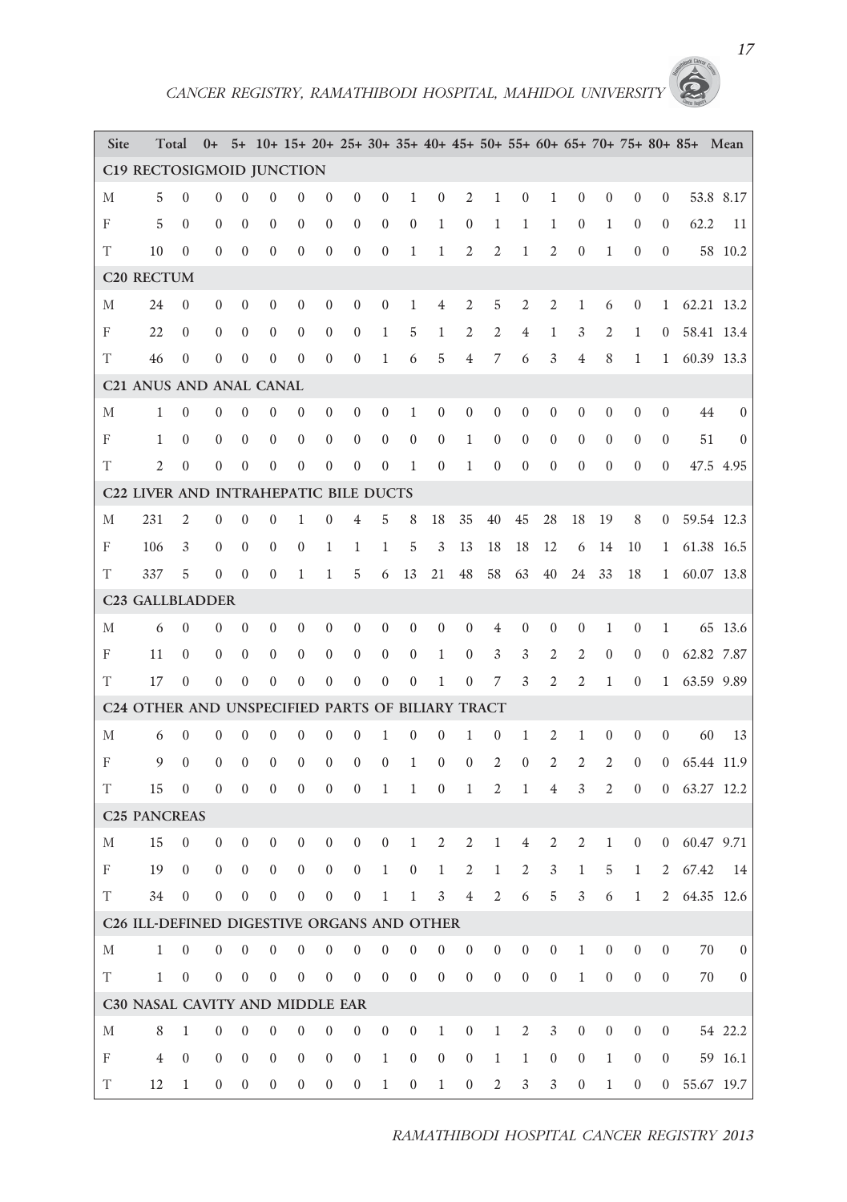| Site | Total | 0+ | 5+ | 10+ | 15+ | 20+ | 25+ | 30+ | 35+ | 40+ | 45+ | 50+ | 55+ | 60+ | 65+ | 70+ | 75+ | 80+ | 85+ | Mean | |
|---|---|---|---|---|---|---|---|---|---|---|---|---|---|---|---|---|---|---|---|---|---|
| **C19 RECTOSIGMOID JUNCTION** | | | | | | | | | | | | | | | | | | | | | |
| M | 5 | 0 | 0 | 0 | 0 | 0 | 0 | 0 | 0 | 1 | 0 | 2 | 1 | 0 | 1 | 0 | 0 | 0 | 0 | 53.8 | 8.17 |
| F | 5 | 0 | 0 | 0 | 0 | 0 | 0 | 0 | 0 | 0 | 1 | 0 | 1 | 1 | 1 | 0 | 1 | 0 | 0 | 62.2 | 11 |
| T | 10 | 0 | 0 | 0 | 0 | 0 | 0 | 0 | 0 | 1 | 1 | 2 | 2 | 1 | 2 | 0 | 1 | 0 | 0 | 58 | 10.2 |
| **C20 RECTUM** | | | | | | | | | | | | | | | | | | | | | |
| M | 24 | 0 | 0 | 0 | 0 | 0 | 0 | 0 | 0 | 1 | 4 | 2 | 5 | 2 | 2 | 1 | 6 | 0 | 1 | 62.21 | 13.2 |
| F | 22 | 0 | 0 | 0 | 0 | 0 | 0 | 0 | 1 | 5 | 1 | 2 | 2 | 4 | 1 | 3 | 2 | 1 | 0 | 58.41 | 13.4 |
| T | 46 | 0 | 0 | 0 | 0 | 0 | 0 | 0 | 1 | 6 | 5 | 4 | 7 | 6 | 3 | 4 | 8 | 1 | 1 | 60.39 | 13.3 |
| **C21 ANUS AND ANAL CANAL** | | | | | | | | | | | | | | | | | | | | | |
| M | 1 | 0 | 0 | 0 | 0 | 0 | 0 | 0 | 0 | 1 | 0 | 0 | 0 | 0 | 0 | 0 | 0 | 0 | 0 | 44 | 0 |
| F | 1 | 0 | 0 | 0 | 0 | 0 | 0 | 0 | 0 | 0 | 0 | 1 | 0 | 0 | 0 | 0 | 0 | 0 | 0 | 51 | 0 |
| T | 2 | 0 | 0 | 0 | 0 | 0 | 0 | 0 | 0 | 1 | 0 | 1 | 0 | 0 | 0 | 0 | 0 | 0 | 0 | 47.5 | 4.95 |
| **C22 LIVER AND INTRAHEPATIC BILE DUCTS** | | | | | | | | | | | | | | | | | | | | | |
| M | 231 | 2 | 0 | 0 | 0 | 1 | 0 | 4 | 5 | 8 | 18 | 35 | 40 | 45 | 28 | 18 | 19 | 8 | 0 | 59.54 | 12.3 |
| F | 106 | 3 | 0 | 0 | 0 | 0 | 1 | 1 | 1 | 5 | 3 | 13 | 18 | 18 | 12 | 6 | 14 | 10 | 1 | 61.38 | 16.5 |
| T | 337 | 5 | 0 | 0 | 0 | 1 | 1 | 5 | 6 | 13 | 21 | 48 | 58 | 63 | 40 | 24 | 33 | 18 | 1 | 60.07 | 13.8 |
| **C23 GALLBLADDER** | | | | | | | | | | | | | | | | | | | | | |
| M | 6 | 0 | 0 | 0 | 0 | 0 | 0 | 0 | 0 | 0 | 0 | 0 | 4 | 0 | 0 | 0 | 1 | 0 | 1 | 65 | 13.6 |
| F | 11 | 0 | 0 | 0 | 0 | 0 | 0 | 0 | 0 | 0 | 1 | 0 | 3 | 3 | 2 | 2 | 0 | 0 | 0 | 62.82 | 7.87 |
| T | 17 | 0 | 0 | 0 | 0 | 0 | 0 | 0 | 0 | 0 | 1 | 0 | 7 | 3 | 2 | 2 | 1 | 0 | 1 | 63.59 | 9.89 |
| **C24 OTHER AND UNSPECIFIED PARTS OF BILIARY TRACT** | | | | | | | | | | | | | | | | | | | | | |
| M | 6 | 0 | 0 | 0 | 0 | 0 | 0 | 0 | 1 | 0 | 0 | 1 | 0 | 1 | 2 | 1 | 0 | 0 | 0 | 60 | 13 |
| F | 9 | 0 | 0 | 0 | 0 | 0 | 0 | 0 | 0 | 1 | 0 | 0 | 2 | 0 | 2 | 2 | 2 | 0 | 0 | 65.44 | 11.9 |
| T | 15 | 0 | 0 | 0 | 0 | 0 | 0 | 0 | 1 | 1 | 0 | 1 | 2 | 1 | 4 | 3 | 2 | 0 | 0 | 63.27 | 12.2 |
| **C25 PANCREAS** | | | | | | | | | | | | | | | | | | | | | |
| M | 15 | 0 | 0 | 0 | 0 | 0 | 0 | 0 | 0 | 1 | 2 | 2 | 1 | 4 | 2 | 2 | 1 | 0 | 0 | 60.47 | 9.71 |
| F | 19 | 0 | 0 | 0 | 0 | 0 | 0 | 0 | 1 | 0 | 1 | 2 | 1 | 2 | 3 | 1 | 5 | 1 | 2 | 67.42 | 14 |
| T | 34 | 0 | 0 | 0 | 0 | 0 | 0 | 0 | 1 | 1 | 3 | 4 | 2 | 6 | 5 | 3 | 6 | 1 | 2 | 64.35 | 12.6 |
| **C26 ILL-DEFINED DIGESTIVE ORGANS AND OTHER** | | | | | | | | | | | | | | | | | | | | | |
| M | 1 | 0 | 0 | 0 | 0 | 0 | 0 | 0 | 0 | 0 | 0 | 0 | 0 | 0 | 0 | 1 | 0 | 0 | 0 | 70 | 0 |
| T | 1 | 0 | 0 | 0 | 0 | 0 | 0 | 0 | 0 | 0 | 0 | 0 | 0 | 0 | 0 | 1 | 0 | 0 | 0 | 70 | 0 |
| **C30 NASAL CAVITY AND MIDDLE EAR** | | | | | | | | | | | | | | | | | | | | | |
| M | 8 | 1 | 0 | 0 | 0 | 0 | 0 | 0 | 0 | 0 | 1 | 0 | 1 | 2 | 3 | 0 | 0 | 0 | 0 | 54 | 22.2 |
| F | 4 | 0 | 0 | 0 | 0 | 0 | 0 | 0 | 1 | 0 | 0 | 0 | 1 | 1 | 0 | 0 | 1 | 0 | 0 | 59 | 16.1 |
| T | 12 | 1 | 0 | 0 | 0 | 0 | 0 | 0 | 1 | 0 | 1 | 0 | 2 | 3 | 3 | 0 | 1 | 0 | 0 | 55.67 | 19.7 |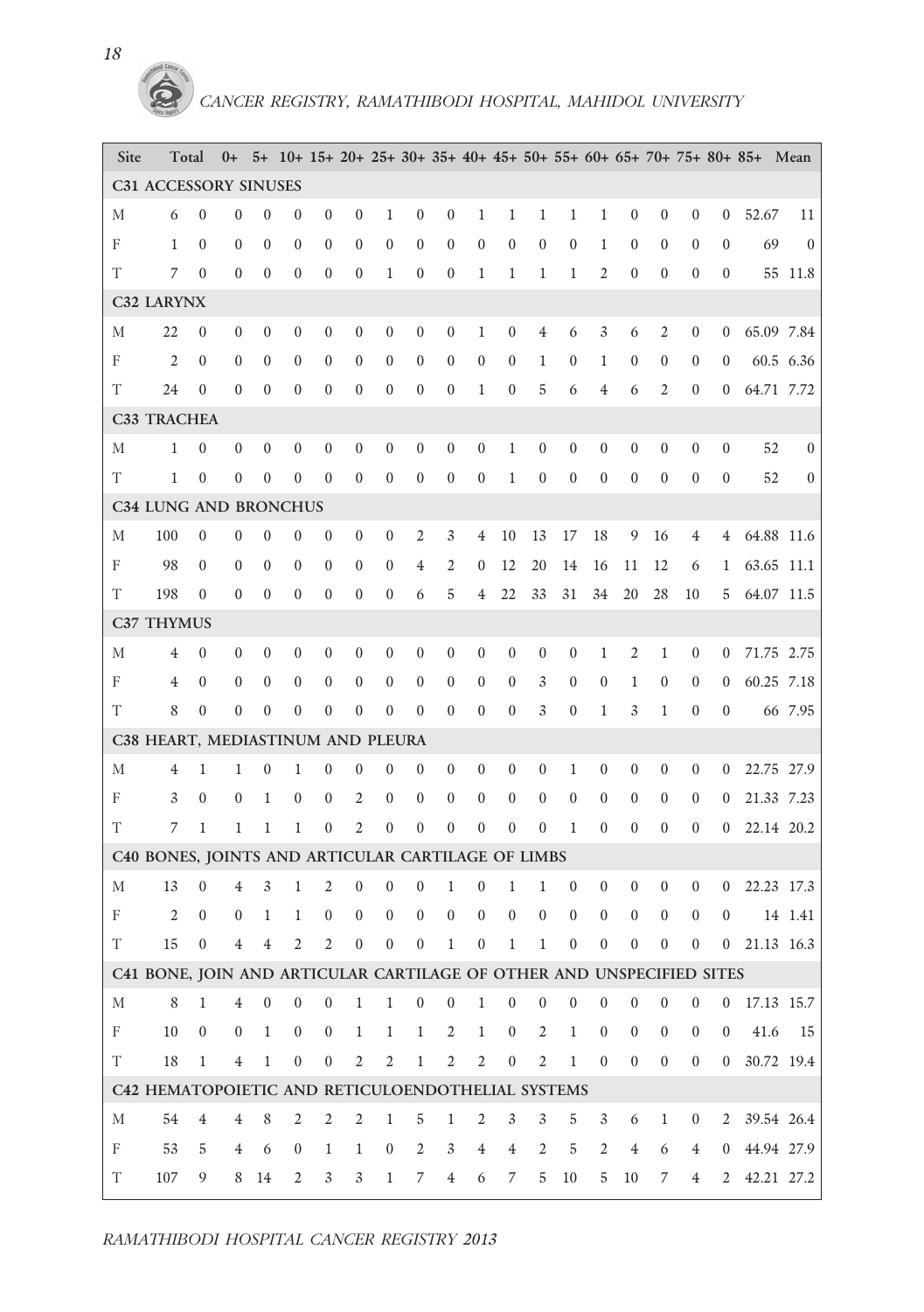| Site | Total | 0+ | 5+ | 10+ | 15+ | 20+ | 25+ | 30+ | 35+ | 40+ | 45+ | 50+ | 55+ | 60+ | 65+ | 70+ | 75+ | 80+ | 85+ | Mean | |
|---|---|---|---|---|---|---|---|---|---|---|---|---|---|---|---|---|---|---|---|---|---|
| **C31 ACCESSORY SINUSES** | | | | | | | | | | | | | | | | | | | | | |
| M | 6 | 0 | 0 | 0 | 0 | 0 | 0 | 1 | 0 | 0 | 1 | 1 | 1 | 1 | 1 | 0 | 0 | 0 | 0 | 52.67 | 11 |
| F | 1 | 0 | 0 | 0 | 0 | 0 | 0 | 0 | 0 | 0 | 0 | 0 | 0 | 0 | 1 | 0 | 0 | 0 | 0 | 69 | 0 |
| T | 7 | 0 | 0 | 0 | 0 | 0 | 0 | 1 | 0 | 0 | 1 | 1 | 1 | 1 | 2 | 0 | 0 | 0 | 0 | 55 | 11.8 |
| **C32 LARYNX** | | | | | | | | | | | | | | | | | | | | | |
| M | 22 | 0 | 0 | 0 | 0 | 0 | 0 | 0 | 0 | 0 | 1 | 0 | 4 | 6 | 3 | 6 | 2 | 0 | 0 | 65.09 | 7.84 |
| F | 2 | 0 | 0 | 0 | 0 | 0 | 0 | 0 | 0 | 0 | 0 | 0 | 1 | 0 | 1 | 0 | 0 | 0 | 0 | 60.5 | 6.36 |
| T | 24 | 0 | 0 | 0 | 0 | 0 | 0 | 0 | 0 | 0 | 1 | 0 | 5 | 6 | 4 | 6 | 2 | 0 | 0 | 64.71 | 7.72 |
| **C33 TRACHEA** | | | | | | | | | | | | | | | | | | | | | |
| M | 1 | 0 | 0 | 0 | 0 | 0 | 0 | 0 | 0 | 0 | 0 | 1 | 0 | 0 | 0 | 0 | 0 | 0 | 0 | 52 | 0 |
| T | 1 | 0 | 0 | 0 | 0 | 0 | 0 | 0 | 0 | 0 | 0 | 1 | 0 | 0 | 0 | 0 | 0 | 0 | 0 | 52 | 0 |
| **C34 LUNG AND BRONCHUS** | | | | | | | | | | | | | | | | | | | | | |
| M | 100 | 0 | 0 | 0 | 0 | 0 | 0 | 0 | 2 | 3 | 4 | 10 | 13 | 17 | 18 | 9 | 16 | 4 | 4 | 64.88 | 11.6 |
| F | 98 | 0 | 0 | 0 | 0 | 0 | 0 | 0 | 4 | 2 | 0 | 12 | 20 | 14 | 16 | 11 | 12 | 6 | 1 | 63.65 | 11.1 |
| T | 198 | 0 | 0 | 0 | 0 | 0 | 0 | 0 | 6 | 5 | 4 | 22 | 33 | 31 | 34 | 20 | 28 | 10 | 5 | 64.07 | 11.5 |
| **C37 THYMUS** | | | | | | | | | | | | | | | | | | | | | |
| M | 4 | 0 | 0 | 0 | 0 | 0 | 0 | 0 | 0 | 0 | 0 | 0 | 0 | 0 | 1 | 2 | 1 | 0 | 0 | 71.75 | 2.75 |
| F | 4 | 0 | 0 | 0 | 0 | 0 | 0 | 0 | 0 | 0 | 0 | 0 | 3 | 0 | 0 | 1 | 0 | 0 | 0 | 60.25 | 7.18 |
| T | 8 | 0 | 0 | 0 | 0 | 0 | 0 | 0 | 0 | 0 | 0 | 0 | 3 | 0 | 1 | 3 | 1 | 0 | 0 | 66 | 7.95 |
| **C38 HEART, MEDIASTINUM AND PLEURA** | | | | | | | | | | | | | | | | | | | | | |
| M | 4 | 1 | 1 | 0 | 1 | 0 | 0 | 0 | 0 | 0 | 0 | 0 | 0 | 1 | 0 | 0 | 0 | 0 | 0 | 22.75 | 27.9 |
| F | 3 | 0 | 0 | 1 | 0 | 0 | 2 | 0 | 0 | 0 | 0 | 0 | 0 | 0 | 0 | 0 | 0 | 0 | 0 | 21.33 | 7.23 |
| T | 7 | 1 | 1 | 1 | 1 | 0 | 2 | 0 | 0 | 0 | 0 | 0 | 0 | 1 | 0 | 0 | 0 | 0 | 0 | 22.14 | 20.2 |
| **C40 BONES, JOINTS AND ARTICULAR CARTILAGE OF LIMBS** | | | | | | | | | | | | | | | | | | | | | |
| M | 13 | 0 | 4 | 3 | 1 | 2 | 0 | 0 | 0 | 1 | 0 | 1 | 1 | 0 | 0 | 0 | 0 | 0 | 0 | 22.23 | 17.3 |
| F | 2 | 0 | 0 | 1 | 1 | 0 | 0 | 0 | 0 | 0 | 0 | 0 | 0 | 0 | 0 | 0 | 0 | 0 | 0 | 14 | 1.41 |
| T | 15 | 0 | 4 | 4 | 2 | 2 | 0 | 0 | 0 | 1 | 0 | 1 | 1 | 0 | 0 | 0 | 0 | 0 | 0 | 21.13 | 16.3 |
| **C41 BONE, JOIN AND ARTICULAR CARTILAGE OF OTHER AND UNSPECIFIED SITES** | | | | | | | | | | | | | | | | | | | | | |
| M | 8 | 1 | 4 | 0 | 0 | 0 | 1 | 1 | 0 | 0 | 1 | 0 | 0 | 0 | 0 | 0 | 0 | 0 | 0 | 17.13 | 15.7 |
| F | 10 | 0 | 0 | 1 | 0 | 0 | 1 | 1 | 1 | 2 | 1 | 0 | 2 | 1 | 0 | 0 | 0 | 0 | 0 | 41.6 | 15 |
| T | 18 | 1 | 4 | 1 | 0 | 0 | 2 | 2 | 1 | 2 | 2 | 0 | 2 | 1 | 0 | 0 | 0 | 0 | 0 | 30.72 | 19.4 |
| **C42 HEMATOPOIETIC AND RETICULOENDOTHELIAL SYSTEMS** | | | | | | | | | | | | | | | | | | | | | |
| M | 54 | 4 | 4 | 8 | 2 | 2 | 2 | 1 | 5 | 1 | 2 | 3 | 3 | 5 | 3 | 6 | 1 | 0 | 2 | 39.54 | 26.4 |
| F | 53 | 5 | 4 | 6 | 0 | 1 | 1 | 0 | 2 | 3 | 4 | 4 | 2 | 5 | 2 | 4 | 6 | 4 | 0 | 44.94 | 27.9 |
| T | 107 | 9 | 8 | 14 | 2 | 3 | 3 | 1 | 7 | 4 | 6 | 7 | 5 | 10 | 5 | 10 | 7 | 4 | 2 | 42.21 | 27.2 |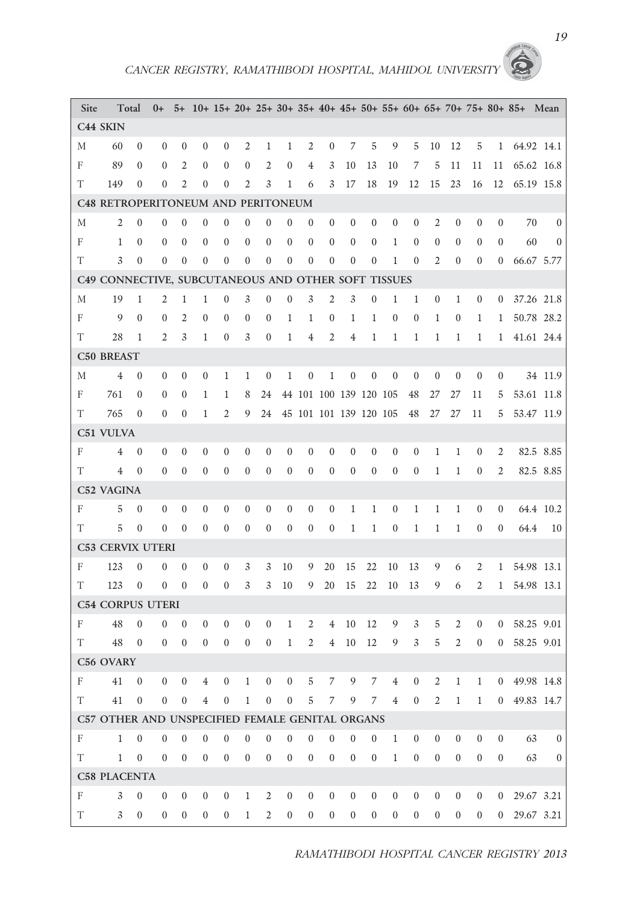| Site | Total | 0+ | 5+ | 10+ | 15+ | 20+ | 25+ | 30+ | 35+ | 40+ | 45+ | 50+ | 55+ | 60+ | 65+ | 70+ | 75+ | 80+ | 85+ | Mean | |
|---|---|---|---|---|---|---|---|---|---|---|---|---|---|---|---|---|---|---|---|---|---|
| **C44 SKIN** | | | | | | | | | | | | | | | | | | | | | |
| M | 60 | 0 | 0 | 0 | 0 | 0 | 2 | 1 | 1 | 2 | 0 | 7 | 5 | 9 | 5 | 10 | 12 | 5 | 1 | 64.92 | 14.1 |
| F | 89 | 0 | 0 | 2 | 0 | 0 | 0 | 2 | 0 | 4 | 3 | 10 | 13 | 10 | 7 | 5 | 11 | 11 | 11 | 65.62 | 16.8 |
| T | 149 | 0 | 0 | 2 | 0 | 0 | 2 | 3 | 1 | 6 | 3 | 17 | 18 | 19 | 12 | 15 | 23 | 16 | 12 | 65.19 | 15.8 |
| **C48 RETROPERITONEUM AND PERITONEUM** | | | | | | | | | | | | | | | | | | | | | |
| M | 2 | 0 | 0 | 0 | 0 | 0 | 0 | 0 | 0 | 0 | 0 | 0 | 0 | 0 | 0 | 2 | 0 | 0 | 0 | 70 | 0 |
| F | 1 | 0 | 0 | 0 | 0 | 0 | 0 | 0 | 0 | 0 | 0 | 0 | 0 | 1 | 0 | 0 | 0 | 0 | 0 | 60 | 0 |
| T | 3 | 0 | 0 | 0 | 0 | 0 | 0 | 0 | 0 | 0 | 0 | 0 | 0 | 1 | 0 | 2 | 0 | 0 | 0 | 66.67 | 5.77 |
| **C49 CONNECTIVE, SUBCUTANEOUS AND OTHER SOFT TISSUES** | | | | | | | | | | | | | | | | | | | | | |
| M | 19 | 1 | 2 | 1 | 1 | 0 | 3 | 0 | 0 | 3 | 2 | 3 | 0 | 1 | 1 | 0 | 1 | 0 | 0 | 37.26 | 21.8 |
| F | 9 | 0 | 0 | 2 | 0 | 0 | 0 | 0 | 1 | 1 | 0 | 1 | 1 | 0 | 0 | 1 | 0 | 1 | 1 | 50.78 | 28.2 |
| T | 28 | 1 | 2 | 3 | 1 | 0 | 3 | 0 | 1 | 4 | 2 | 4 | 1 | 1 | 1 | 1 | 1 | 1 | 1 | 41.61 | 24.4 |
| **C50 BREAST** | | | | | | | | | | | | | | | | | | | | | |
| M | 4 | 0 | 0 | 0 | 0 | 1 | 1 | 0 | 1 | 0 | 1 | 0 | 0 | 0 | 0 | 0 | 0 | 0 | 0 | 34 | 11.9 |
| F | 761 | 0 | 0 | 0 | 1 | 1 | 8 | 24 | 44 | 101 | 100 | 139 | 120 | 105 | 48 | 27 | 27 | 11 | 5 | 53.61 | 11.8 |
| T | 765 | 0 | 0 | 0 | 1 | 2 | 9 | 24 | 45 | 101 | 101 | 139 | 120 | 105 | 48 | 27 | 27 | 11 | 5 | 53.47 | 11.9 |
| **C51 VULVA** | | | | | | | | | | | | | | | | | | | | | |
| F | 4 | 0 | 0 | 0 | 0 | 0 | 0 | 0 | 0 | 0 | 0 | 0 | 0 | 0 | 0 | 1 | 1 | 0 | 2 | 82.5 | 8.85 |
| T | 4 | 0 | 0 | 0 | 0 | 0 | 0 | 0 | 0 | 0 | 0 | 0 | 0 | 0 | 0 | 1 | 1 | 0 | 2 | 82.5 | 8.85 |
| **C52 VAGINA** | | | | | | | | | | | | | | | | | | | | | |
| F | 5 | 0 | 0 | 0 | 0 | 0 | 0 | 0 | 0 | 0 | 0 | 1 | 1 | 0 | 1 | 1 | 1 | 0 | 0 | 64.4 | 10.2 |
| T | 5 | 0 | 0 | 0 | 0 | 0 | 0 | 0 | 0 | 0 | 0 | 1 | 1 | 0 | 1 | 1 | 1 | 0 | 0 | 64.4 | 10 |
| **C53 CERVIX UTERI** | | | | | | | | | | | | | | | | | | | | | |
| F | 123 | 0 | 0 | 0 | 0 | 0 | 3 | 3 | 10 | 9 | 20 | 15 | 22 | 10 | 13 | 9 | 6 | 2 | 1 | 54.98 | 13.1 |
| T | 123 | 0 | 0 | 0 | 0 | 0 | 3 | 3 | 10 | 9 | 20 | 15 | 22 | 10 | 13 | 9 | 6 | 2 | 1 | 54.98 | 13.1 |
| **C54 CORPUS UTERI** | | | | | | | | | | | | | | | | | | | | | |
| F | 48 | 0 | 0 | 0 | 0 | 0 | 0 | 0 | 1 | 2 | 4 | 10 | 12 | 9 | 3 | 5 | 2 | 0 | 0 | 58.25 | 9.01 |
| T | 48 | 0 | 0 | 0 | 0 | 0 | 0 | 0 | 1 | 2 | 4 | 10 | 12 | 9 | 3 | 5 | 2 | 0 | 0 | 58.25 | 9.01 |
| **C56 OVARY** | | | | | | | | | | | | | | | | | | | | | |
| F | 41 | 0 | 0 | 0 | 4 | 0 | 1 | 0 | 0 | 5 | 7 | 9 | 7 | 4 | 0 | 2 | 1 | 1 | 0 | 49.98 | 14.8 |
| T | 41 | 0 | 0 | 0 | 4 | 0 | 1 | 0 | 0 | 5 | 7 | 9 | 7 | 4 | 0 | 2 | 1 | 1 | 0 | 49.83 | 14.7 |
| **C57 OTHER AND UNSPECIFIED FEMALE GENITAL ORGANS** | | | | | | | | | | | | | | | | | | | | | |
| F | 1 | 0 | 0 | 0 | 0 | 0 | 0 | 0 | 0 | 0 | 0 | 0 | 0 | 1 | 0 | 0 | 0 | 0 | 0 | 63 | 0 |
| T | 1 | 0 | 0 | 0 | 0 | 0 | 0 | 0 | 0 | 0 | 0 | 0 | 0 | 1 | 0 | 0 | 0 | 0 | 0 | 63 | 0 |
| **C58 PLACENTA** | | | | | | | | | | | | | | | | | | | | | |
| F | 3 | 0 | 0 | 0 | 0 | 0 | 1 | 2 | 0 | 0 | 0 | 0 | 0 | 0 | 0 | 0 | 0 | 0 | 0 | 29.67 | 3.21 |
| T | 3 | 0 | 0 | 0 | 0 | 0 | 1 | 2 | 0 | 0 | 0 | 0 | 0 | 0 | 0 | 0 | 0 | 0 | 0 | 29.67 | 3.21 |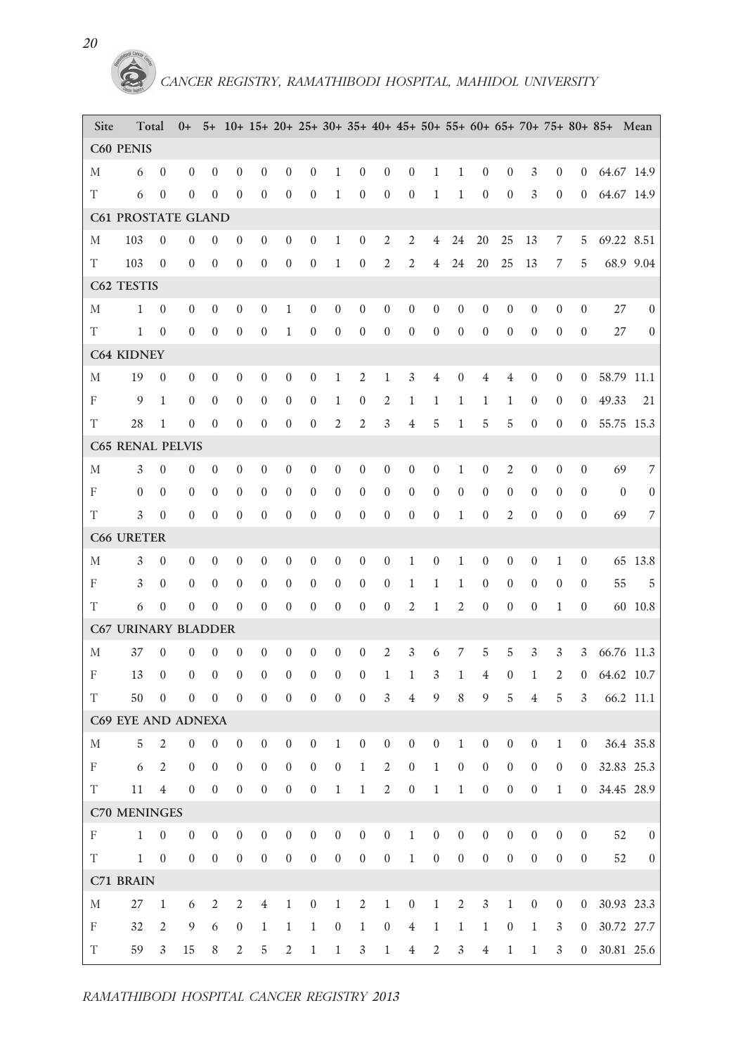| Site | Total | 0+ | 5+ | 10+ | 15+ | 20+ | 25+ | 30+ | 35+ | 40+ | 45+ | 50+ | 55+ | 60+ | 65+ | 70+ | 75+ | 80+ | 85+ | Mean | |
|---|---|---|---|---|---|---|---|---|---|---|---|---|---|---|---|---|---|---|---|---|---|
| **C60 PENIS** | | | | | | | | | | | | | | | | | | | | | |
| M | 6 | 0 | 0 | 0 | 0 | 0 | 0 | 0 | 1 | 0 | 0 | 0 | 1 | 1 | 0 | 0 | 3 | 0 | 0 | 64.67 | 14.9 |
| T | 6 | 0 | 0 | 0 | 0 | 0 | 0 | 0 | 1 | 0 | 0 | 0 | 1 | 1 | 0 | 0 | 3 | 0 | 0 | 64.67 | 14.9 |
| **C61 PROSTATE GLAND** | | | | | | | | | | | | | | | | | | | | | |
| M | 103 | 0 | 0 | 0 | 0 | 0 | 0 | 0 | 1 | 0 | 2 | 2 | 4 | 24 | 20 | 25 | 13 | 7 | 5 | 69.22 | 8.51 |
| T | 103 | 0 | 0 | 0 | 0 | 0 | 0 | 0 | 1 | 0 | 2 | 2 | 4 | 24 | 20 | 25 | 13 | 7 | 5 | 68.9 | 9.04 |
| **C62 TESTIS** | | | | | | | | | | | | | | | | | | | | | |
| M | 1 | 0 | 0 | 0 | 0 | 0 | 1 | 0 | 0 | 0 | 0 | 0 | 0 | 0 | 0 | 0 | 0 | 0 | 0 | 27 | 0 |
| T | 1 | 0 | 0 | 0 | 0 | 0 | 1 | 0 | 0 | 0 | 0 | 0 | 0 | 0 | 0 | 0 | 0 | 0 | 0 | 27 | 0 |
| **C64 KIDNEY** | | | | | | | | | | | | | | | | | | | | | |
| M | 19 | 0 | 0 | 0 | 0 | 0 | 0 | 0 | 1 | 2 | 1 | 3 | 4 | 0 | 4 | 4 | 0 | 0 | 0 | 58.79 | 11.1 |
| F | 9 | 1 | 0 | 0 | 0 | 0 | 0 | 0 | 1 | 0 | 2 | 1 | 1 | 1 | 1 | 1 | 0 | 0 | 0 | 49.33 | 21 |
| T | 28 | 1 | 0 | 0 | 0 | 0 | 0 | 0 | 2 | 2 | 3 | 4 | 5 | 1 | 5 | 5 | 0 | 0 | 0 | 55.75 | 15.3 |
| **C65 RENAL PELVIS** | | | | | | | | | | | | | | | | | | | | | |
| M | 3 | 0 | 0 | 0 | 0 | 0 | 0 | 0 | 0 | 0 | 0 | 0 | 0 | 1 | 0 | 2 | 0 | 0 | 0 | 69 | 7 |
| F | 0 | 0 | 0 | 0 | 0 | 0 | 0 | 0 | 0 | 0 | 0 | 0 | 0 | 0 | 0 | 0 | 0 | 0 | 0 | 0 | 0 |
| T | 3 | 0 | 0 | 0 | 0 | 0 | 0 | 0 | 0 | 0 | 0 | 0 | 0 | 1 | 0 | 2 | 0 | 0 | 0 | 69 | 7 |
| **C66 URETER** | | | | | | | | | | | | | | | | | | | | | |
| M | 3 | 0 | 0 | 0 | 0 | 0 | 0 | 0 | 0 | 0 | 0 | 1 | 0 | 1 | 0 | 0 | 0 | 1 | 0 | 65 | 13.8 |
| F | 3 | 0 | 0 | 0 | 0 | 0 | 0 | 0 | 0 | 0 | 0 | 1 | 1 | 1 | 0 | 0 | 0 | 0 | 0 | 55 | 5 |
| T | 6 | 0 | 0 | 0 | 0 | 0 | 0 | 0 | 0 | 0 | 0 | 2 | 1 | 2 | 0 | 0 | 0 | 1 | 0 | 60 | 10.8 |
| **C67 URINARY BLADDER** | | | | | | | | | | | | | | | | | | | | | |
| M | 37 | 0 | 0 | 0 | 0 | 0 | 0 | 0 | 0 | 0 | 2 | 3 | 6 | 7 | 5 | 5 | 3 | 3 | 3 | 66.76 | 11.3 |
| F | 13 | 0 | 0 | 0 | 0 | 0 | 0 | 0 | 0 | 0 | 1 | 1 | 3 | 1 | 4 | 0 | 1 | 2 | 0 | 64.62 | 10.7 |
| T | 50 | 0 | 0 | 0 | 0 | 0 | 0 | 0 | 0 | 0 | 3 | 4 | 9 | 8 | 9 | 5 | 4 | 5 | 3 | 66.2 | 11.1 |
| **C69 EYE AND ADNEXA** | | | | | | | | | | | | | | | | | | | | | |
| M | 5 | 2 | 0 | 0 | 0 | 0 | 0 | 0 | 1 | 0 | 0 | 0 | 0 | 1 | 0 | 0 | 0 | 1 | 0 | 36.4 | 35.8 |
| F | 6 | 2 | 0 | 0 | 0 | 0 | 0 | 0 | 0 | 1 | 2 | 0 | 1 | 0 | 0 | 0 | 0 | 0 | 0 | 32.83 | 25.3 |
| T | 11 | 4 | 0 | 0 | 0 | 0 | 0 | 0 | 1 | 1 | 2 | 0 | 1 | 1 | 0 | 0 | 0 | 1 | 0 | 34.45 | 28.9 |
| **C70 MENINGES** | | | | | | | | | | | | | | | | | | | | | |
| F | 1 | 0 | 0 | 0 | 0 | 0 | 0 | 0 | 0 | 0 | 0 | 1 | 0 | 0 | 0 | 0 | 0 | 0 | 0 | 52 | 0 |
| T | 1 | 0 | 0 | 0 | 0 | 0 | 0 | 0 | 0 | 0 | 0 | 1 | 0 | 0 | 0 | 0 | 0 | 0 | 0 | 52 | 0 |
| **C71 BRAIN** | | | | | | | | | | | | | | | | | | | | | |
| M | 27 | 1 | 6 | 2 | 2 | 4 | 1 | 0 | 1 | 2 | 1 | 0 | 1 | 2 | 3 | 1 | 0 | 0 | 0 | 30.93 | 23.3 |
| F | 32 | 2 | 9 | 6 | 0 | 1 | 1 | 1 | 0 | 1 | 0 | 4 | 1 | 1 | 1 | 0 | 1 | 3 | 0 | 30.72 | 27.7 |
| T | 59 | 3 | 15 | 8 | 2 | 5 | 2 | 1 | 1 | 3 | 1 | 4 | 2 | 3 | 4 | 1 | 1 | 3 | 0 | 30.81 | 25.6 |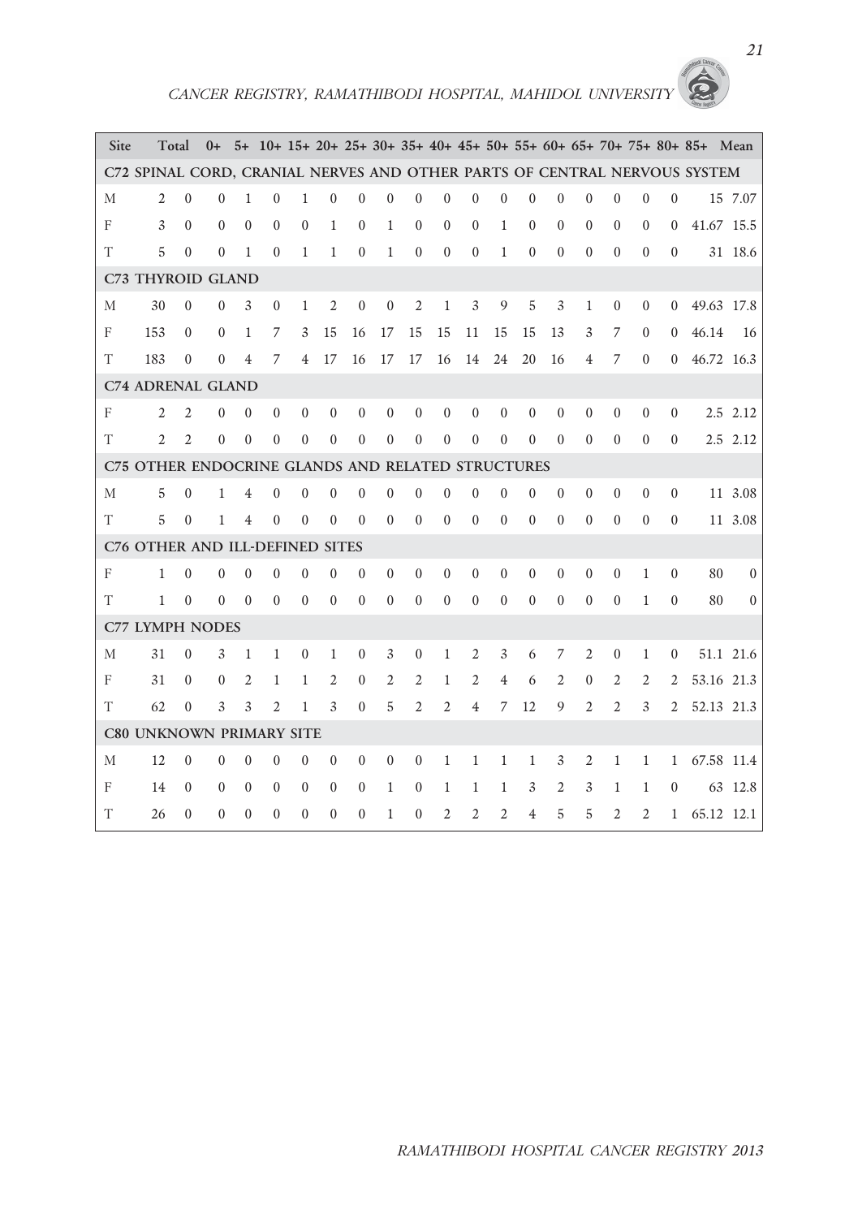| Site | Total | 0+ | 5+ | 10+ | 15+ | 20+ | 25+ | 30+ | 35+ | 40+ | 45+ | 50+ | 55+ | 60+ | 65+ | 70+ | 75+ | 80+ | 85+ | Mean | |
|---|---|---|---|---|---|---|---|---|---|---|---|---|---|---|---|---|---|---|---|---|---|
| **C72 SPINAL CORD, CRANIAL NERVES AND OTHER PARTS OF CENTRAL NERVOUS SYSTEM** | | | | | | | | | | | | | | | | | | | | | |
| M | 2 | 0 | 0 | 1 | 0 | 1 | 0 | 0 | 0 | 0 | 0 | 0 | 0 | 0 | 0 | 0 | 0 | 0 | 0 | 15 | 7.07 |
| F | 3 | 0 | 0 | 0 | 0 | 0 | 1 | 0 | 1 | 0 | 0 | 0 | 1 | 0 | 0 | 0 | 0 | 0 | 0 | 41.67 | 15.5 |
| T | 5 | 0 | 0 | 1 | 0 | 1 | 1 | 0 | 1 | 0 | 0 | 0 | 1 | 0 | 0 | 0 | 0 | 0 | 0 | 31 | 18.6 |
| **C73 THYROID GLAND** | | | | | | | | | | | | | | | | | | | | | |
| M | 30 | 0 | 0 | 3 | 0 | 1 | 2 | 0 | 0 | 2 | 1 | 3 | 9 | 5 | 3 | 1 | 0 | 0 | 0 | 49.63 | 17.8 |
| F | 153 | 0 | 0 | 1 | 7 | 3 | 15 | 16 | 17 | 15 | 15 | 11 | 15 | 15 | 13 | 3 | 7 | 0 | 0 | 46.14 | 16 |
| T | 183 | 0 | 0 | 4 | 7 | 4 | 17 | 16 | 17 | 17 | 16 | 14 | 24 | 20 | 16 | 4 | 7 | 0 | 0 | 46.72 | 16.3 |
| **C74 ADRENAL GLAND** | | | | | | | | | | | | | | | | | | | | | |
| F | 2 | 2 | 0 | 0 | 0 | 0 | 0 | 0 | 0 | 0 | 0 | 0 | 0 | 0 | 0 | 0 | 0 | 0 | 0 | 2.5 | 2.12 |
| T | 2 | 2 | 0 | 0 | 0 | 0 | 0 | 0 | 0 | 0 | 0 | 0 | 0 | 0 | 0 | 0 | 0 | 0 | 0 | 2.5 | 2.12 |
| **C75 OTHER ENDOCRINE GLANDS AND RELATED STRUCTURES** | | | | | | | | | | | | | | | | | | | | | |
| M | 5 | 0 | 1 | 4 | 0 | 0 | 0 | 0 | 0 | 0 | 0 | 0 | 0 | 0 | 0 | 0 | 0 | 0 | 0 | 11 | 3.08 |
| T | 5 | 0 | 1 | 4 | 0 | 0 | 0 | 0 | 0 | 0 | 0 | 0 | 0 | 0 | 0 | 0 | 0 | 0 | 0 | 11 | 3.08 |
| **C76 OTHER AND ILL-DEFINED SITES** | | | | | | | | | | | | | | | | | | | | | |
| F | 1 | 0 | 0 | 0 | 0 | 0 | 0 | 0 | 0 | 0 | 0 | 0 | 0 | 0 | 0 | 0 | 0 | 1 | 0 | 80 | 0 |
| T | 1 | 0 | 0 | 0 | 0 | 0 | 0 | 0 | 0 | 0 | 0 | 0 | 0 | 0 | 0 | 0 | 0 | 1 | 0 | 80 | 0 |
| **C77 LYMPH NODES** | | | | | | | | | | | | | | | | | | | | | |
| M | 31 | 0 | 3 | 1 | 1 | 0 | 1 | 0 | 3 | 0 | 1 | 2 | 3 | 6 | 7 | 2 | 0 | 1 | 0 | 51.1 | 21.6 |
| F | 31 | 0 | 0 | 2 | 1 | 1 | 2 | 0 | 2 | 2 | 1 | 2 | 4 | 6 | 2 | 0 | 2 | 2 | 2 | 53.16 | 21.3 |
| T | 62 | 0 | 3 | 3 | 2 | 1 | 3 | 0 | 5 | 2 | 2 | 4 | 7 | 12 | 9 | 2 | 2 | 3 | 2 | 52.13 | 21.3 |
| **C80 UNKNOWN PRIMARY SITE** | | | | | | | | | | | | | | | | | | | | | |
| M | 12 | 0 | 0 | 0 | 0 | 0 | 0 | 0 | 0 | 0 | 1 | 1 | 1 | 1 | 3 | 2 | 1 | 1 | 1 | 67.58 | 11.4 |
| F | 14 | 0 | 0 | 0 | 0 | 0 | 0 | 0 | 1 | 0 | 1 | 1 | 1 | 3 | 2 | 3 | 1 | 1 | 0 | 63 | 12.8 |
| T | 26 | 0 | 0 | 0 | 0 | 0 | 0 | 0 | 1 | 0 | 2 | 2 | 2 | 4 | 5 | 5 | 2 | 2 | 1 | 65.12 | 12.1 |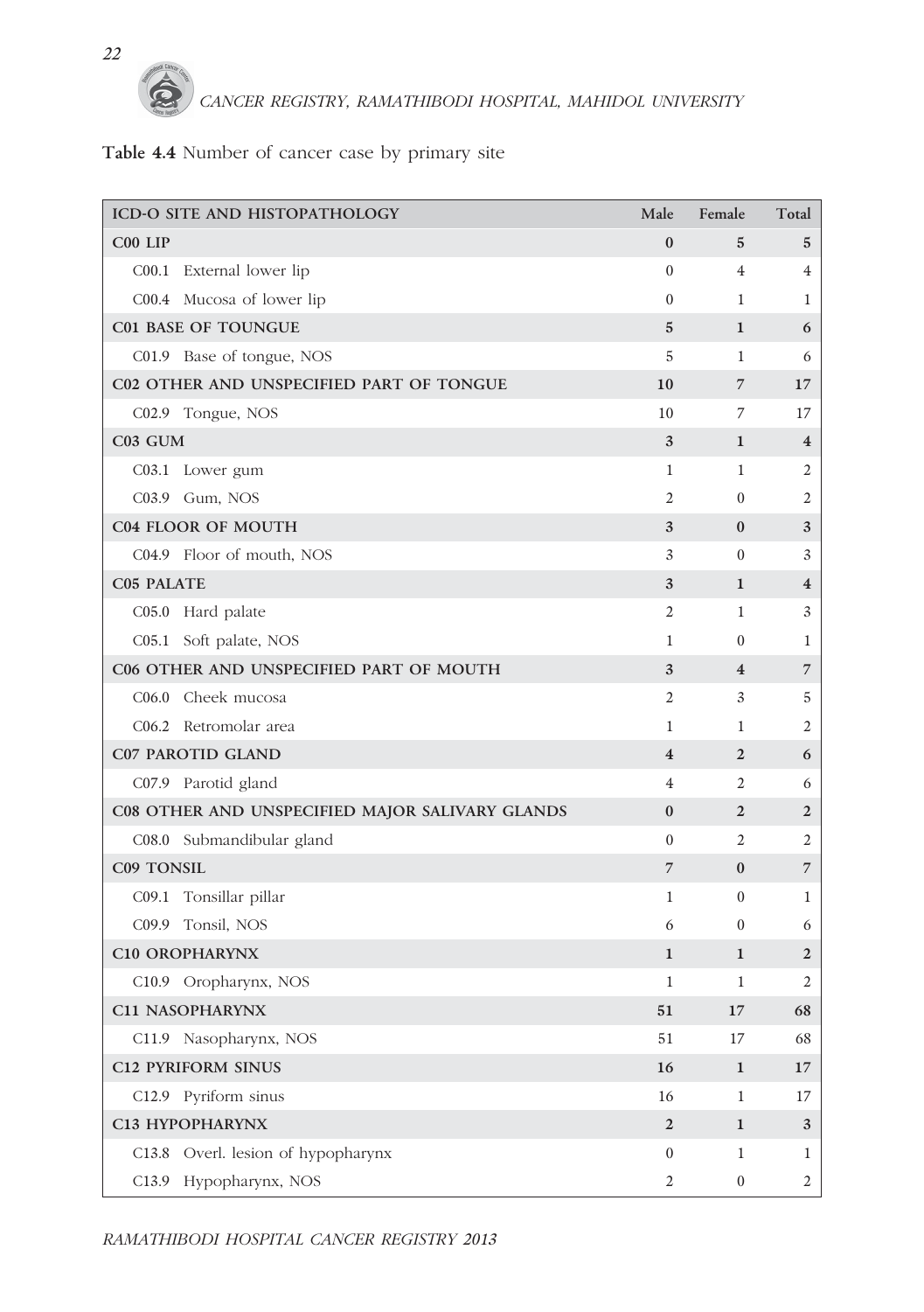**Table 4.4** Number of cancer case by primary site

| ICD-O SITE AND HISTOPATHOLOGY | Male | Female | Total |
|---|---|---|---|
| **C00 LIP** | **0** | **5** | **5** |
| C00.1 External lower lip | 0 | 4 | 4 |
| C00.4 Mucosa of lower lip | 0 | 1 | 1 |
| **C01 BASE OF TOUNGUE** | **5** | **1** | **6** |
| C01.9 Base of tongue, NOS | 5 | 1 | 6 |
| **C02 OTHER AND UNSPECIFIED PART OF TONGUE** | **10** | **7** | **17** |
| C02.9 Tongue, NOS | 10 | 7 | 17 |
| **C03 GUM** | **3** | **1** | **4** |
| C03.1 Lower gum | 1 | 1 | 2 |
| C03.9 Gum, NOS | 2 | 0 | 2 |
| **C04 FLOOR OF MOUTH** | **3** | **0** | **3** |
| C04.9 Floor of mouth, NOS | 3 | 0 | 3 |
| **C05 PALATE** | **3** | **1** | **4** |
| C05.0 Hard palate | 2 | 1 | 3 |
| C05.1 Soft palate, NOS | 1 | 0 | 1 |
| **C06 OTHER AND UNSPECIFIED PART OF MOUTH** | **3** | **4** | **7** |
| C06.0 Cheek mucosa | 2 | 3 | 5 |
| C06.2 Retromolar area | 1 | 1 | 2 |
| **C07 PAROTID GLAND** | **4** | **2** | **6** |
| C07.9 Parotid gland | 4 | 2 | 6 |
| **C08 OTHER AND UNSPECIFIED MAJOR SALIVARY GLANDS** | **0** | **2** | **2** |
| C08.0 Submandibular gland | 0 | 2 | 2 |
| **C09 TONSIL** | **7** | **0** | **7** |
| C09.1 Tonsillar pillar | 1 | 0 | 1 |
| C09.9 Tonsil, NOS | 6 | 0 | 6 |
| **C10 OROPHARYNX** | **1** | **1** | **2** |
| C10.9 Oropharynx, NOS | 1 | 1 | 2 |
| **C11 NASOPHARYNX** | **51** | **17** | **68** |
| C11.9 Nasopharynx, NOS | 51 | 17 | 68 |
| **C12 PYRIFORM SINUS** | **16** | **1** | **17** |
| C12.9 Pyriform sinus | 16 | 1 | 17 |
| **C13 HYPOPHARYNX** | **2** | **1** | **3** |
| C13.8 Overl. lesion of hypopharynx | 0 | 1 | 1 |
| C13.9 Hypopharynx, NOS | 2 | 0 | 2 |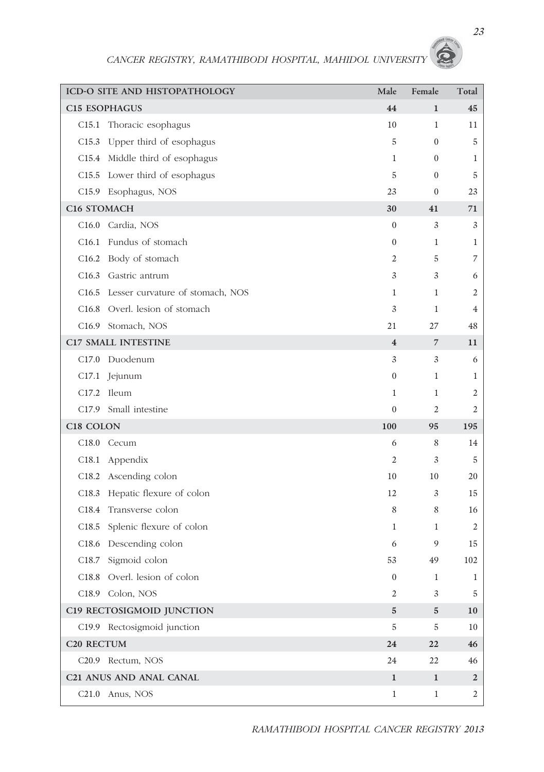| ICD-O SITE AND HISTOPATHOLOGY | Male | Female | Total |
|---|---|---|---|
| **C15 ESOPHAGUS** | **44** | **1** | **45** |
| C15.1 Thoracic esophagus | 10 | 1 | 11 |
| C15.3 Upper third of esophagus | 5 | 0 | 5 |
| C15.4 Middle third of esophagus | 1 | 0 | 1 |
| C15.5 Lower third of esophagus | 5 | 0 | 5 |
| C15.9 Esophagus, NOS | 23 | 0 | 23 |
| **C16 STOMACH** | **30** | **41** | **71** |
| C16.0 Cardia, NOS | 0 | 3 | 3 |
| C16.1 Fundus of stomach | 0 | 1 | 1 |
| C16.2 Body of stomach | 2 | 5 | 7 |
| C16.3 Gastric antrum | 3 | 3 | 6 |
| C16.5 Lesser curvature of stomach, NOS | 1 | 1 | 2 |
| C16.8 Overl. lesion of stomach | 3 | 1 | 4 |
| C16.9 Stomach, NOS | 21 | 27 | 48 |
| **C17 SMALL INTESTINE** | **4** | **7** | **11** |
| C17.0 Duodenum | 3 | 3 | 6 |
| C17.1 Jejunum | 0 | 1 | 1 |
| C17.2 Ileum | 1 | 1 | 2 |
| C17.9 Small intestine | 0 | 2 | 2 |
| **C18 COLON** | **100** | **95** | **195** |
| C18.0 Cecum | 6 | 8 | 14 |
| C18.1 Appendix | 2 | 3 | 5 |
| C18.2 Ascending colon | 10 | 10 | 20 |
| C18.3 Hepatic flexure of colon | 12 | 3 | 15 |
| C18.4 Transverse colon | 8 | 8 | 16 |
| C18.5 Splenic flexure of colon | 1 | 1 | 2 |
| C18.6 Descending colon | 6 | 9 | 15 |
| C18.7 Sigmoid colon | 53 | 49 | 102 |
| C18.8 Overl. lesion of colon | 0 | 1 | 1 |
| C18.9 Colon, NOS | 2 | 3 | 5 |
| **C19 RECTOSIGMOID JUNCTION** | **5** | **5** | **10** |
| C19.9 Rectosigmoid junction | 5 | 5 | 10 |
| **C20 RECTUM** | **24** | **22** | **46** |
| C20.9 Rectum, NOS | 24 | 22 | 46 |
| **C21 ANUS AND ANAL CANAL** | **1** | **1** | **2** |
| C21.0 Anus, NOS | 1 | 1 | 2 |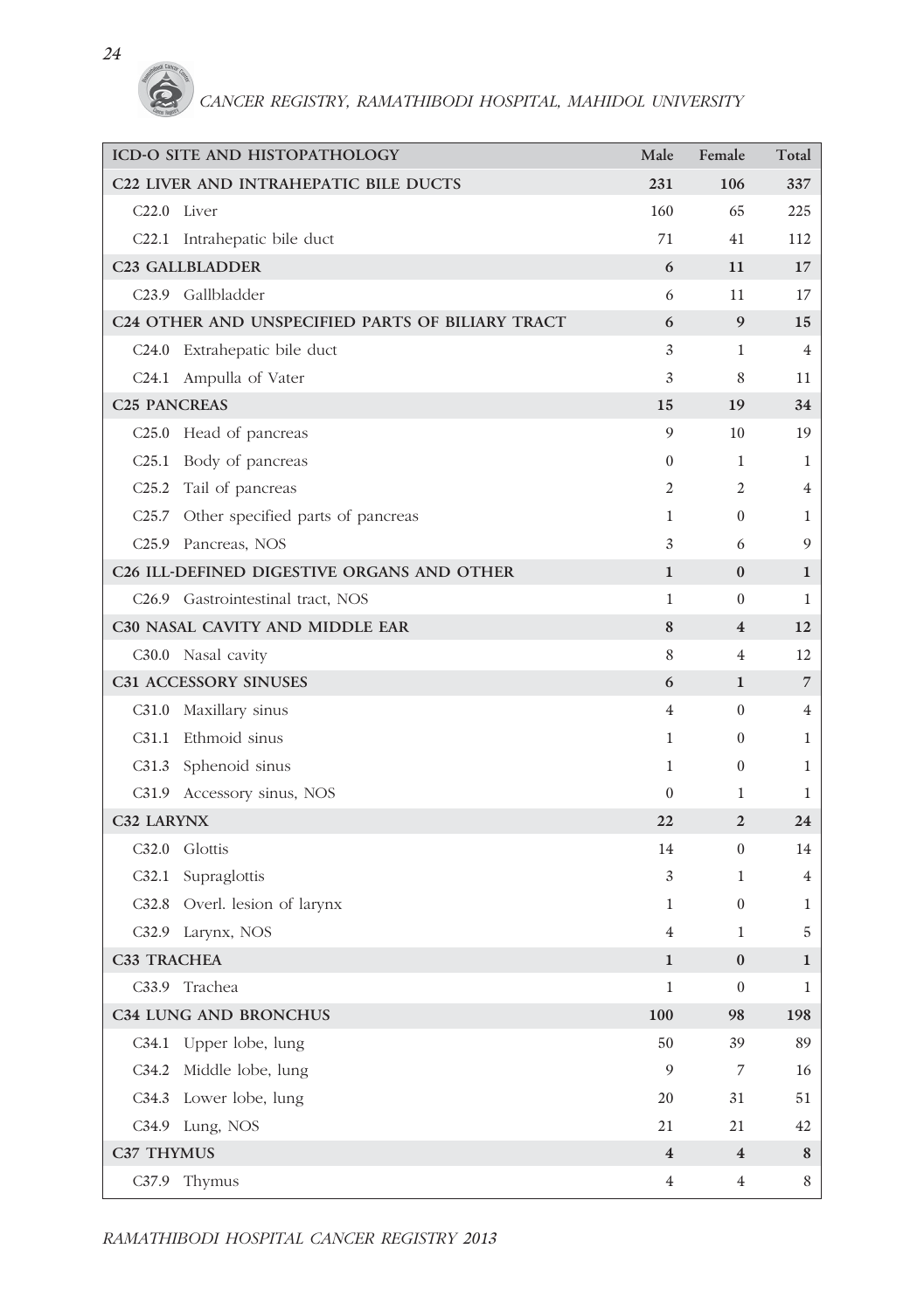| ICD-O SITE AND HISTOPATHOLOGY | Male | Female | Total |
|---|---|---|---|
| **C22 LIVER AND INTRAHEPATIC BILE DUCTS** | **231** | **106** | **337** |
| C22.0 Liver | 160 | 65 | 225 |
| C22.1 Intrahepatic bile duct | 71 | 41 | 112 |
| **C23 GALLBLADDER** | **6** | **11** | **17** |
| C23.9 Gallbladder | 6 | 11 | 17 |
| **C24 OTHER AND UNSPECIFIED PARTS OF BILIARY TRACT** | **6** | **9** | **15** |
| C24.0 Extrahepatic bile duct | 3 | 1 | 4 |
| C24.1 Ampulla of Vater | 3 | 8 | 11 |
| **C25 PANCREAS** | **15** | **19** | **34** |
| C25.0 Head of pancreas | 9 | 10 | 19 |
| C25.1 Body of pancreas | 0 | 1 | 1 |
| C25.2 Tail of pancreas | 2 | 2 | 4 |
| C25.7 Other specified parts of pancreas | 1 | 0 | 1 |
| C25.9 Pancreas, NOS | 3 | 6 | 9 |
| **C26 ILL-DEFINED DIGESTIVE ORGANS AND OTHER** | **1** | **0** | **1** |
| C26.9 Gastrointestinal tract, NOS | 1 | 0 | 1 |
| **C30 NASAL CAVITY AND MIDDLE EAR** | **8** | **4** | **12** |
| C30.0 Nasal cavity | 8 | 4 | 12 |
| **C31 ACCESSORY SINUSES** | **6** | **1** | **7** |
| C31.0 Maxillary sinus | 4 | 0 | 4 |
| C31.1 Ethmoid sinus | 1 | 0 | 1 |
| C31.3 Sphenoid sinus | 1 | 0 | 1 |
| C31.9 Accessory sinus, NOS | 0 | 1 | 1 |
| **C32 LARYNX** | **22** | **2** | **24** |
| C32.0 Glottis | 14 | 0 | 14 |
| C32.1 Supraglottis | 3 | 1 | 4 |
| C32.8 Overl. lesion of larynx | 1 | 0 | 1 |
| C32.9 Larynx, NOS | 4 | 1 | 5 |
| **C33 TRACHEA** | **1** | **0** | **1** |
| C33.9 Trachea | 1 | 0 | 1 |
| **C34 LUNG AND BRONCHUS** | **100** | **98** | **198** |
| C34.1 Upper lobe, lung | 50 | 39 | 89 |
| C34.2 Middle lobe, lung | 9 | 7 | 16 |
| C34.3 Lower lobe, lung | 20 | 31 | 51 |
| C34.9 Lung, NOS | 21 | 21 | 42 |
| **C37 THYMUS** | **4** | **4** | **8** |
| C37.9 Thymus | 4 | 4 | 8 |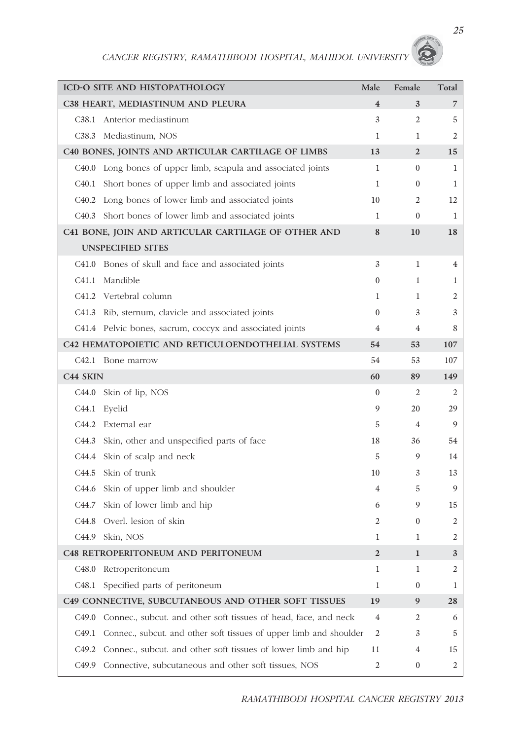| ICD-O SITE AND HISTOPATHOLOGY | Male | Female | Total |
|---|---|---|---|
| **C38 HEART, MEDIASTINUM AND PLEURA** | **4** | **3** | **7** |
| C38.1 Anterior mediastinum | 3 | 2 | 5 |
| C38.3 Mediastinum, NOS | 1 | 1 | 2 |
| **C40 BONES, JOINTS AND ARTICULAR CARTILAGE OF LIMBS** | **13** | **2** | **15** |
| C40.0 Long bones of upper limb, scapula and associated joints | 1 | 0 | 1 |
| C40.1 Short bones of upper limb and associated joints | 1 | 0 | 1 |
| C40.2 Long bones of lower limb and associated joints | 10 | 2 | 12 |
| C40.3 Short bones of lower limb and associated joints | 1 | 0 | 1 |
| **C41 BONE, JOIN AND ARTICULAR CARTILAGE OF OTHER AND UNSPECIFIED SITES** | **8** | **10** | **18** |
| C41.0 Bones of skull and face and associated joints | 3 | 1 | 4 |
| C41.1 Mandible | 0 | 1 | 1 |
| C41.2 Vertebral column | 1 | 1 | 2 |
| C41.3 Rib, sternum, clavicle and associated joints | 0 | 3 | 3 |
| C41.4 Pelvic bones, sacrum, coccyx and associated joints | 4 | 4 | 8 |
| **C42 HEMATOPOIETIC AND RETICULOENDOTHELIAL SYSTEMS** | **54** | **53** | **107** |
| C42.1 Bone marrow | 54 | 53 | 107 |
| **C44 SKIN** | **60** | **89** | **149** |
| C44.0 Skin of lip, NOS | 0 | 2 | 2 |
| C44.1 Eyelid | 9 | 20 | 29 |
| C44.2 External ear | 5 | 4 | 9 |
| C44.3 Skin, other and unspecified parts of face | 18 | 36 | 54 |
| C44.4 Skin of scalp and neck | 5 | 9 | 14 |
| C44.5 Skin of trunk | 10 | 3 | 13 |
| C44.6 Skin of upper limb and shoulder | 4 | 5 | 9 |
| C44.7 Skin of lower limb and hip | 6 | 9 | 15 |
| C44.8 Overl. lesion of skin | 2 | 0 | 2 |
| C44.9 Skin, NOS | 1 | 1 | 2 |
| **C48 RETROPERITONEUM AND PERITONEUM** | **2** | **1** | **3** |
| C48.0 Retroperitoneum | 1 | 1 | 2 |
| C48.1 Specified parts of peritoneum | 1 | 0 | 1 |
| **C49 CONNECTIVE, SUBCUTANEOUS AND OTHER SOFT TISSUES** | **19** | **9** | **28** |
| C49.0 Connec., subcut. and other soft tissues of head, face, and neck | 4 | 2 | 6 |
| C49.1 Connec., subcut. and other soft tissues of upper limb and shoulder | 2 | 3 | 5 |
| C49.2 Connec., subcut. and other soft tissues of lower limb and hip | 11 | 4 | 15 |
| C49.9 Connective, subcutaneous and other soft tissues, NOS | 2 | 0 | 2 |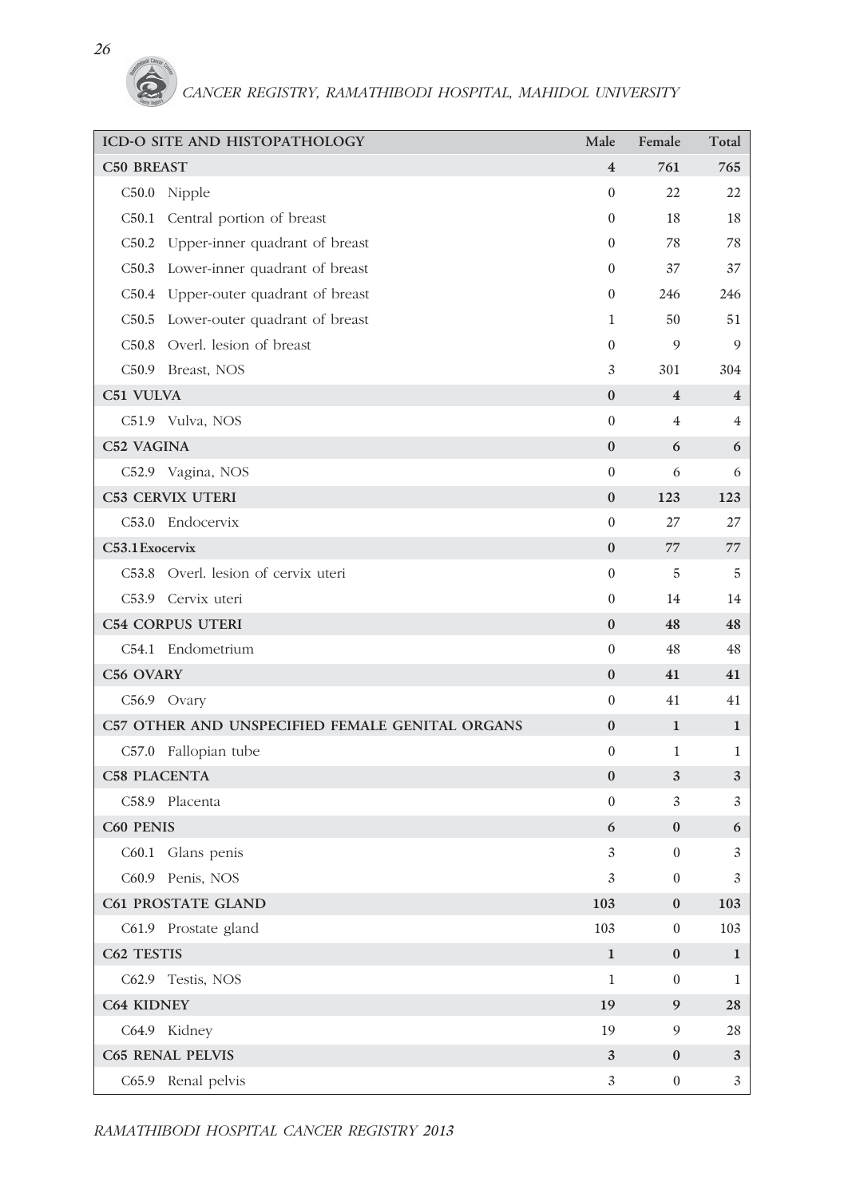| ICD-O SITE AND HISTOPATHOLOGY | Male | Female | Total |
|---|---|---|---|
| **C50 BREAST** | **4** | **761** | **765** |
| C50.0 Nipple | 0 | 22 | 22 |
| C50.1 Central portion of breast | 0 | 18 | 18 |
| C50.2 Upper-inner quadrant of breast | 0 | 78 | 78 |
| C50.3 Lower-inner quadrant of breast | 0 | 37 | 37 |
| C50.4 Upper-outer quadrant of breast | 0 | 246 | 246 |
| C50.5 Lower-outer quadrant of breast | 1 | 50 | 51 |
| C50.8 Overl. lesion of breast | 0 | 9 | 9 |
| C50.9 Breast, NOS | 3 | 301 | 304 |
| **C51 VULVA** | **0** | **4** | **4** |
| C51.9 Vulva, NOS | 0 | 4 | 4 |
| **C52 VAGINA** | **0** | **6** | **6** |
| C52.9 Vagina, NOS | 0 | 6 | 6 |
| **C53 CERVIX UTERI** | **0** | **123** | **123** |
| C53.0 Endocervix | 0 | 27 | 27 |
| **C53.1 Exocervix** | **0** | **77** | **77** |
| C53.8 Overl. lesion of cervix uteri | 0 | 5 | 5 |
| C53.9 Cervix uteri | 0 | 14 | 14 |
| **C54 CORPUS UTERI** | **0** | **48** | **48** |
| C54.1 Endometrium | 0 | 48 | 48 |
| **C56 OVARY** | **0** | **41** | **41** |
| C56.9 Ovary | 0 | 41 | 41 |
| **C57 OTHER AND UNSPECIFIED FEMALE GENITAL ORGANS** | **0** | **1** | **1** |
| C57.0 Fallopian tube | 0 | 1 | 1 |
| **C58 PLACENTA** | **0** | **3** | **3** |
| C58.9 Placenta | 0 | 3 | 3 |
| **C60 PENIS** | **6** | **0** | **6** |
| C60.1 Glans penis | 3 | 0 | 3 |
| C60.9 Penis, NOS | 3 | 0 | 3 |
| **C61 PROSTATE GLAND** | **103** | **0** | **103** |
| C61.9 Prostate gland | 103 | 0 | 103 |
| **C62 TESTIS** | **1** | **0** | **1** |
| C62.9 Testis, NOS | 1 | 0 | 1 |
| **C64 KIDNEY** | **19** | **9** | **28** |
| C64.9 Kidney | 19 | 9 | 28 |
| **C65 RENAL PELVIS** | **3** | **0** | **3** |
| C65.9 Renal pelvis | 3 | 0 | 3 |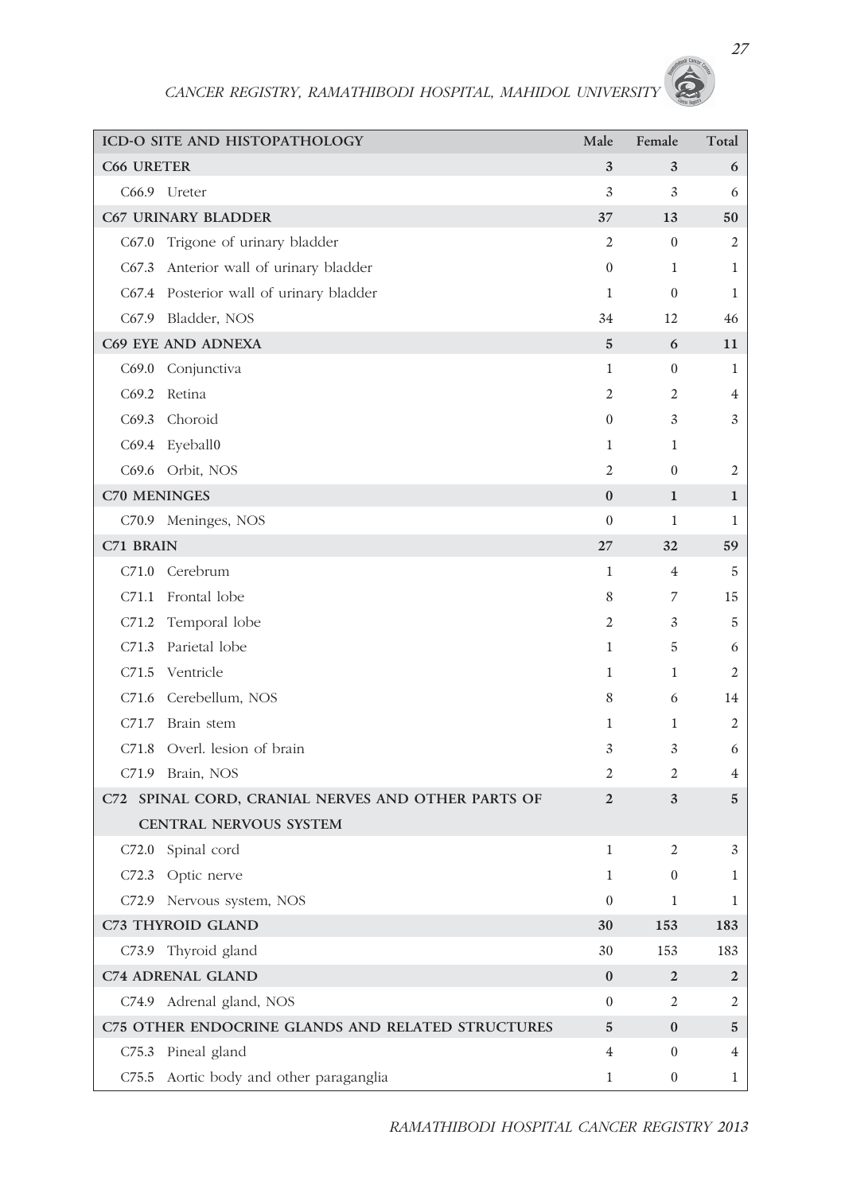| ICD-O SITE AND HISTOPATHOLOGY | Male | Female | Total |
|---|---|---|---|
| **C66 URETER** | **3** | **3** | **6** |
| C66.9 Ureter | 3 | 3 | 6 |
| **C67 URINARY BLADDER** | **37** | **13** | **50** |
| C67.0 Trigone of urinary bladder | 2 | 0 | 2 |
| C67.3 Anterior wall of urinary bladder | 0 | 1 | 1 |
| C67.4 Posterior wall of urinary bladder | 1 | 0 | 1 |
| C67.9 Bladder, NOS | 34 | 12 | 46 |
| **C69 EYE AND ADNEXA** | **5** | **6** | **11** |
| C69.0 Conjunctiva | 1 | 0 | 1 |
| C69.2 Retina | 2 | 2 | 4 |
| C69.3 Choroid | 0 | 3 | 3 |
| C69.4 Eyeball0 | 1 | 1 | |
| C69.6 Orbit, NOS | 2 | 0 | 2 |
| **C70 MENINGES** | **0** | **1** | **1** |
| C70.9 Meninges, NOS | 0 | 1 | 1 |
| **C71 BRAIN** | **27** | **32** | **59** |
| C71.0 Cerebrum | 1 | 4 | 5 |
| C71.1 Frontal lobe | 8 | 7 | 15 |
| C71.2 Temporal lobe | 2 | 3 | 5 |
| C71.3 Parietal lobe | 1 | 5 | 6 |
| C71.5 Ventricle | 1 | 1 | 2 |
| C71.6 Cerebellum, NOS | 8 | 6 | 14 |
| C71.7 Brain stem | 1 | 1 | 2 |
| C71.8 Overl. lesion of brain | 3 | 3 | 6 |
| C71.9 Brain, NOS | 2 | 2 | 4 |
| **C72 SPINAL CORD, CRANIAL NERVES AND OTHER PARTS OF CENTRAL NERVOUS SYSTEM** | **2** | **3** | **5** |
| C72.0 Spinal cord | 1 | 2 | 3 |
| C72.3 Optic nerve | 1 | 0 | 1 |
| C72.9 Nervous system, NOS | 0 | 1 | 1 |
| **C73 THYROID GLAND** | **30** | **153** | **183** |
| C73.9 Thyroid gland | 30 | 153 | 183 |
| **C74 ADRENAL GLAND** | **0** | **2** | **2** |
| C74.9 Adrenal gland, NOS | 0 | 2 | 2 |
| **C75 OTHER ENDOCRINE GLANDS AND RELATED STRUCTURES** | **5** | **0** | **5** |
| C75.3 Pineal gland | 4 | 0 | 4 |
| C75.5 Aortic body and other paraganglia | 1 | 0 | 1 |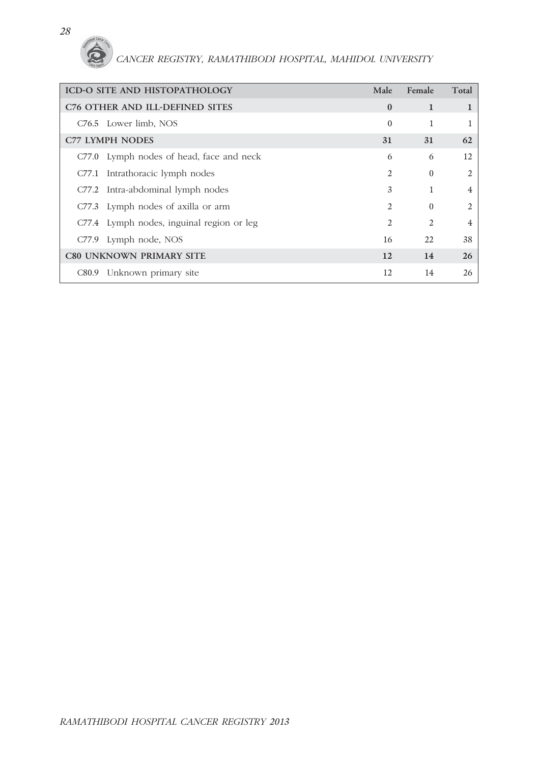| ICD-O SITE AND HISTOPATHOLOGY | Male | Female | Total |
| --- | --- | --- | --- |
| **C76 OTHER AND ILL-DEFINED SITES** | **0** | **1** | **1** |
| C76.5 Lower limb, NOS | 0 | 1 | 1 |
| **C77 LYMPH NODES** | **31** | **31** | **62** |
| C77.0 Lymph nodes of head, face and neck | 6 | 6 | 12 |
| C77.1 Intrathoracic lymph nodes | 2 | 0 | 2 |
| C77.2 Intra-abdominal lymph nodes | 3 | 1 | 4 |
| C77.3 Lymph nodes of axilla or arm | 2 | 0 | 2 |
| C77.4 Lymph nodes, inguinal region or leg | 2 | 2 | 4 |
| C77.9 Lymph node, NOS | 16 | 22 | 38 |
| **C80 UNKNOWN PRIMARY SITE** | **12** | **14** | **26** |
| C80.9 Unknown primary site | 12 | 14 | 26 |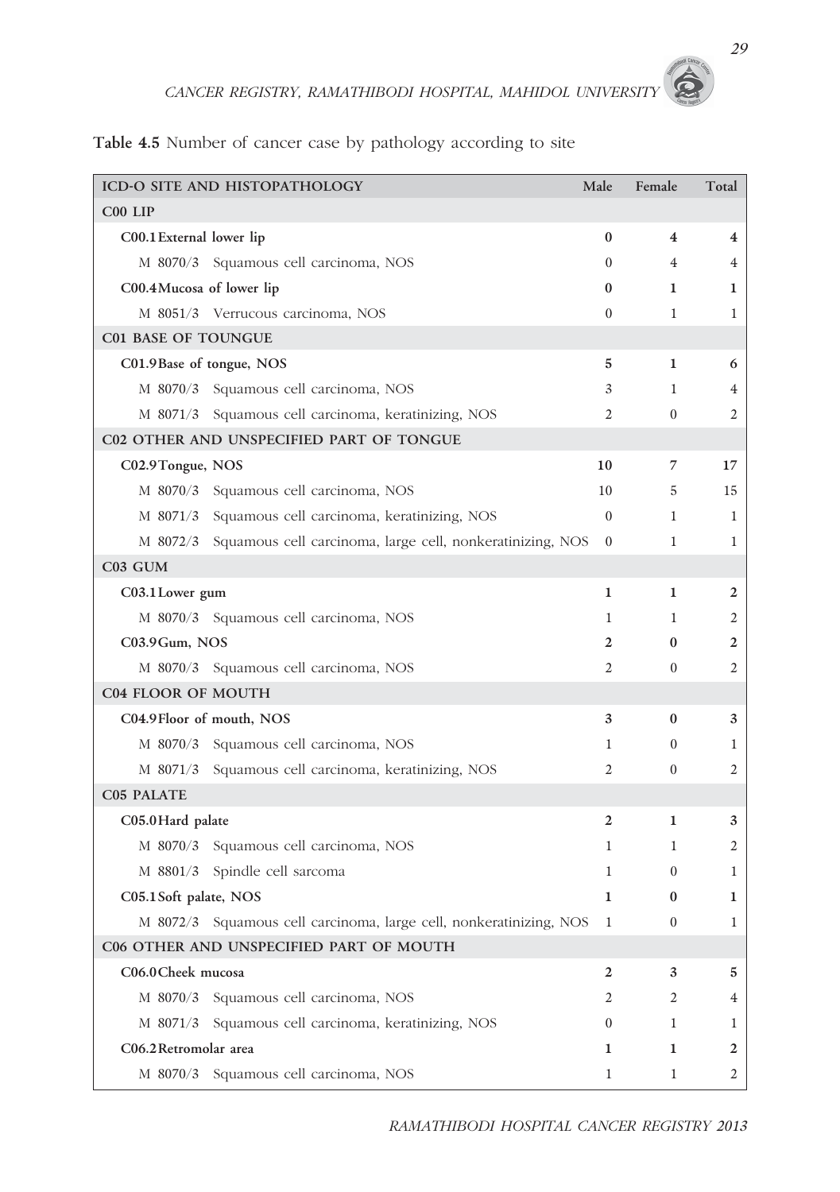**Table 4.5** Number of cancer case by pathology according to site

| ICD-O SITE AND HISTOPATHOLOGY | Male | Female | Total |
|---|---|---|---|
| **C00 LIP** | | | |
| **C00.1 External lower lip** | **0** | **4** | **4** |
| M 8070/3 Squamous cell carcinoma, NOS | 0 | 4 | 4 |
| **C00.4 Mucosa of lower lip** | **0** | **1** | **1** |
| M 8051/3 Verrucous carcinoma, NOS | 0 | 1 | 1 |
| **C01 BASE OF TOUNGUE** | | | |
| **C01.9 Base of tongue, NOS** | **5** | **1** | **6** |
| M 8070/3 Squamous cell carcinoma, NOS | 3 | 1 | 4 |
| M 8071/3 Squamous cell carcinoma, keratinizing, NOS | 2 | 0 | 2 |
| **C02 OTHER AND UNSPECIFIED PART OF TONGUE** | | | |
| **C02.9 Tongue, NOS** | **10** | **7** | **17** |
| M 8070/3 Squamous cell carcinoma, NOS | 10 | 5 | 15 |
| M 8071/3 Squamous cell carcinoma, keratinizing, NOS | 0 | 1 | 1 |
| M 8072/3 Squamous cell carcinoma, large cell, nonkeratinizing, NOS | 0 | 1 | 1 |
| **C03 GUM** | | | |
| **C03.1 Lower gum** | **1** | **1** | **2** |
| M 8070/3 Squamous cell carcinoma, NOS | 1 | 1 | 2 |
| **C03.9 Gum, NOS** | **2** | **0** | **2** |
| M 8070/3 Squamous cell carcinoma, NOS | 2 | 0 | 2 |
| **C04 FLOOR OF MOUTH** | | | |
| **C04.9 Floor of mouth, NOS** | **3** | **0** | **3** |
| M 8070/3 Squamous cell carcinoma, NOS | 1 | 0 | 1 |
| M 8071/3 Squamous cell carcinoma, keratinizing, NOS | 2 | 0 | 2 |
| **C05 PALATE** | | | |
| **C05.0 Hard palate** | **2** | **1** | **3** |
| M 8070/3 Squamous cell carcinoma, NOS | 1 | 1 | 2 |
| M 8801/3 Spindle cell sarcoma | 1 | 0 | 1 |
| **C05.1 Soft palate, NOS** | **1** | **0** | **1** |
| M 8072/3 Squamous cell carcinoma, large cell, nonkeratinizing, NOS | 1 | 0 | 1 |
| **C06 OTHER AND UNSPECIFIED PART OF MOUTH** | | | |
| **C06.0 Cheek mucosa** | **2** | **3** | **5** |
| M 8070/3 Squamous cell carcinoma, NOS | 2 | 2 | 4 |
| M 8071/3 Squamous cell carcinoma, keratinizing, NOS | 0 | 1 | 1 |
| **C06.2 Retromolar area** | **1** | **1** | **2** |
| M 8070/3 Squamous cell carcinoma, NOS | 1 | 1 | 2 |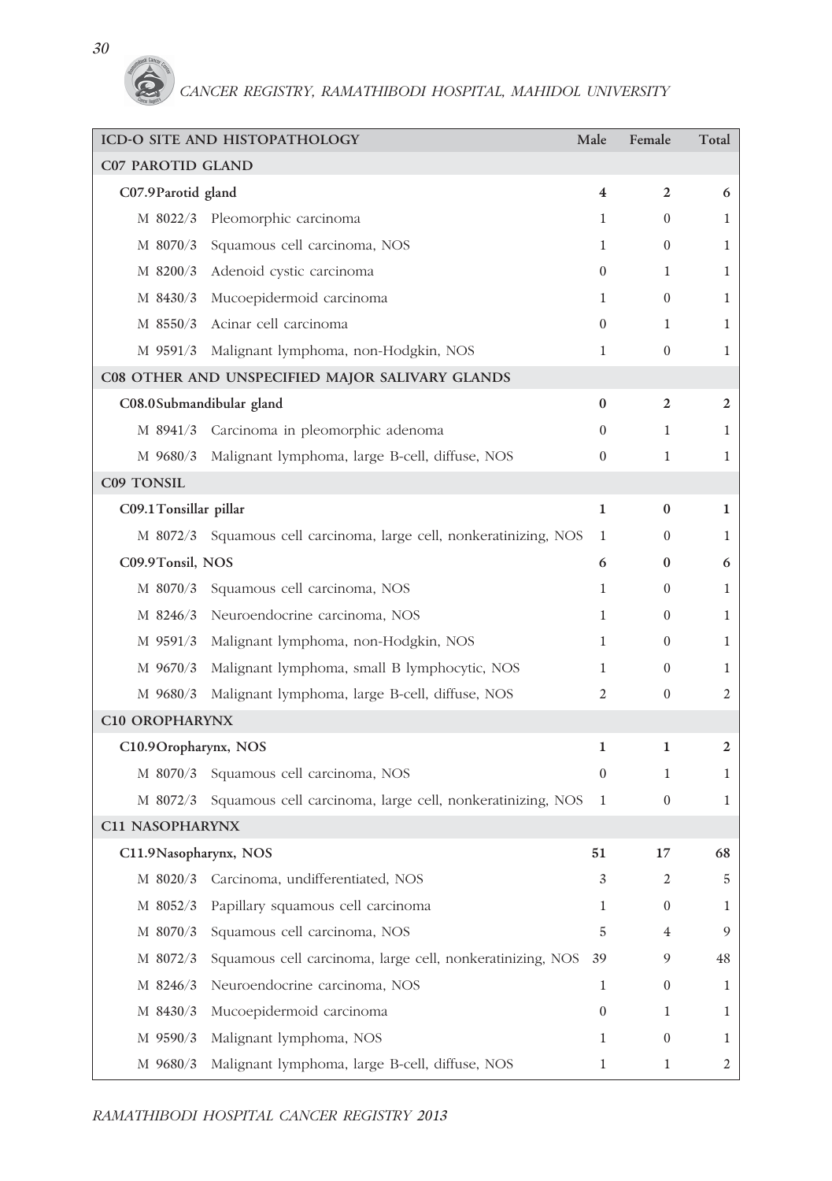| ICD-O SITE AND HISTOPATHOLOGY | Male | Female | Total |
|---|---|---|---|
| **C07 PAROTID GLAND** | | | |
| **C07.9 Parotid gland** | **4** | **2** | **6** |
| M 8022/3 Pleomorphic carcinoma | 1 | 0 | 1 |
| M 8070/3 Squamous cell carcinoma, NOS | 1 | 0 | 1 |
| M 8200/3 Adenoid cystic carcinoma | 0 | 1 | 1 |
| M 8430/3 Mucoepidermoid carcinoma | 1 | 0 | 1 |
| M 8550/3 Acinar cell carcinoma | 0 | 1 | 1 |
| M 9591/3 Malignant lymphoma, non-Hodgkin, NOS | 1 | 0 | 1 |
| **C08 OTHER AND UNSPECIFIED MAJOR SALIVARY GLANDS** | | | |
| **C08.0 Submandibular gland** | **0** | **2** | **2** |
| M 8941/3 Carcinoma in pleomorphic adenoma | 0 | 1 | 1 |
| M 9680/3 Malignant lymphoma, large B-cell, diffuse, NOS | 0 | 1 | 1 |
| **C09 TONSIL** | | | |
| **C09.1 Tonsillar pillar** | **1** | **0** | **1** |
| M 8072/3 Squamous cell carcinoma, large cell, nonkeratinizing, NOS | 1 | 0 | 1 |
| **C09.9 Tonsil, NOS** | **6** | **0** | **6** |
| M 8070/3 Squamous cell carcinoma, NOS | 1 | 0 | 1 |
| M 8246/3 Neuroendocrine carcinoma, NOS | 1 | 0 | 1 |
| M 9591/3 Malignant lymphoma, non-Hodgkin, NOS | 1 | 0 | 1 |
| M 9670/3 Malignant lymphoma, small B lymphocytic, NOS | 1 | 0 | 1 |
| M 9680/3 Malignant lymphoma, large B-cell, diffuse, NOS | 2 | 0 | 2 |
| **C10 OROPHARYNX** | | | |
| **C10.9 Oropharynx, NOS** | **1** | **1** | **2** |
| M 8070/3 Squamous cell carcinoma, NOS | 0 | 1 | 1 |
| M 8072/3 Squamous cell carcinoma, large cell, nonkeratinizing, NOS | 1 | 0 | 1 |
| **C11 NASOPHARYNX** | | | |
| **C11.9 Nasopharynx, NOS** | **51** | **17** | **68** |
| M 8020/3 Carcinoma, undifferentiated, NOS | 3 | 2 | 5 |
| M 8052/3 Papillary squamous cell carcinoma | 1 | 0 | 1 |
| M 8070/3 Squamous cell carcinoma, NOS | 5 | 4 | 9 |
| M 8072/3 Squamous cell carcinoma, large cell, nonkeratinizing, NOS | 39 | 9 | 48 |
| M 8246/3 Neuroendocrine carcinoma, NOS | 1 | 0 | 1 |
| M 8430/3 Mucoepidermoid carcinoma | 0 | 1 | 1 |
| M 9590/3 Malignant lymphoma, NOS | 1 | 0 | 1 |
| M 9680/3 Malignant lymphoma, large B-cell, diffuse, NOS | 1 | 1 | 2 |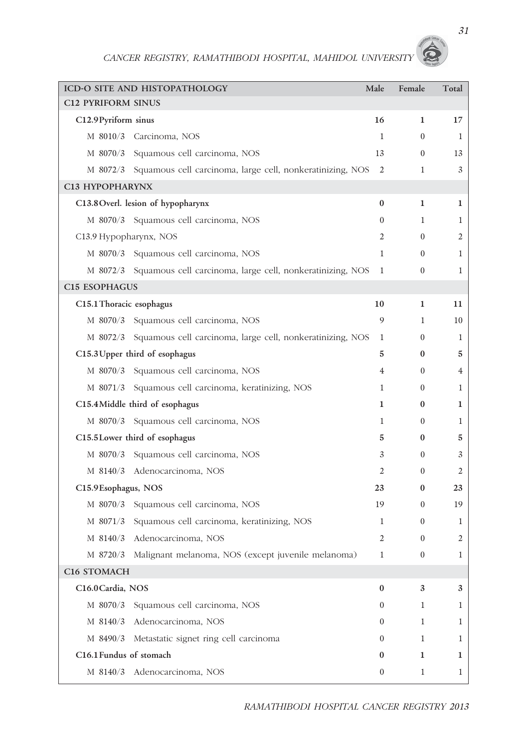| ICD-O SITE AND HISTOPATHOLOGY | Male | Female | Total |
|---|---|---|---|
| **C12 PYRIFORM SINUS** | | | |
| **C12.9 Pyriform sinus** | **16** | **1** | **17** |
| M 8010/3 Carcinoma, NOS | 1 | 0 | 1 |
| M 8070/3 Squamous cell carcinoma, NOS | 13 | 0 | 13 |
| M 8072/3 Squamous cell carcinoma, large cell, nonkeratinizing, NOS | 2 | 1 | 3 |
| **C13 HYPOPHARYNX** | | | |
| **C13.8 Overl. lesion of hypopharynx** | **0** | **1** | **1** |
| M 8070/3 Squamous cell carcinoma, NOS | 0 | 1 | 1 |
| C13.9 Hypopharynx, NOS | 2 | 0 | 2 |
| M 8070/3 Squamous cell carcinoma, NOS | 1 | 0 | 1 |
| M 8072/3 Squamous cell carcinoma, large cell, nonkeratinizing, NOS | 1 | 0 | 1 |
| **C15 ESOPHAGUS** | | | |
| **C15.1 Thoracic esophagus** | **10** | **1** | **11** |
| M 8070/3 Squamous cell carcinoma, NOS | 9 | 1 | 10 |
| M 8072/3 Squamous cell carcinoma, large cell, nonkeratinizing, NOS | 1 | 0 | 1 |
| **C15.3 Upper third of esophagus** | **5** | **0** | **5** |
| M 8070/3 Squamous cell carcinoma, NOS | 4 | 0 | 4 |
| M 8071/3 Squamous cell carcinoma, keratinizing, NOS | 1 | 0 | 1 |
| **C15.4 Middle third of esophagus** | **1** | **0** | **1** |
| M 8070/3 Squamous cell carcinoma, NOS | 1 | 0 | 1 |
| **C15.5 Lower third of esophagus** | **5** | **0** | **5** |
| M 8070/3 Squamous cell carcinoma, NOS | 3 | 0 | 3 |
| M 8140/3 Adenocarcinoma, NOS | 2 | 0 | 2 |
| **C15.9 Esophagus, NOS** | **23** | **0** | **23** |
| M 8070/3 Squamous cell carcinoma, NOS | 19 | 0 | 19 |
| M 8071/3 Squamous cell carcinoma, keratinizing, NOS | 1 | 0 | 1 |
| M 8140/3 Adenocarcinoma, NOS | 2 | 0 | 2 |
| M 8720/3 Malignant melanoma, NOS (except juvenile melanoma) | 1 | 0 | 1 |
| **C16 STOMACH** | | | |
| **C16.0 Cardia, NOS** | **0** | **3** | **3** |
| M 8070/3 Squamous cell carcinoma, NOS | 0 | 1 | 1 |
| M 8140/3 Adenocarcinoma, NOS | 0 | 1 | 1 |
| M 8490/3 Metastatic signet ring cell carcinoma | 0 | 1 | 1 |
| **C16.1 Fundus of stomach** | **0** | **1** | **1** |
| M 8140/3 Adenocarcinoma, NOS | 0 | 1 | 1 |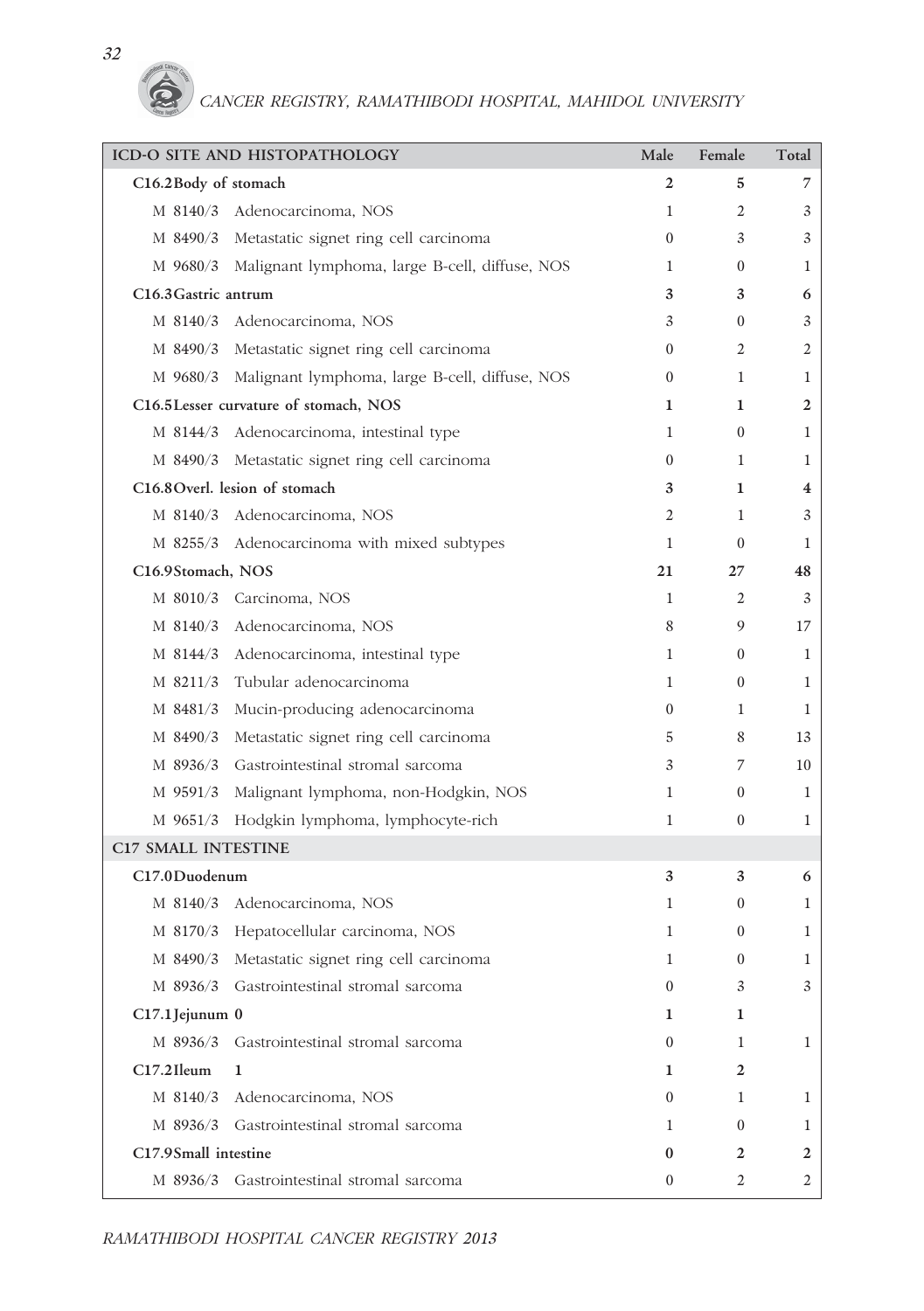| ICD-O SITE AND HISTOPATHOLOGY | Male | Female | Total |
|---|---|---|---|
| **C16.2Body of stomach** | **2** | **5** | 7 |
| M 8140/3 Adenocarcinoma, NOS | 1 | 2 | 3 |
| M 8490/3 Metastatic signet ring cell carcinoma | 0 | 3 | 3 |
| M 9680/3 Malignant lymphoma, large B-cell, diffuse, NOS | 1 | 0 | 1 |
| **C16.3Gastric antrum** | **3** | **3** | **6** |
| M 8140/3 Adenocarcinoma, NOS | 3 | 0 | 3 |
| M 8490/3 Metastatic signet ring cell carcinoma | 0 | 2 | 2 |
| M 9680/3 Malignant lymphoma, large B-cell, diffuse, NOS | 0 | 1 | 1 |
| **C16.5Lesser curvature of stomach, NOS** | **1** | **1** | **2** |
| M 8144/3 Adenocarcinoma, intestinal type | 1 | 0 | 1 |
| M 8490/3 Metastatic signet ring cell carcinoma | 0 | 1 | 1 |
| **C16.8Overl. lesion of stomach** | **3** | **1** | **4** |
| M 8140/3 Adenocarcinoma, NOS | 2 | 1 | 3 |
| M 8255/3 Adenocarcinoma with mixed subtypes | 1 | 0 | 1 |
| **C16.9Stomach, NOS** | **21** | **27** | **48** |
| M 8010/3 Carcinoma, NOS | 1 | 2 | 3 |
| M 8140/3 Adenocarcinoma, NOS | 8 | 9 | 17 |
| M 8144/3 Adenocarcinoma, intestinal type | 1 | 0 | 1 |
| M 8211/3 Tubular adenocarcinoma | 1 | 0 | 1 |
| M 8481/3 Mucin-producing adenocarcinoma | 0 | 1 | 1 |
| M 8490/3 Metastatic signet ring cell carcinoma | 5 | 8 | 13 |
| M 8936/3 Gastrointestinal stromal sarcoma | 3 | 7 | 10 |
| M 9591/3 Malignant lymphoma, non-Hodgkin, NOS | 1 | 0 | 1 |
| M 9651/3 Hodgkin lymphoma, lymphocyte-rich | 1 | 0 | 1 |
| **C17 SMALL INTESTINE** | | | |
| **C17.0Duodenum** | **3** | **3** | **6** |
| M 8140/3 Adenocarcinoma, NOS | 1 | 0 | 1 |
| M 8170/3 Hepatocellular carcinoma, NOS | 1 | 0 | 1 |
| M 8490/3 Metastatic signet ring cell carcinoma | 1 | 0 | 1 |
| M 8936/3 Gastrointestinal stromal sarcoma | 0 | 3 | 3 |
| **C17.1Jejunum 0** | **1** | **1** | |
| M 8936/3 Gastrointestinal stromal sarcoma | 0 | 1 | 1 |
| **C17.2Ileum 1** | **1** | **2** | |
| M 8140/3 Adenocarcinoma, NOS | 0 | 1 | 1 |
| M 8936/3 Gastrointestinal stromal sarcoma | 1 | 0 | 1 |
| **C17.9Small intestine** | **0** | **2** | **2** |
| M 8936/3 Gastrointestinal stromal sarcoma | 0 | 2 | 2 |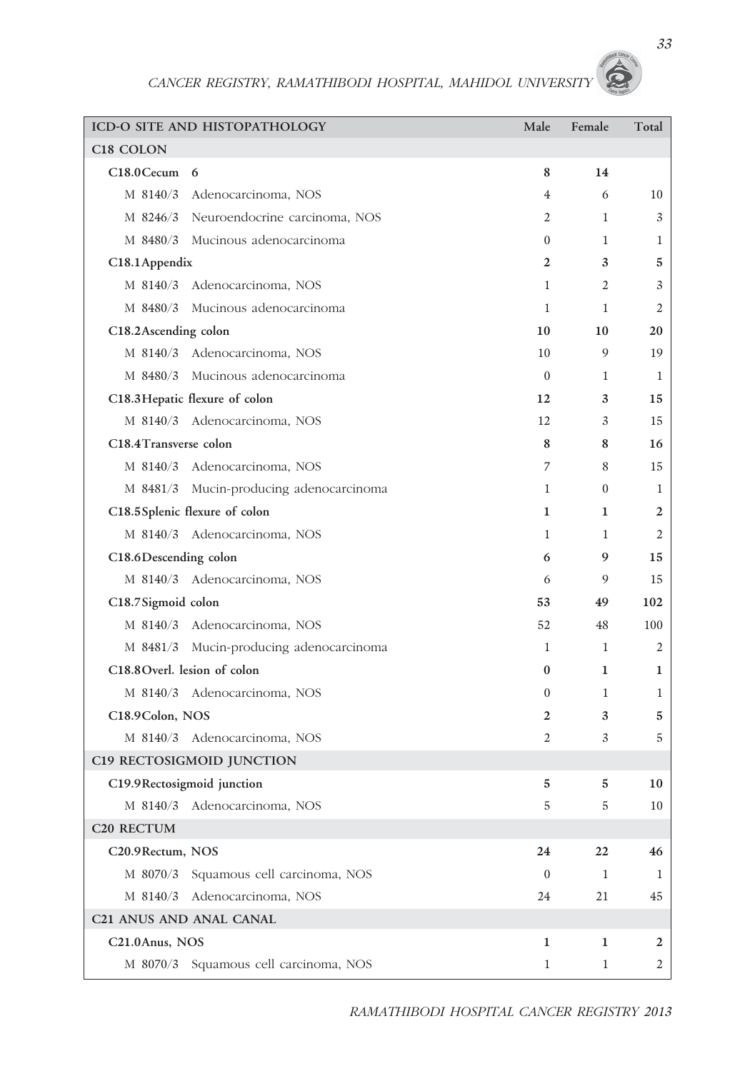| ICD-O SITE AND HISTOPATHOLOGY | Male | Female | Total |
|---|---|---|---|
| **C18 COLON** | | | |
| **C18.0Cecum 6** | **8** | **14** | |
| M 8140/3 Adenocarcinoma, NOS | 4 | 6 | 10 |
| M 8246/3 Neuroendocrine carcinoma, NOS | 2 | 1 | 3 |
| M 8480/3 Mucinous adenocarcinoma | 0 | 1 | 1 |
| **C18.1Appendix** | **2** | **3** | **5** |
| M 8140/3 Adenocarcinoma, NOS | 1 | 2 | 3 |
| M 8480/3 Mucinous adenocarcinoma | 1 | 1 | 2 |
| **C18.2Ascending colon** | **10** | **10** | **20** |
| M 8140/3 Adenocarcinoma, NOS | 10 | 9 | 19 |
| M 8480/3 Mucinous adenocarcinoma | 0 | 1 | 1 |
| **C18.3Hepatic flexure of colon** | **12** | **3** | **15** |
| M 8140/3 Adenocarcinoma, NOS | 12 | 3 | 15 |
| **C18.4Transverse colon** | **8** | **8** | **16** |
| M 8140/3 Adenocarcinoma, NOS | 7 | 8 | 15 |
| M 8481/3 Mucin-producing adenocarcinoma | 1 | 0 | 1 |
| **C18.5Splenic flexure of colon** | **1** | **1** | **2** |
| M 8140/3 Adenocarcinoma, NOS | 1 | 1 | 2 |
| **C18.6Descending colon** | **6** | **9** | **15** |
| M 8140/3 Adenocarcinoma, NOS | 6 | 9 | 15 |
| **C18.7Sigmoid colon** | **53** | **49** | **102** |
| M 8140/3 Adenocarcinoma, NOS | 52 | 48 | 100 |
| M 8481/3 Mucin-producing adenocarcinoma | 1 | 1 | 2 |
| **C18.8Overl. lesion of colon** | **0** | **1** | **1** |
| M 8140/3 Adenocarcinoma, NOS | 0 | 1 | 1 |
| **C18.9Colon, NOS** | **2** | **3** | **5** |
| M 8140/3 Adenocarcinoma, NOS | 2 | 3 | 5 |
| **C19 RECTOSIGMOID JUNCTION** | | | |
| **C19.9Rectosigmoid junction** | **5** | **5** | **10** |
| M 8140/3 Adenocarcinoma, NOS | 5 | 5 | 10 |
| **C20 RECTUM** | | | |
| **C20.9Rectum, NOS** | **24** | **22** | **46** |
| M 8070/3 Squamous cell carcinoma, NOS | 0 | 1 | 1 |
| M 8140/3 Adenocarcinoma, NOS | 24 | 21 | 45 |
| **C21 ANUS AND ANAL CANAL** | | | |
| **C21.0Anus, NOS** | **1** | **1** | **2** |
| M 8070/3 Squamous cell carcinoma, NOS | 1 | 1 | 2 |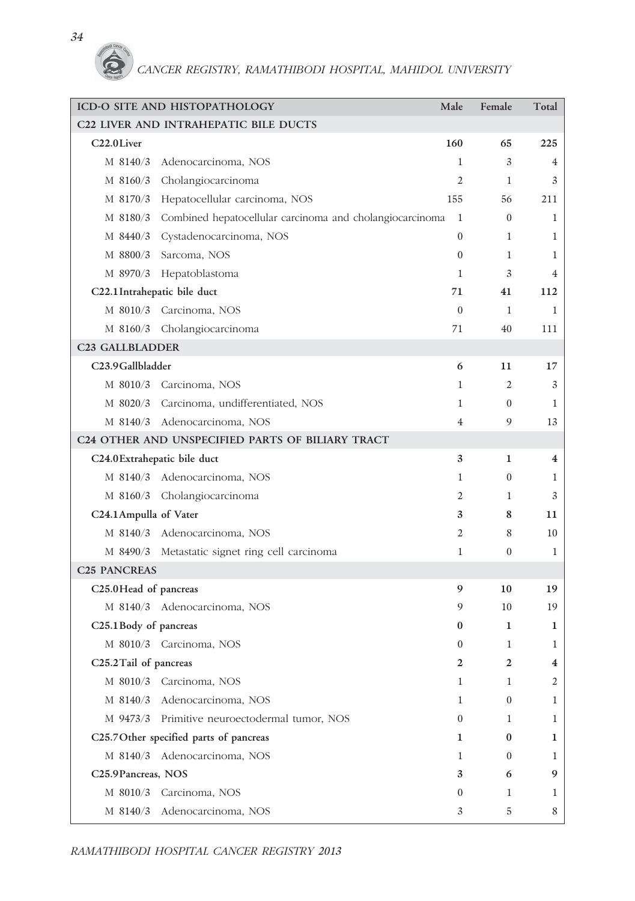| ICD-O SITE AND HISTOPATHOLOGY | Male | Female | Total |
|---|---|---|---|
| **C22 LIVER AND INTRAHEPATIC BILE DUCTS** | | | |
| **C22.0 Liver** | **160** | **65** | **225** |
| M 8140/3 Adenocarcinoma, NOS | 1 | 3 | 4 |
| M 8160/3 Cholangiocarcinoma | 2 | 1 | 3 |
| M 8170/3 Hepatocellular carcinoma, NOS | 155 | 56 | 211 |
| M 8180/3 Combined hepatocellular carcinoma and cholangiocarcinoma | 1 | 0 | 1 |
| M 8440/3 Cystadenocarcinoma, NOS | 0 | 1 | 1 |
| M 8800/3 Sarcoma, NOS | 0 | 1 | 1 |
| M 8970/3 Hepatoblastoma | 1 | 3 | 4 |
| **C22.1 Intrahepatic bile duct** | **71** | **41** | **112** |
| M 8010/3 Carcinoma, NOS | 0 | 1 | 1 |
| M 8160/3 Cholangiocarcinoma | 71 | 40 | 111 |
| **C23 GALLBLADDER** | | | |
| **C23.9 Gallbladder** | **6** | **11** | **17** |
| M 8010/3 Carcinoma, NOS | 1 | 2 | 3 |
| M 8020/3 Carcinoma, undifferentiated, NOS | 1 | 0 | 1 |
| M 8140/3 Adenocarcinoma, NOS | 4 | 9 | 13 |
| **C24 OTHER AND UNSPECIFIED PARTS OF BILIARY TRACT** | | | |
| **C24.0 Extrahepatic bile duct** | **3** | **1** | **4** |
| M 8140/3 Adenocarcinoma, NOS | 1 | 0 | 1 |
| M 8160/3 Cholangiocarcinoma | 2 | 1 | 3 |
| **C24.1 Ampulla of Vater** | **3** | **8** | **11** |
| M 8140/3 Adenocarcinoma, NOS | 2 | 8 | 10 |
| M 8490/3 Metastatic signet ring cell carcinoma | 1 | 0 | 1 |
| **C25 PANCREAS** | | | |
| **C25.0 Head of pancreas** | **9** | **10** | **19** |
| M 8140/3 Adenocarcinoma, NOS | 9 | 10 | 19 |
| **C25.1 Body of pancreas** | **0** | **1** | **1** |
| M 8010/3 Carcinoma, NOS | 0 | 1 | 1 |
| **C25.2 Tail of pancreas** | **2** | **2** | **4** |
| M 8010/3 Carcinoma, NOS | 1 | 1 | 2 |
| M 8140/3 Adenocarcinoma, NOS | 1 | 0 | 1 |
| M 9473/3 Primitive neuroectodermal tumor, NOS | 0 | 1 | 1 |
| **C25.7 Other specified parts of pancreas** | **1** | **0** | **1** |
| M 8140/3 Adenocarcinoma, NOS | 1 | 0 | 1 |
| **C25.9 Pancreas, NOS** | **3** | **6** | **9** |
| M 8010/3 Carcinoma, NOS | 0 | 1 | 1 |
| M 8140/3 Adenocarcinoma, NOS | 3 | 5 | 8 |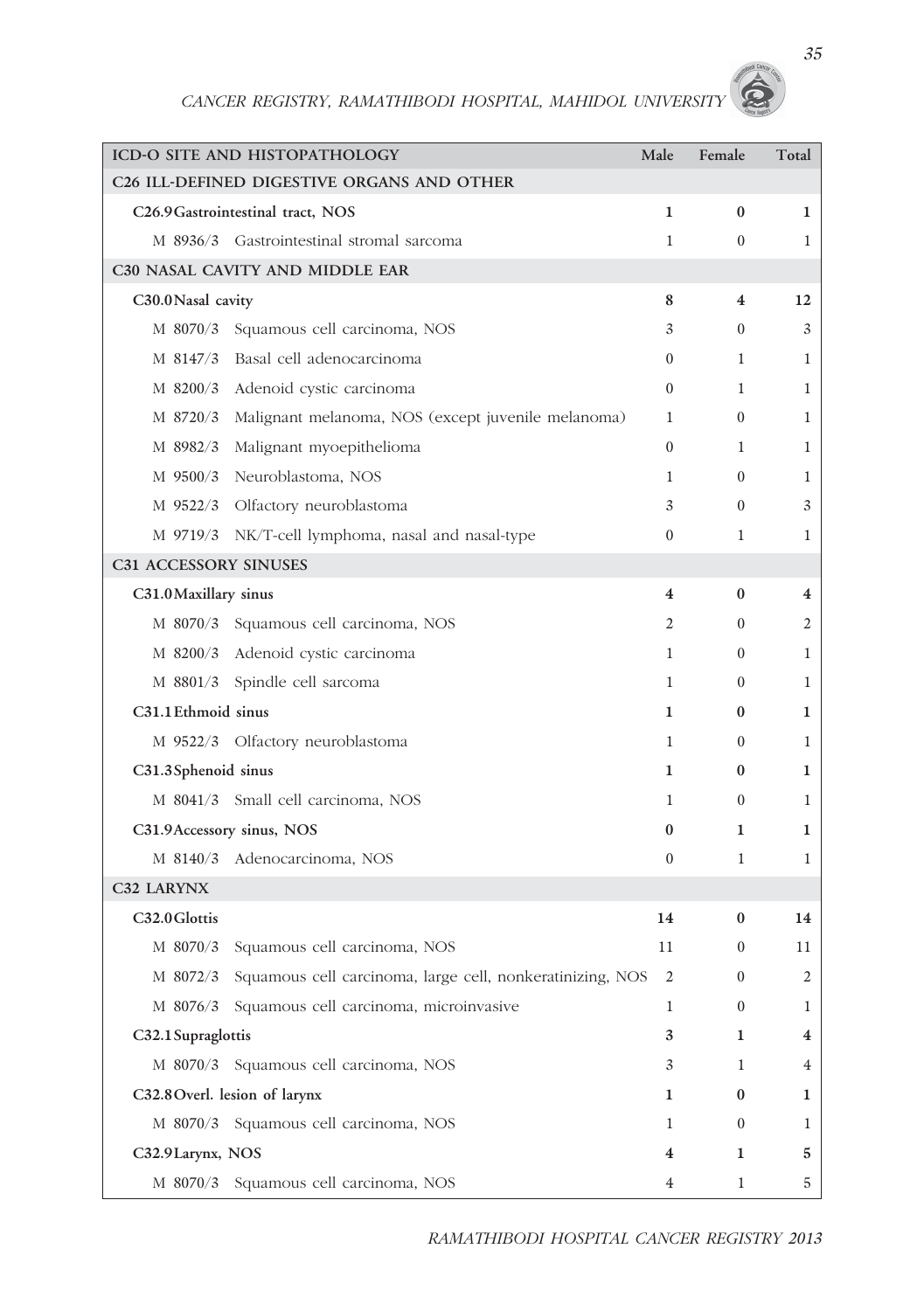| ICD-O SITE AND HISTOPATHOLOGY | Male | Female | Total |
|---|---|---|---|
| **C26 ILL-DEFINED DIGESTIVE ORGANS AND OTHER** | | | |
| **C26.9 Gastrointestinal tract, NOS** | **1** | **0** | **1** |
| M 8936/3 Gastrointestinal stromal sarcoma | 1 | 0 | 1 |
| **C30 NASAL CAVITY AND MIDDLE EAR** | | | |
| **C30.0 Nasal cavity** | **8** | **4** | **12** |
| M 8070/3 Squamous cell carcinoma, NOS | 3 | 0 | 3 |
| M 8147/3 Basal cell adenocarcinoma | 0 | 1 | 1 |
| M 8200/3 Adenoid cystic carcinoma | 0 | 1 | 1 |
| M 8720/3 Malignant melanoma, NOS (except juvenile melanoma) | 1 | 0 | 1 |
| M 8982/3 Malignant myoepithelioma | 0 | 1 | 1 |
| M 9500/3 Neuroblastoma, NOS | 1 | 0 | 1 |
| M 9522/3 Olfactory neuroblastoma | 3 | 0 | 3 |
| M 9719/3 NK/T-cell lymphoma, nasal and nasal-type | 0 | 1 | 1 |
| **C31 ACCESSORY SINUSES** | | | |
| **C31.0 Maxillary sinus** | **4** | **0** | **4** |
| M 8070/3 Squamous cell carcinoma, NOS | 2 | 0 | 2 |
| M 8200/3 Adenoid cystic carcinoma | 1 | 0 | 1 |
| M 8801/3 Spindle cell sarcoma | 1 | 0 | 1 |
| **C31.1 Ethmoid sinus** | **1** | **0** | **1** |
| M 9522/3 Olfactory neuroblastoma | 1 | 0 | 1 |
| **C31.3 Sphenoid sinus** | **1** | **0** | **1** |
| M 8041/3 Small cell carcinoma, NOS | 1 | 0 | 1 |
| **C31.9 Accessory sinus, NOS** | **0** | **1** | **1** |
| M 8140/3 Adenocarcinoma, NOS | 0 | 1 | 1 |
| **C32 LARYNX** | | | |
| **C32.0 Glottis** | **14** | **0** | **14** |
| M 8070/3 Squamous cell carcinoma, NOS | 11 | 0 | 11 |
| M 8072/3 Squamous cell carcinoma, large cell, nonkeratinizing, NOS | 2 | 0 | 2 |
| M 8076/3 Squamous cell carcinoma, microinvasive | 1 | 0 | 1 |
| **C32.1 Supraglottis** | **3** | **1** | **4** |
| M 8070/3 Squamous cell carcinoma, NOS | 3 | 1 | 4 |
| **C32.8 Overl. lesion of larynx** | **1** | **0** | **1** |
| M 8070/3 Squamous cell carcinoma, NOS | 1 | 0 | 1 |
| **C32.9 Larynx, NOS** | **4** | **1** | **5** |
| M 8070/3 Squamous cell carcinoma, NOS | 4 | 1 | 5 |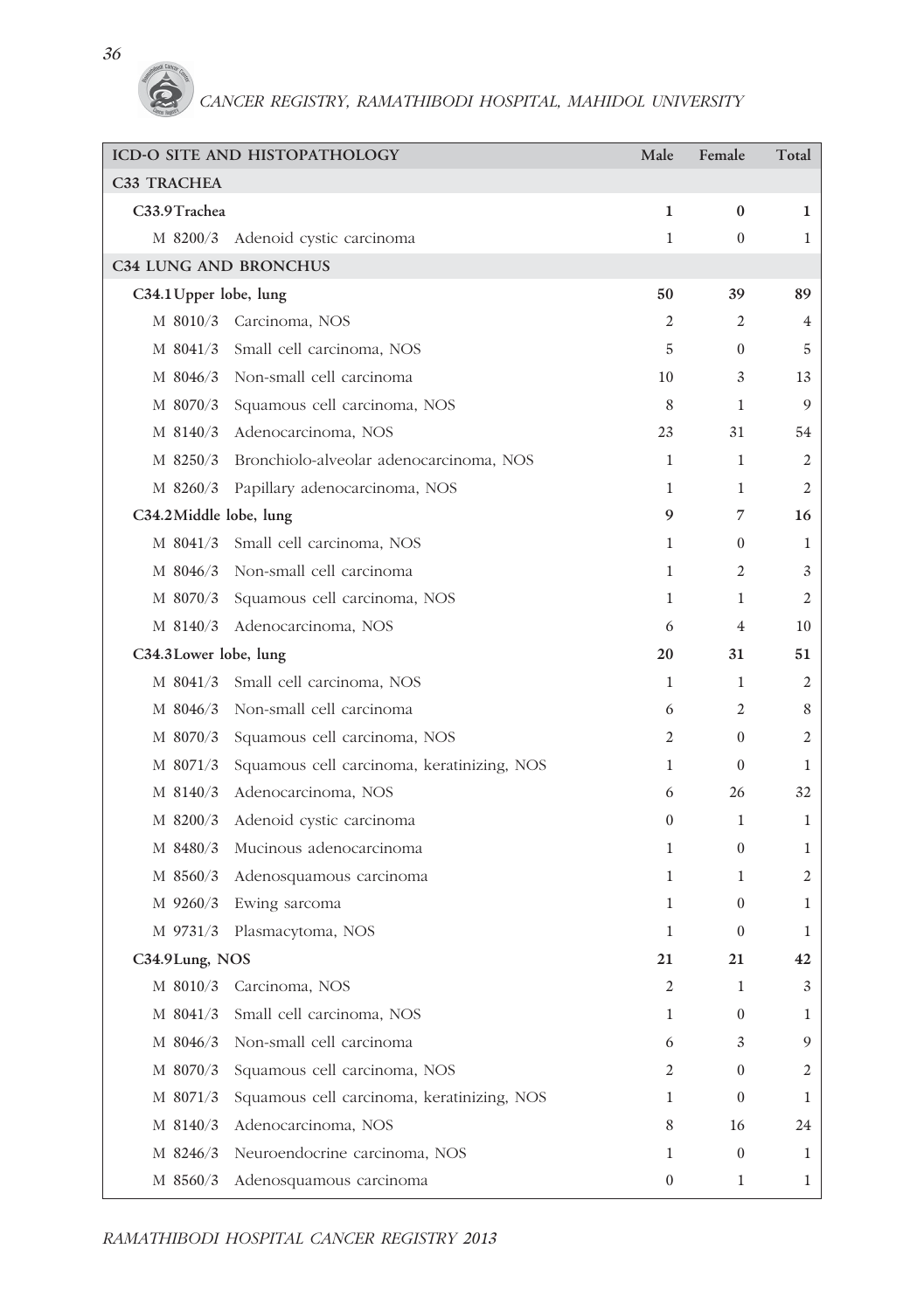| ICD-O SITE AND HISTOPATHOLOGY | Male | Female | Total |
|---|---|---|---|
| **C33 TRACHEA** | | | |
| **C33.9 Trachea** | **1** | **0** | **1** |
| M 8200/3 Adenoid cystic carcinoma | 1 | 0 | 1 |
| **C34 LUNG AND BRONCHUS** | | | |
| **C34.1 Upper lobe, lung** | **50** | **39** | **89** |
| M 8010/3 Carcinoma, NOS | 2 | 2 | 4 |
| M 8041/3 Small cell carcinoma, NOS | 5 | 0 | 5 |
| M 8046/3 Non-small cell carcinoma | 10 | 3 | 13 |
| M 8070/3 Squamous cell carcinoma, NOS | 8 | 1 | 9 |
| M 8140/3 Adenocarcinoma, NOS | 23 | 31 | 54 |
| M 8250/3 Bronchiolo-alveolar adenocarcinoma, NOS | 1 | 1 | 2 |
| M 8260/3 Papillary adenocarcinoma, NOS | 1 | 1 | 2 |
| **C34.2 Middle lobe, lung** | **9** | **7** | **16** |
| M 8041/3 Small cell carcinoma, NOS | 1 | 0 | 1 |
| M 8046/3 Non-small cell carcinoma | 1 | 2 | 3 |
| M 8070/3 Squamous cell carcinoma, NOS | 1 | 1 | 2 |
| M 8140/3 Adenocarcinoma, NOS | 6 | 4 | 10 |
| **C34.3 Lower lobe, lung** | **20** | **31** | **51** |
| M 8041/3 Small cell carcinoma, NOS | 1 | 1 | 2 |
| M 8046/3 Non-small cell carcinoma | 6 | 2 | 8 |
| M 8070/3 Squamous cell carcinoma, NOS | 2 | 0 | 2 |
| M 8071/3 Squamous cell carcinoma, keratinizing, NOS | 1 | 0 | 1 |
| M 8140/3 Adenocarcinoma, NOS | 6 | 26 | 32 |
| M 8200/3 Adenoid cystic carcinoma | 0 | 1 | 1 |
| M 8480/3 Mucinous adenocarcinoma | 1 | 0 | 1 |
| M 8560/3 Adenosquamous carcinoma | 1 | 1 | 2 |
| M 9260/3 Ewing sarcoma | 1 | 0 | 1 |
| M 9731/3 Plasmacytoma, NOS | 1 | 0 | 1 |
| **C34.9 Lung, NOS** | **21** | **21** | **42** |
| M 8010/3 Carcinoma, NOS | 2 | 1 | 3 |
| M 8041/3 Small cell carcinoma, NOS | 1 | 0 | 1 |
| M 8046/3 Non-small cell carcinoma | 6 | 3 | 9 |
| M 8070/3 Squamous cell carcinoma, NOS | 2 | 0 | 2 |
| M 8071/3 Squamous cell carcinoma, keratinizing, NOS | 1 | 0 | 1 |
| M 8140/3 Adenocarcinoma, NOS | 8 | 16 | 24 |
| M 8246/3 Neuroendocrine carcinoma, NOS | 1 | 0 | 1 |
| M 8560/3 Adenosquamous carcinoma | 0 | 1 | 1 |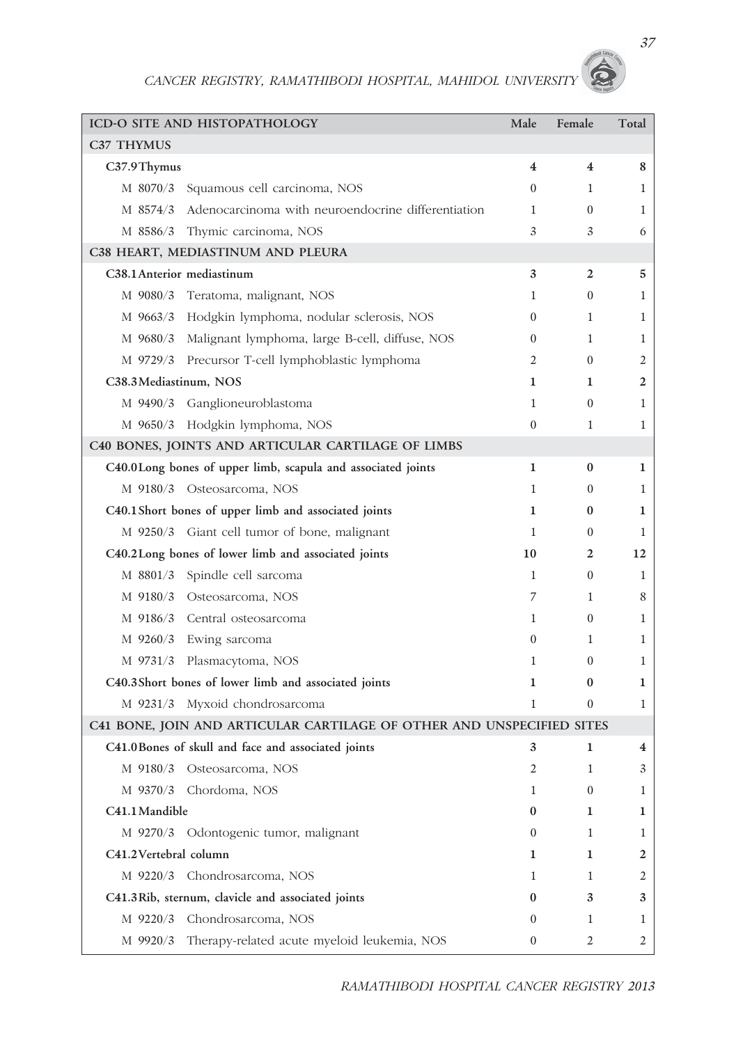| ICD-O SITE AND HISTOPATHOLOGY | Male | Female | Total |
|---|---|---|---|
| **C37 THYMUS** | | | |
| **C37.9 Thymus** | **4** | **4** | **8** |
| M 8070/3 Squamous cell carcinoma, NOS | 0 | 1 | 1 |
| M 8574/3 Adenocarcinoma with neuroendocrine differentiation | 1 | 0 | 1 |
| M 8586/3 Thymic carcinoma, NOS | 3 | 3 | 6 |
| **C38 HEART, MEDIASTINUM AND PLEURA** | | | |
| **C38.1 Anterior mediastinum** | **3** | **2** | **5** |
| M 9080/3 Teratoma, malignant, NOS | 1 | 0 | 1 |
| M 9663/3 Hodgkin lymphoma, nodular sclerosis, NOS | 0 | 1 | 1 |
| M 9680/3 Malignant lymphoma, large B-cell, diffuse, NOS | 0 | 1 | 1 |
| M 9729/3 Precursor T-cell lymphoblastic lymphoma | 2 | 0 | 2 |
| **C38.3 Mediastinum, NOS** | **1** | **1** | **2** |
| M 9490/3 Ganglioneuroblastoma | 1 | 0 | 1 |
| M 9650/3 Hodgkin lymphoma, NOS | 0 | 1 | 1 |
| **C40 BONES, JOINTS AND ARTICULAR CARTILAGE OF LIMBS** | | | |
| **C40.0 Long bones of upper limb, scapula and associated joints** | **1** | **0** | **1** |
| M 9180/3 Osteosarcoma, NOS | 1 | 0 | 1 |
| **C40.1 Short bones of upper limb and associated joints** | **1** | **0** | **1** |
| M 9250/3 Giant cell tumor of bone, malignant | 1 | 0 | 1 |
| **C40.2 Long bones of lower limb and associated joints** | **10** | **2** | **12** |
| M 8801/3 Spindle cell sarcoma | 1 | 0 | 1 |
| M 9180/3 Osteosarcoma, NOS | 7 | 1 | 8 |
| M 9186/3 Central osteosarcoma | 1 | 0 | 1 |
| M 9260/3 Ewing sarcoma | 0 | 1 | 1 |
| M 9731/3 Plasmacytoma, NOS | 1 | 0 | 1 |
| **C40.3 Short bones of lower limb and associated joints** | **1** | **0** | **1** |
| M 9231/3 Myxoid chondrosarcoma | 1 | 0 | 1 |
| **C41 BONE, JOIN AND ARTICULAR CARTILAGE OF OTHER AND UNSPECIFIED SITES** | | | |
| **C41.0 Bones of skull and face and associated joints** | **3** | **1** | **4** |
| M 9180/3 Osteosarcoma, NOS | 2 | 1 | 3 |
| M 9370/3 Chordoma, NOS | 1 | 0 | 1 |
| **C41.1 Mandible** | **0** | **1** | **1** |
| M 9270/3 Odontogenic tumor, malignant | 0 | 1 | 1 |
| **C41.2 Vertebral column** | **1** | **1** | **2** |
| M 9220/3 Chondrosarcoma, NOS | 1 | 1 | 2 |
| **C41.3 Rib, sternum, clavicle and associated joints** | **0** | **3** | **3** |
| M 9220/3 Chondrosarcoma, NOS | 0 | 1 | 1 |
| M 9920/3 Therapy-related acute myeloid leukemia, NOS | 0 | 2 | 2 |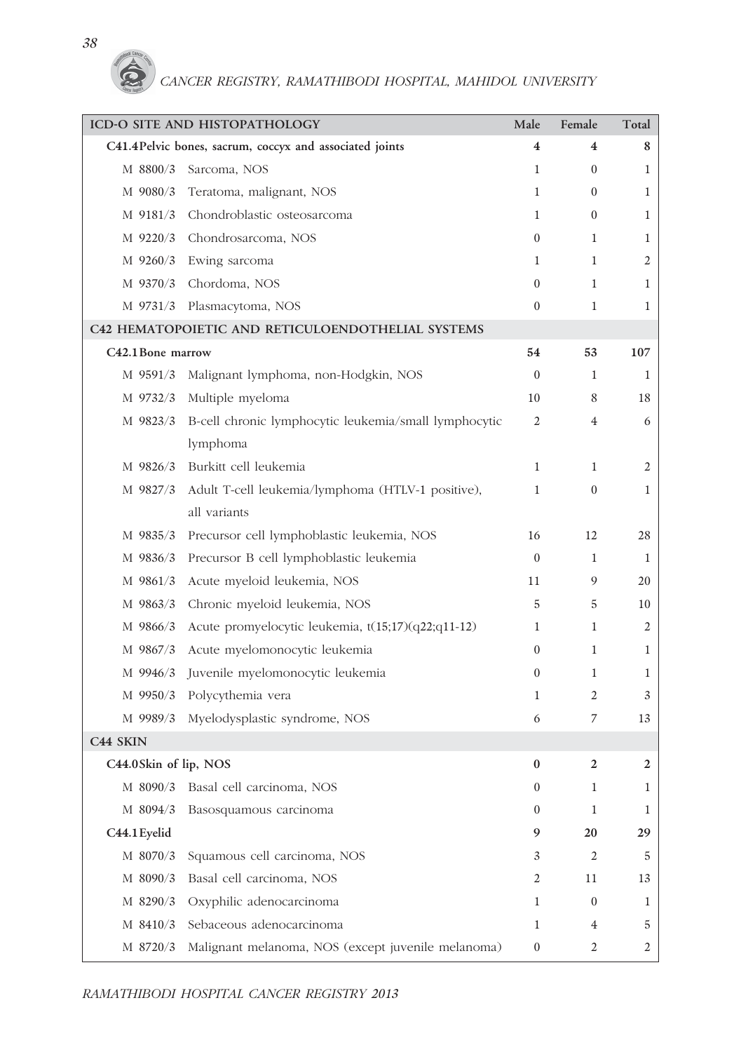| ICD-O SITE AND HISTOPATHOLOGY | | Male | Female | Total |
|---|---|---|---|---|
| **C41.4 Pelvic bones, sacrum, coccyx and associated joints** | | **4** | **4** | **8** |
| M 8800/3 | Sarcoma, NOS | 1 | 0 | 1 |
| M 9080/3 | Teratoma, malignant, NOS | 1 | 0 | 1 |
| M 9181/3 | Chondroblastic osteosarcoma | 1 | 0 | 1 |
| M 9220/3 | Chondrosarcoma, NOS | 0 | 1 | 1 |
| M 9260/3 | Ewing sarcoma | 1 | 1 | 2 |
| M 9370/3 | Chordoma, NOS | 0 | 1 | 1 |
| M 9731/3 | Plasmacytoma, NOS | 0 | 1 | 1 |
| **C42 HEMATOPOIETIC AND RETICULOENDOTHELIAL SYSTEMS** | | | | |
| **C42.1 Bone marrow** | | **54** | **53** | **107** |
| M 9591/3 | Malignant lymphoma, non-Hodgkin, NOS | 0 | 1 | 1 |
| M 9732/3 | Multiple myeloma | 10 | 8 | 18 |
| M 9823/3 | B-cell chronic lymphocytic leukemia/small lymphocytic lymphoma | 2 | 4 | 6 |
| M 9826/3 | Burkitt cell leukemia | 1 | 1 | 2 |
| M 9827/3 | Adult T-cell leukemia/lymphoma (HTLV-1 positive), all variants | 1 | 0 | 1 |
| M 9835/3 | Precursor cell lymphoblastic leukemia, NOS | 16 | 12 | 28 |
| M 9836/3 | Precursor B cell lymphoblastic leukemia | 0 | 1 | 1 |
| M 9861/3 | Acute myeloid leukemia, NOS | 11 | 9 | 20 |
| M 9863/3 | Chronic myeloid leukemia, NOS | 5 | 5 | 10 |
| M 9866/3 | Acute promyelocytic leukemia, t(15;17)(q22;q11-12) | 1 | 1 | 2 |
| M 9867/3 | Acute myelomonocytic leukemia | 0 | 1 | 1 |
| M 9946/3 | Juvenile myelomonocytic leukemia | 0 | 1 | 1 |
| M 9950/3 | Polycythemia vera | 1 | 2 | 3 |
| M 9989/3 | Myelodysplastic syndrome, NOS | 6 | 7 | 13 |
| **C44 SKIN** | | | | |
| **C44.0 Skin of lip, NOS** | | **0** | **2** | **2** |
| M 8090/3 | Basal cell carcinoma, NOS | 0 | 1 | 1 |
| M 8094/3 | Basosquamous carcinoma | 0 | 1 | 1 |
| **C44.1 Eyelid** | | **9** | **20** | **29** |
| M 8070/3 | Squamous cell carcinoma, NOS | 3 | 2 | 5 |
| M 8090/3 | Basal cell carcinoma, NOS | 2 | 11 | 13 |
| M 8290/3 | Oxyphilic adenocarcinoma | 1 | 0 | 1 |
| M 8410/3 | Sebaceous adenocarcinoma | 1 | 4 | 5 |
| M 8720/3 | Malignant melanoma, NOS (except juvenile melanoma) | 0 | 2 | 2 |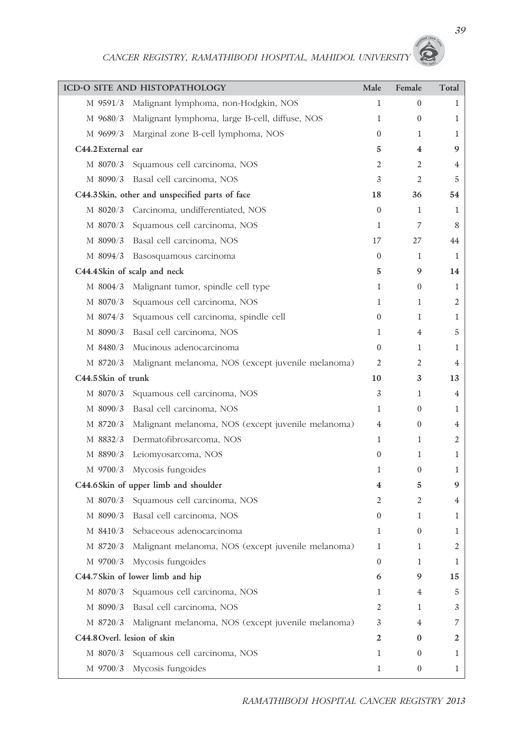| ICD-O SITE AND HISTOPATHOLOGY | Male | Female | Total |
|---|---|---|---|
| M 9591/3 Malignant lymphoma, non-Hodgkin, NOS | 1 | 0 | 1 |
| M 9680/3 Malignant lymphoma, large B-cell, diffuse, NOS | 1 | 0 | 1 |
| M 9699/3 Marginal zone B-cell lymphoma, NOS | 0 | 1 | 1 |
| **C44.2 External ear** | **5** | **4** | **9** |
| M 8070/3 Squamous cell carcinoma, NOS | 2 | 2 | 4 |
| M 8090/3 Basal cell carcinoma, NOS | 3 | 2 | 5 |
| **C44.3 Skin, other and unspecified parts of face** | **18** | **36** | **54** |
| M 8020/3 Carcinoma, undifferentiated, NOS | 0 | 1 | 1 |
| M 8070/3 Squamous cell carcinoma, NOS | 1 | 7 | 8 |
| M 8090/3 Basal cell carcinoma, NOS | 17 | 27 | 44 |
| M 8094/3 Basosquamous carcinoma | 0 | 1 | 1 |
| **C44.4 Skin of scalp and neck** | **5** | **9** | **14** |
| M 8004/3 Malignant tumor, spindle cell type | 1 | 0 | 1 |
| M 8070/3 Squamous cell carcinoma, NOS | 1 | 1 | 2 |
| M 8074/3 Squamous cell carcinoma, spindle cell | 0 | 1 | 1 |
| M 8090/3 Basal cell carcinoma, NOS | 1 | 4 | 5 |
| M 8480/3 Mucinous adenocarcinoma | 0 | 1 | 1 |
| M 8720/3 Malignant melanoma, NOS (except juvenile melanoma) | 2 | 2 | 4 |
| **C44.5 Skin of trunk** | **10** | **3** | **13** |
| M 8070/3 Squamous cell carcinoma, NOS | 3 | 1 | 4 |
| M 8090/3 Basal cell carcinoma, NOS | 1 | 0 | 1 |
| M 8720/3 Malignant melanoma, NOS (except juvenile melanoma) | 4 | 0 | 4 |
| M 8832/3 Dermatofibrosarcoma, NOS | 1 | 1 | 2 |
| M 8890/3 Leiomyosarcoma, NOS | 0 | 1 | 1 |
| M 9700/3 Mycosis fungoides | 1 | 0 | 1 |
| **C44.6 Skin of upper limb and shoulder** | **4** | **5** | **9** |
| M 8070/3 Squamous cell carcinoma, NOS | 2 | 2 | 4 |
| M 8090/3 Basal cell carcinoma, NOS | 0 | 1 | 1 |
| M 8410/3 Sebaceous adenocarcinoma | 1 | 0 | 1 |
| M 8720/3 Malignant melanoma, NOS (except juvenile melanoma) | 1 | 1 | 2 |
| M 9700/3 Mycosis fungoides | 0 | 1 | 1 |
| **C44.7 Skin of lower limb and hip** | **6** | **9** | **15** |
| M 8070/3 Squamous cell carcinoma, NOS | 1 | 4 | 5 |
| M 8090/3 Basal cell carcinoma, NOS | 2 | 1 | 3 |
| M 8720/3 Malignant melanoma, NOS (except juvenile melanoma) | 3 | 4 | 7 |
| **C44.8 Overl. lesion of skin** | **2** | **0** | **2** |
| M 8070/3 Squamous cell carcinoma, NOS | 1 | 0 | 1 |
| M 9700/3 Mycosis fungoides | 1 | 0 | 1 |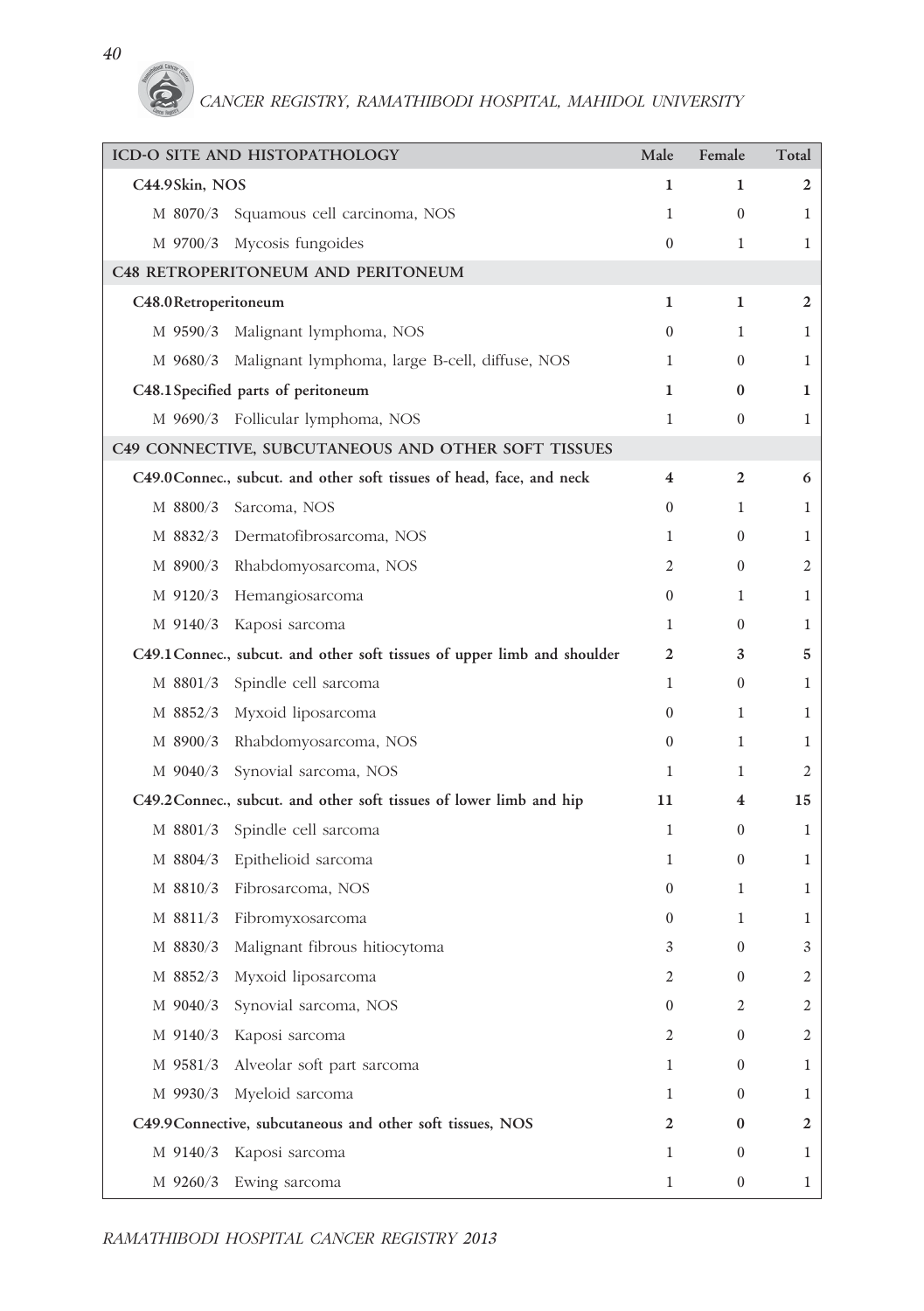| ICD-O SITE AND HISTOPATHOLOGY | Male | Female | Total |
|---|---|---|---|
| **C44.9 Skin, NOS** | **1** | **1** | **2** |
| M 8070/3 Squamous cell carcinoma, NOS | 1 | 0 | 1 |
| M 9700/3 Mycosis fungoides | 0 | 1 | 1 |
| **C48 RETROPERITONEUM AND PERITONEUM** | | | |
| **C48.0 Retroperitoneum** | **1** | **1** | **2** |
| M 9590/3 Malignant lymphoma, NOS | 0 | 1 | 1 |
| M 9680/3 Malignant lymphoma, large B-cell, diffuse, NOS | 1 | 0 | 1 |
| **C48.1 Specified parts of peritoneum** | **1** | **0** | **1** |
| M 9690/3 Follicular lymphoma, NOS | 1 | 0 | 1 |
| **C49 CONNECTIVE, SUBCUTANEOUS AND OTHER SOFT TISSUES** | | | |
| **C49.0 Connec., subcut. and other soft tissues of head, face, and neck** | **4** | **2** | **6** |
| M 8800/3 Sarcoma, NOS | 0 | 1 | 1 |
| M 8832/3 Dermatofibrosarcoma, NOS | 1 | 0 | 1 |
| M 8900/3 Rhabdomyosarcoma, NOS | 2 | 0 | 2 |
| M 9120/3 Hemangiosarcoma | 0 | 1 | 1 |
| M 9140/3 Kaposi sarcoma | 1 | 0 | 1 |
| **C49.1 Connec., subcut. and other soft tissues of upper limb and shoulder** | **2** | **3** | **5** |
| M 8801/3 Spindle cell sarcoma | 1 | 0 | 1 |
| M 8852/3 Myxoid liposarcoma | 0 | 1 | 1 |
| M 8900/3 Rhabdomyosarcoma, NOS | 0 | 1 | 1 |
| M 9040/3 Synovial sarcoma, NOS | 1 | 1 | 2 |
| **C49.2 Connec., subcut. and other soft tissues of lower limb and hip** | **11** | **4** | **15** |
| M 8801/3 Spindle cell sarcoma | 1 | 0 | 1 |
| M 8804/3 Epithelioid sarcoma | 1 | 0 | 1 |
| M 8810/3 Fibrosarcoma, NOS | 0 | 1 | 1 |
| M 8811/3 Fibromyxosarcoma | 0 | 1 | 1 |
| M 8830/3 Malignant fibrous hitiocytoma | 3 | 0 | 3 |
| M 8852/3 Myxoid liposarcoma | 2 | 0 | 2 |
| M 9040/3 Synovial sarcoma, NOS | 0 | 2 | 2 |
| M 9140/3 Kaposi sarcoma | 2 | 0 | 2 |
| M 9581/3 Alveolar soft part sarcoma | 1 | 0 | 1 |
| M 9930/3 Myeloid sarcoma | 1 | 0 | 1 |
| **C49.9 Connective, subcutaneous and other soft tissues, NOS** | **2** | **0** | **2** |
| M 9140/3 Kaposi sarcoma | 1 | 0 | 1 |
| M 9260/3 Ewing sarcoma | 1 | 0 | 1 |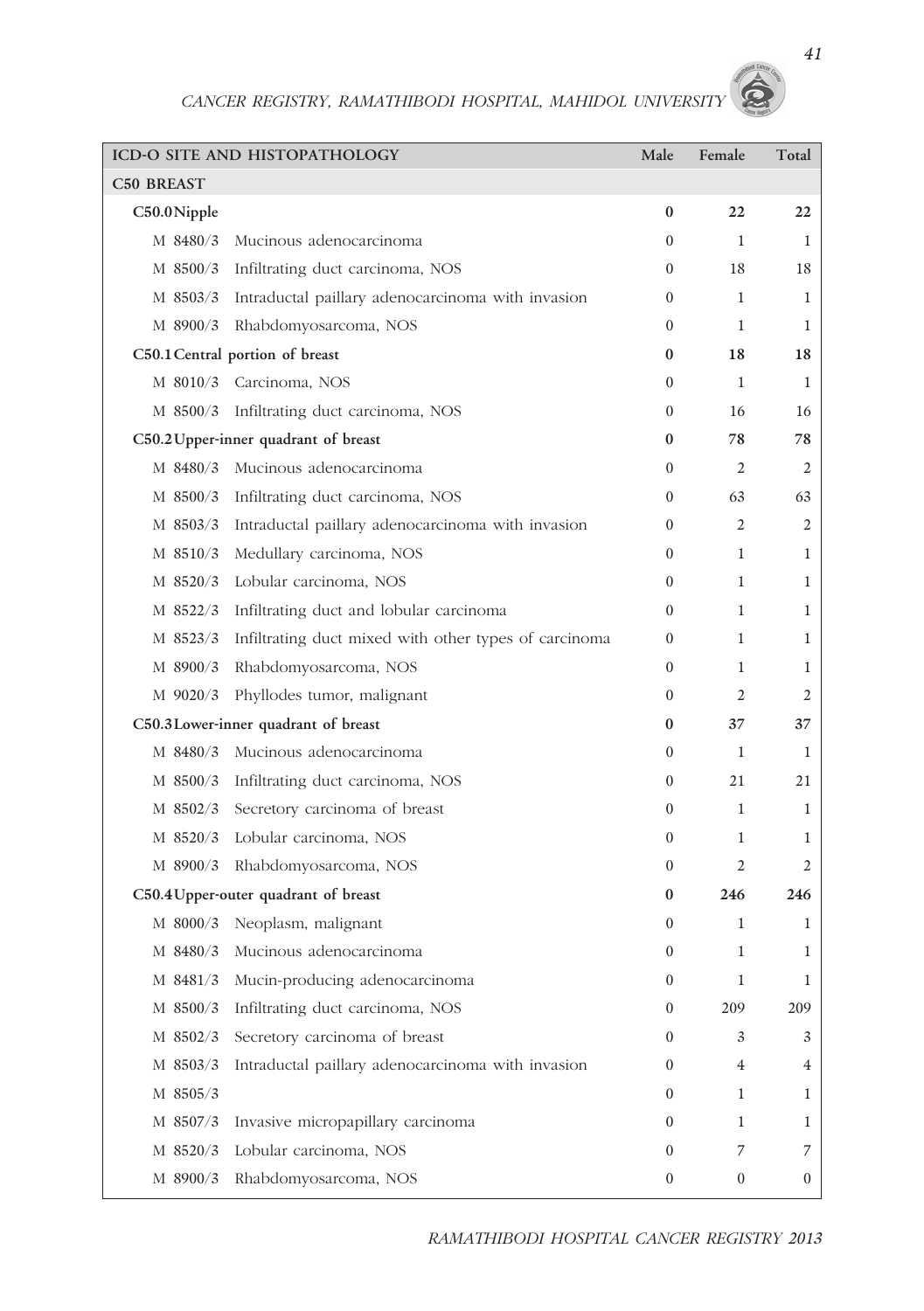| ICD-O SITE AND HISTOPATHOLOGY | | Male | Female | Total |
|---|---|---|---|---|
| **C50 BREAST** | | | | |
| **C50.0 Nipple** | | **0** | **22** | **22** |
| M 8480/3 | Mucinous adenocarcinoma | 0 | 1 | 1 |
| M 8500/3 | Infiltrating duct carcinoma, NOS | 0 | 18 | 18 |
| M 8503/3 | Intraductal paillary adenocarcinoma with invasion | 0 | 1 | 1 |
| M 8900/3 | Rhabdomyosarcoma, NOS | 0 | 1 | 1 |
| **C50.1 Central portion of breast** | | **0** | **18** | **18** |
| M 8010/3 | Carcinoma, NOS | 0 | 1 | 1 |
| M 8500/3 | Infiltrating duct carcinoma, NOS | 0 | 16 | 16 |
| **C50.2 Upper-inner quadrant of breast** | | **0** | **78** | **78** |
| M 8480/3 | Mucinous adenocarcinoma | 0 | 2 | 2 |
| M 8500/3 | Infiltrating duct carcinoma, NOS | 0 | 63 | 63 |
| M 8503/3 | Intraductal paillary adenocarcinoma with invasion | 0 | 2 | 2 |
| M 8510/3 | Medullary carcinoma, NOS | 0 | 1 | 1 |
| M 8520/3 | Lobular carcinoma, NOS | 0 | 1 | 1 |
| M 8522/3 | Infiltrating duct and lobular carcinoma | 0 | 1 | 1 |
| M 8523/3 | Infiltrating duct mixed with other types of carcinoma | 0 | 1 | 1 |
| M 8900/3 | Rhabdomyosarcoma, NOS | 0 | 1 | 1 |
| M 9020/3 | Phyllodes tumor, malignant | 0 | 2 | 2 |
| **C50.3 Lower-inner quadrant of breast** | | **0** | **37** | **37** |
| M 8480/3 | Mucinous adenocarcinoma | 0 | 1 | 1 |
| M 8500/3 | Infiltrating duct carcinoma, NOS | 0 | 21 | 21 |
| M 8502/3 | Secretory carcinoma of breast | 0 | 1 | 1 |
| M 8520/3 | Lobular carcinoma, NOS | 0 | 1 | 1 |
| M 8900/3 | Rhabdomyosarcoma, NOS | 0 | 2 | 2 |
| **C50.4 Upper-outer quadrant of breast** | | **0** | **246** | **246** |
| M 8000/3 | Neoplasm, malignant | 0 | 1 | 1 |
| M 8480/3 | Mucinous adenocarcinoma | 0 | 1 | 1 |
| M 8481/3 | Mucin-producing adenocarcinoma | 0 | 1 | 1 |
| M 8500/3 | Infiltrating duct carcinoma, NOS | 0 | 209 | 209 |
| M 8502/3 | Secretory carcinoma of breast | 0 | 3 | 3 |
| M 8503/3 | Intraductal paillary adenocarcinoma with invasion | 0 | 4 | 4 |
| M 8505/3 | | 0 | 1 | 1 |
| M 8507/3 | Invasive micropapillary carcinoma | 0 | 1 | 1 |
| M 8520/3 | Lobular carcinoma, NOS | 0 | 7 | 7 |
| M 8900/3 | Rhabdomyosarcoma, NOS | 0 | 0 | 0 |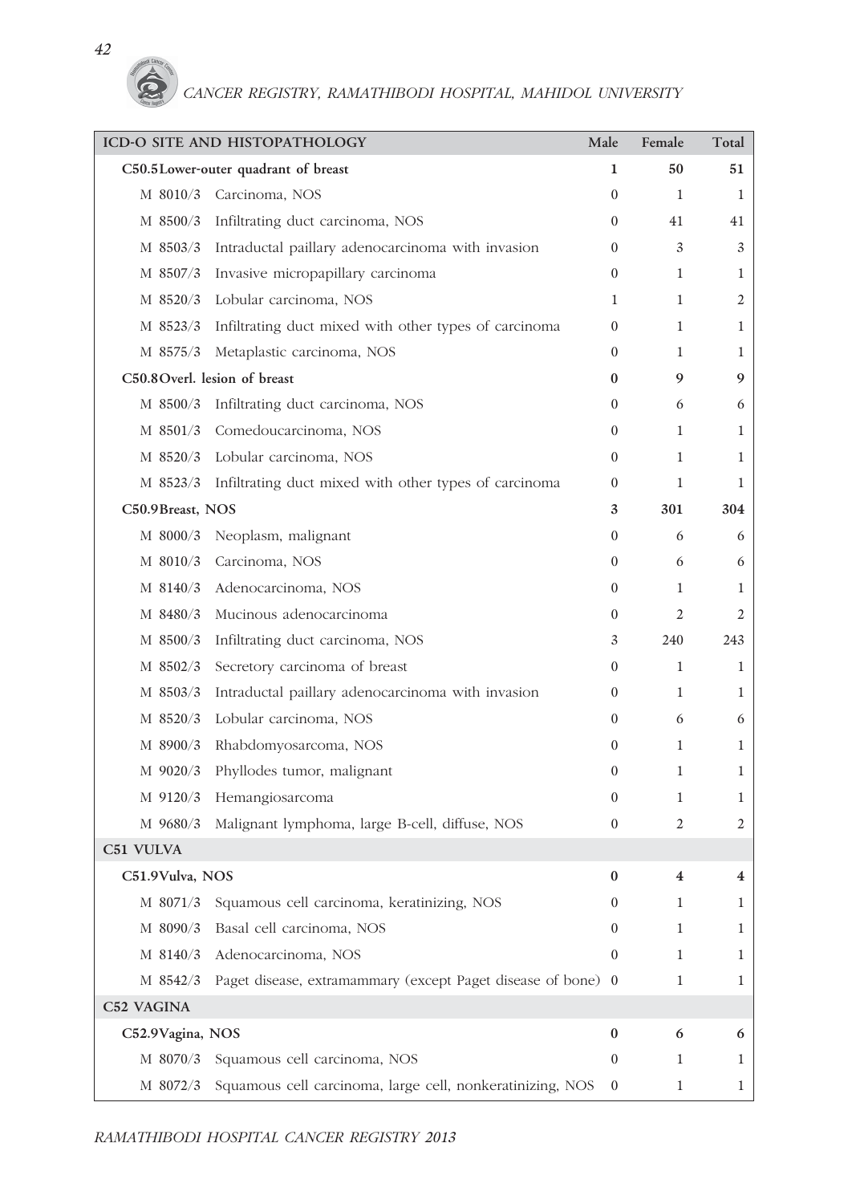| ICD-O SITE AND HISTOPATHOLOGY | Male | Female | Total |
|---|---|---|---|
| **C50.5 Lower-outer quadrant of breast** | **1** | **50** | **51** |
| M 8010/3 Carcinoma, NOS | 0 | 1 | 1 |
| M 8500/3 Infiltrating duct carcinoma, NOS | 0 | 41 | 41 |
| M 8503/3 Intraductal paillary adenocarcinoma with invasion | 0 | 3 | 3 |
| M 8507/3 Invasive micropapillary carcinoma | 0 | 1 | 1 |
| M 8520/3 Lobular carcinoma, NOS | 1 | 1 | 2 |
| M 8523/3 Infiltrating duct mixed with other types of carcinoma | 0 | 1 | 1 |
| M 8575/3 Metaplastic carcinoma, NOS | 0 | 1 | 1 |
| **C50.8 Overl. lesion of breast** | **0** | **9** | **9** |
| M 8500/3 Infiltrating duct carcinoma, NOS | 0 | 6 | 6 |
| M 8501/3 Comedoucarcinoma, NOS | 0 | 1 | 1 |
| M 8520/3 Lobular carcinoma, NOS | 0 | 1 | 1 |
| M 8523/3 Infiltrating duct mixed with other types of carcinoma | 0 | 1 | 1 |
| **C50.9 Breast, NOS** | **3** | **301** | **304** |
| M 8000/3 Neoplasm, malignant | 0 | 6 | 6 |
| M 8010/3 Carcinoma, NOS | 0 | 6 | 6 |
| M 8140/3 Adenocarcinoma, NOS | 0 | 1 | 1 |
| M 8480/3 Mucinous adenocarcinoma | 0 | 2 | 2 |
| M 8500/3 Infiltrating duct carcinoma, NOS | 3 | 240 | 243 |
| M 8502/3 Secretory carcinoma of breast | 0 | 1 | 1 |
| M 8503/3 Intraductal paillary adenocarcinoma with invasion | 0 | 1 | 1 |
| M 8520/3 Lobular carcinoma, NOS | 0 | 6 | 6 |
| M 8900/3 Rhabdomyosarcoma, NOS | 0 | 1 | 1 |
| M 9020/3 Phyllodes tumor, malignant | 0 | 1 | 1 |
| M 9120/3 Hemangiosarcoma | 0 | 1 | 1 |
| M 9680/3 Malignant lymphoma, large B-cell, diffuse, NOS | 0 | 2 | 2 |
| **C51 VULVA** | | | |
| **C51.9 Vulva, NOS** | **0** | **4** | **4** |
| M 8071/3 Squamous cell carcinoma, keratinizing, NOS | 0 | 1 | 1 |
| M 8090/3 Basal cell carcinoma, NOS | 0 | 1 | 1 |
| M 8140/3 Adenocarcinoma, NOS | 0 | 1 | 1 |
| M 8542/3 Paget disease, extramammary (except Paget disease of bone) | 0 | 1 | 1 |
| **C52 VAGINA** | | | |
| **C52.9 Vagina, NOS** | **0** | **6** | **6** |
| M 8070/3 Squamous cell carcinoma, NOS | 0 | 1 | 1 |
| M 8072/3 Squamous cell carcinoma, large cell, nonkeratinizing, NOS | 0 | 1 | 1 |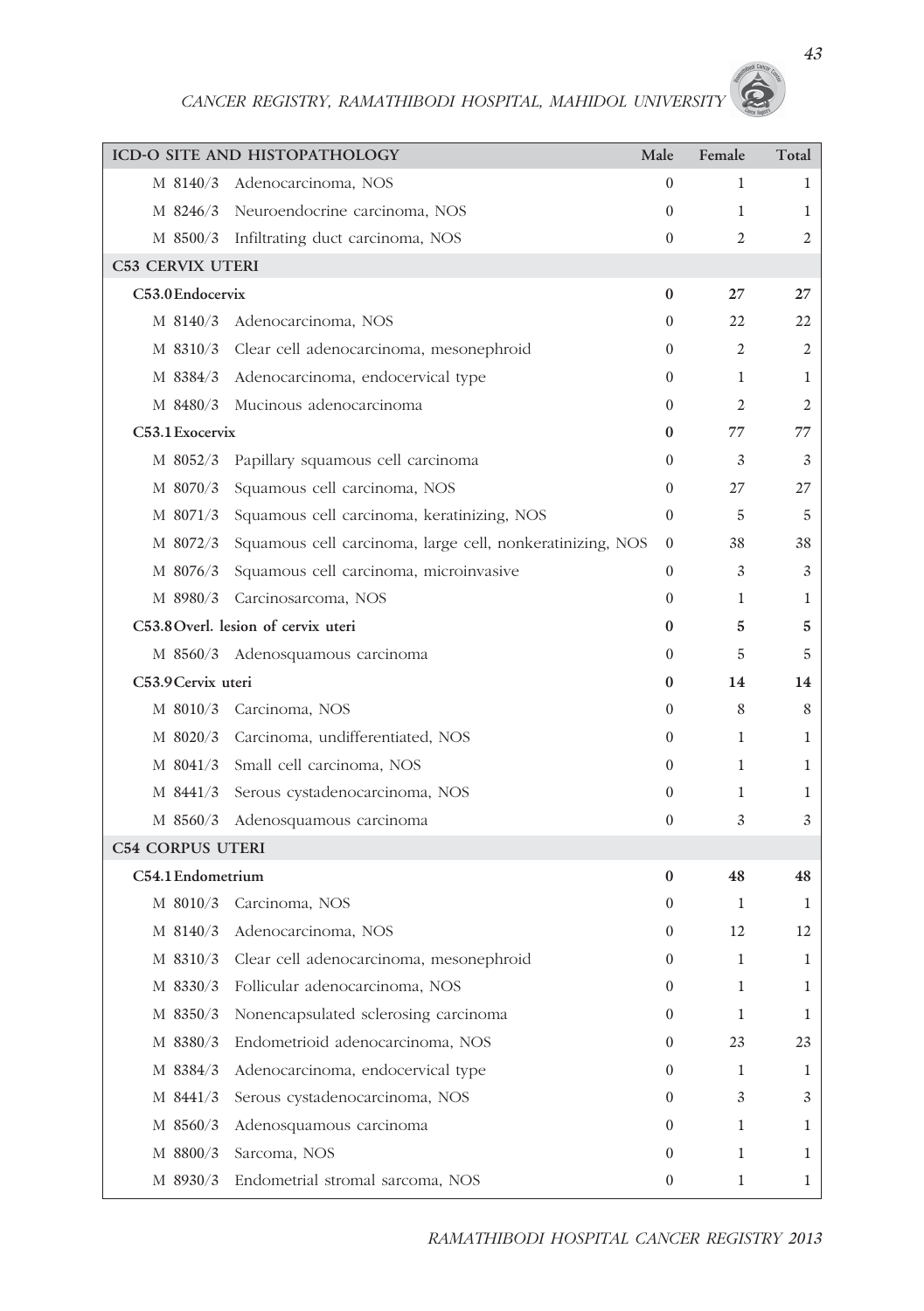| ICD-O SITE AND HISTOPATHOLOGY | Male | Female | Total |
|---|---|---|---|
| M 8140/3 Adenocarcinoma, NOS | 0 | 1 | 1 |
| M 8246/3 Neuroendocrine carcinoma, NOS | 0 | 1 | 1 |
| M 8500/3 Infiltrating duct carcinoma, NOS | 0 | 2 | 2 |
| **C53 CERVIX UTERI** | | | |
| **C53.0 Endocervix** | **0** | **27** | **27** |
| M 8140/3 Adenocarcinoma, NOS | 0 | 22 | 22 |
| M 8310/3 Clear cell adenocarcinoma, mesonephroid | 0 | 2 | 2 |
| M 8384/3 Adenocarcinoma, endocervical type | 0 | 1 | 1 |
| M 8480/3 Mucinous adenocarcinoma | 0 | 2 | 2 |
| **C53.1 Exocervix** | **0** | **77** | **77** |
| M 8052/3 Papillary squamous cell carcinoma | 0 | 3 | 3 |
| M 8070/3 Squamous cell carcinoma, NOS | 0 | 27 | 27 |
| M 8071/3 Squamous cell carcinoma, keratinizing, NOS | 0 | 5 | 5 |
| M 8072/3 Squamous cell carcinoma, large cell, nonkeratinizing, NOS | 0 | 38 | 38 |
| M 8076/3 Squamous cell carcinoma, microinvasive | 0 | 3 | 3 |
| M 8980/3 Carcinosarcoma, NOS | 0 | 1 | 1 |
| **C53.8 Overl. lesion of cervix uteri** | **0** | **5** | **5** |
| M 8560/3 Adenosquamous carcinoma | 0 | 5 | 5 |
| **C53.9 Cervix uteri** | **0** | **14** | **14** |
| M 8010/3 Carcinoma, NOS | 0 | 8 | 8 |
| M 8020/3 Carcinoma, undifferentiated, NOS | 0 | 1 | 1 |
| M 8041/3 Small cell carcinoma, NOS | 0 | 1 | 1 |
| M 8441/3 Serous cystadenocarcinoma, NOS | 0 | 1 | 1 |
| M 8560/3 Adenosquamous carcinoma | 0 | 3 | 3 |
| **C54 CORPUS UTERI** | | | |
| **C54.1 Endometrium** | **0** | **48** | **48** |
| M 8010/3 Carcinoma, NOS | 0 | 1 | 1 |
| M 8140/3 Adenocarcinoma, NOS | 0 | 12 | 12 |
| M 8310/3 Clear cell adenocarcinoma, mesonephroid | 0 | 1 | 1 |
| M 8330/3 Follicular adenocarcinoma, NOS | 0 | 1 | 1 |
| M 8350/3 Nonencapsulated sclerosing carcinoma | 0 | 1 | 1 |
| M 8380/3 Endometrioid adenocarcinoma, NOS | 0 | 23 | 23 |
| M 8384/3 Adenocarcinoma, endocervical type | 0 | 1 | 1 |
| M 8441/3 Serous cystadenocarcinoma, NOS | 0 | 3 | 3 |
| M 8560/3 Adenosquamous carcinoma | 0 | 1 | 1 |
| M 8800/3 Sarcoma, NOS | 0 | 1 | 1 |
| M 8930/3 Endometrial stromal sarcoma, NOS | 0 | 1 | 1 |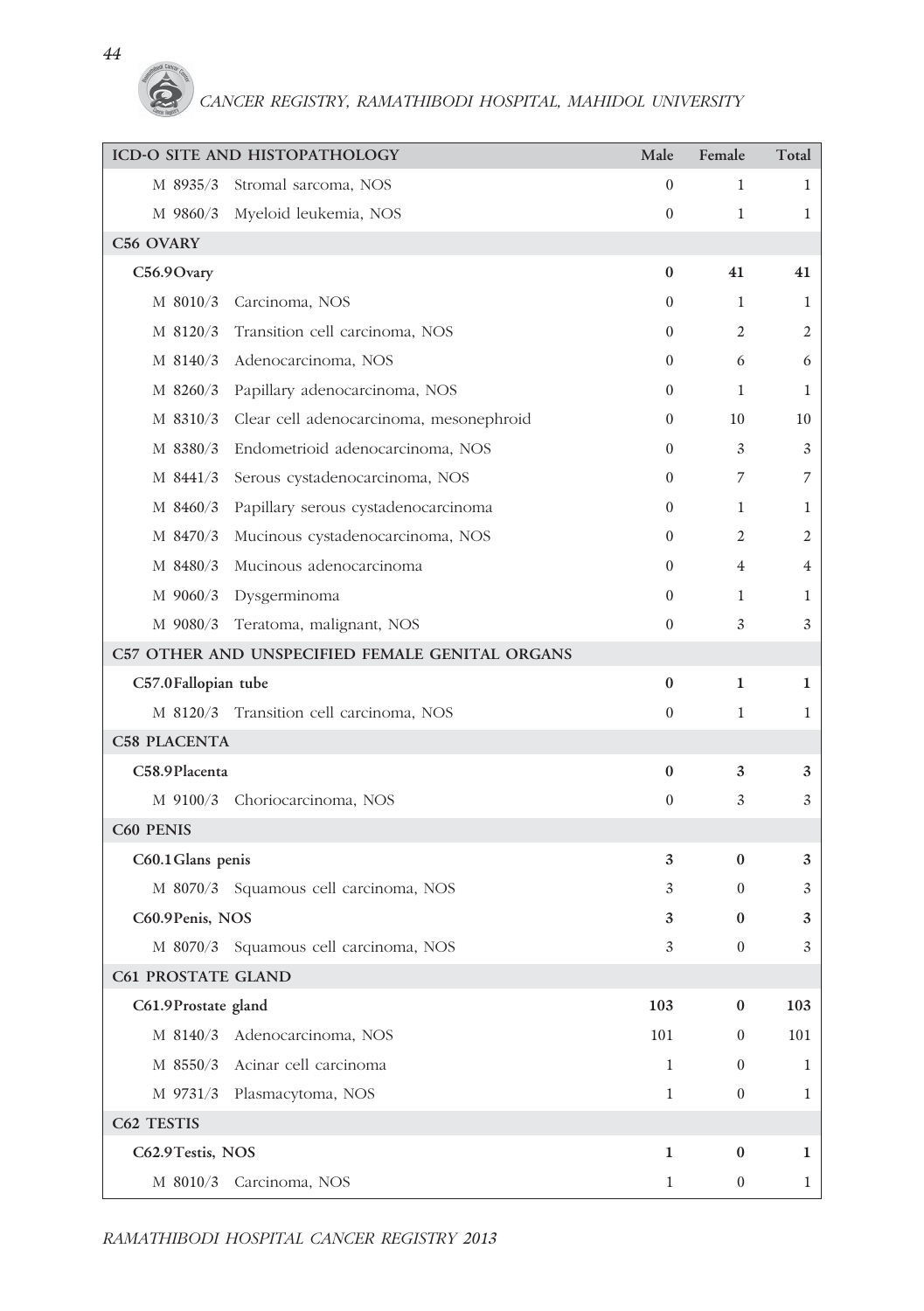| ICD-O SITE AND HISTOPATHOLOGY | Male | Female | Total |
|---|---|---|---|
| M 8935/3 Stromal sarcoma, NOS | 0 | 1 | 1 |
| M 9860/3 Myeloid leukemia, NOS | 0 | 1 | 1 |
| **C56 OVARY** | | | |
| **C56.9 Ovary** | **0** | **41** | **41** |
| M 8010/3 Carcinoma, NOS | 0 | 1 | 1 |
| M 8120/3 Transition cell carcinoma, NOS | 0 | 2 | 2 |
| M 8140/3 Adenocarcinoma, NOS | 0 | 6 | 6 |
| M 8260/3 Papillary adenocarcinoma, NOS | 0 | 1 | 1 |
| M 8310/3 Clear cell adenocarcinoma, mesonephroid | 0 | 10 | 10 |
| M 8380/3 Endometrioid adenocarcinoma, NOS | 0 | 3 | 3 |
| M 8441/3 Serous cystadenocarcinoma, NOS | 0 | 7 | 7 |
| M 8460/3 Papillary serous cystadenocarcinoma | 0 | 1 | 1 |
| M 8470/3 Mucinous cystadenocarcinoma, NOS | 0 | 2 | 2 |
| M 8480/3 Mucinous adenocarcinoma | 0 | 4 | 4 |
| M 9060/3 Dysgerminoma | 0 | 1 | 1 |
| M 9080/3 Teratoma, malignant, NOS | 0 | 3 | 3 |
| **C57 OTHER AND UNSPECIFIED FEMALE GENITAL ORGANS** | | | |
| **C57.0 Fallopian tube** | **0** | **1** | **1** |
| M 8120/3 Transition cell carcinoma, NOS | 0 | 1 | 1 |
| **C58 PLACENTA** | | | |
| **C58.9 Placenta** | **0** | **3** | **3** |
| M 9100/3 Choriocarcinoma, NOS | 0 | 3 | 3 |
| **C60 PENIS** | | | |
| **C60.1 Glans penis** | **3** | **0** | **3** |
| M 8070/3 Squamous cell carcinoma, NOS | 3 | 0 | 3 |
| **C60.9 Penis, NOS** | **3** | **0** | **3** |
| M 8070/3 Squamous cell carcinoma, NOS | 3 | 0 | 3 |
| **C61 PROSTATE GLAND** | | | |
| **C61.9 Prostate gland** | **103** | **0** | **103** |
| M 8140/3 Adenocarcinoma, NOS | 101 | 0 | 101 |
| M 8550/3 Acinar cell carcinoma | 1 | 0 | 1 |
| M 9731/3 Plasmacytoma, NOS | 1 | 0 | 1 |
| **C62 TESTIS** | | | |
| **C62.9 Testis, NOS** | **1** | **0** | **1** |
| M 8010/3 Carcinoma, NOS | 1 | 0 | 1 |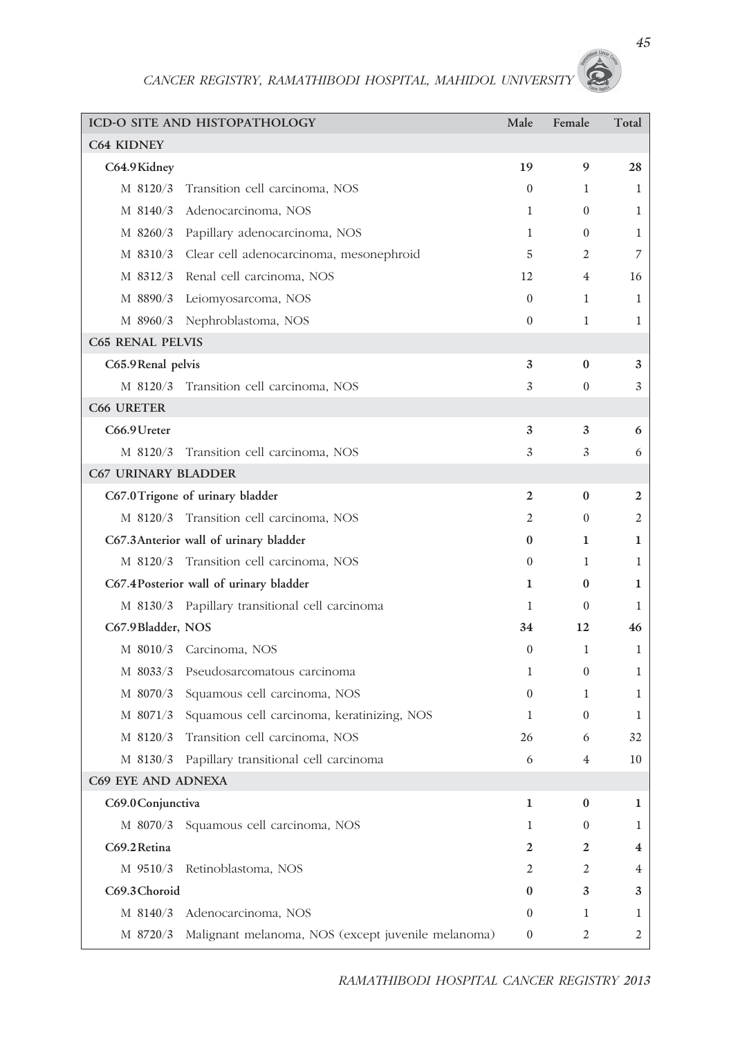| ICD-O SITE AND HISTOPATHOLOGY | Male | Female | Total |
|---|---|---|---|
| **C64 KIDNEY** | | | |
| **C64.9 Kidney** | **19** | **9** | **28** |
| M 8120/3 Transition cell carcinoma, NOS | 0 | 1 | 1 |
| M 8140/3 Adenocarcinoma, NOS | 1 | 0 | 1 |
| M 8260/3 Papillary adenocarcinoma, NOS | 1 | 0 | 1 |
| M 8310/3 Clear cell adenocarcinoma, mesonephroid | 5 | 2 | 7 |
| M 8312/3 Renal cell carcinoma, NOS | 12 | 4 | 16 |
| M 8890/3 Leiomyosarcoma, NOS | 0 | 1 | 1 |
| M 8960/3 Nephroblastoma, NOS | 0 | 1 | 1 |
| **C65 RENAL PELVIS** | | | |
| **C65.9 Renal pelvis** | **3** | **0** | **3** |
| M 8120/3 Transition cell carcinoma, NOS | 3 | 0 | 3 |
| **C66 URETER** | | | |
| **C66.9 Ureter** | **3** | **3** | **6** |
| M 8120/3 Transition cell carcinoma, NOS | 3 | 3 | 6 |
| **C67 URINARY BLADDER** | | | |
| **C67.0 Trigone of urinary bladder** | **2** | **0** | **2** |
| M 8120/3 Transition cell carcinoma, NOS | 2 | 0 | 2 |
| **C67.3 Anterior wall of urinary bladder** | **0** | **1** | **1** |
| M 8120/3 Transition cell carcinoma, NOS | 0 | 1 | 1 |
| **C67.4 Posterior wall of urinary bladder** | **1** | **0** | **1** |
| M 8130/3 Papillary transitional cell carcinoma | 1 | 0 | 1 |
| **C67.9 Bladder, NOS** | **34** | **12** | **46** |
| M 8010/3 Carcinoma, NOS | 0 | 1 | 1 |
| M 8033/3 Pseudosarcomatous carcinoma | 1 | 0 | 1 |
| M 8070/3 Squamous cell carcinoma, NOS | 0 | 1 | 1 |
| M 8071/3 Squamous cell carcinoma, keratinizing, NOS | 1 | 0 | 1 |
| M 8120/3 Transition cell carcinoma, NOS | 26 | 6 | 32 |
| M 8130/3 Papillary transitional cell carcinoma | 6 | 4 | 10 |
| **C69 EYE AND ADNEXA** | | | |
| **C69.0 Conjunctiva** | **1** | **0** | **1** |
| M 8070/3 Squamous cell carcinoma, NOS | 1 | 0 | 1 |
| **C69.2 Retina** | **2** | **2** | **4** |
| M 9510/3 Retinoblastoma, NOS | 2 | 2 | 4 |
| **C69.3 Choroid** | **0** | **3** | **3** |
| M 8140/3 Adenocarcinoma, NOS | 0 | 1 | 1 |
| M 8720/3 Malignant melanoma, NOS (except juvenile melanoma) | 0 | 2 | 2 |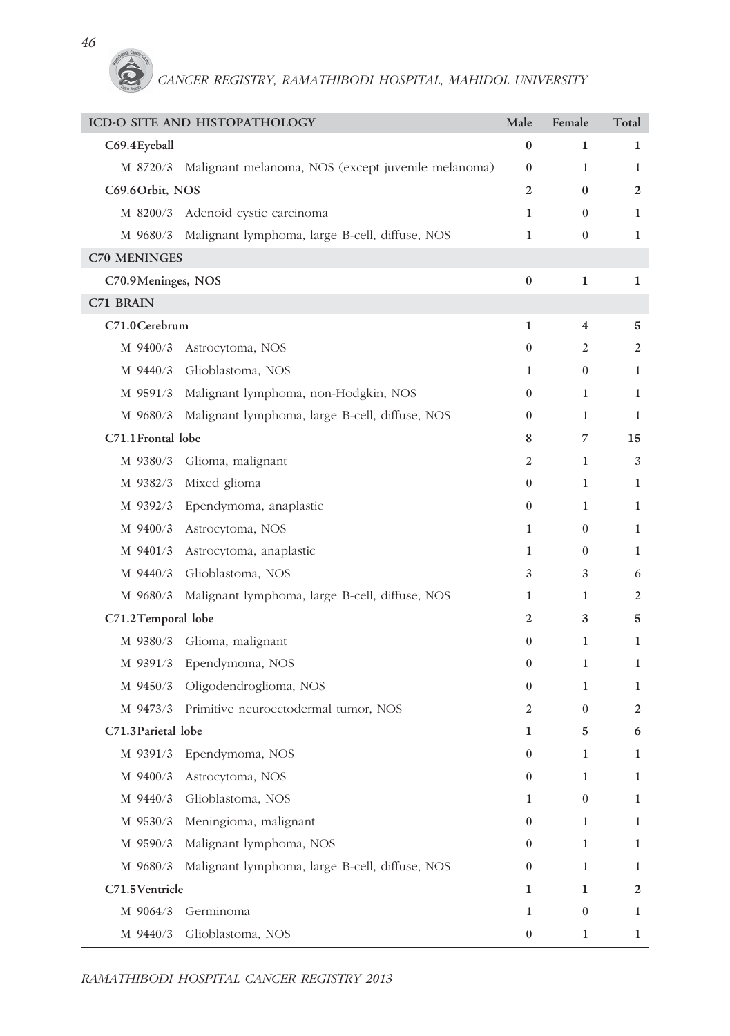| ICD-O SITE AND HISTOPATHOLOGY | Male | Female | Total |
|---|---|---|---|
| **C69.4 Eyeball** | **0** | **1** | **1** |
| M 8720/3 Malignant melanoma, NOS (except juvenile melanoma) | 0 | 1 | 1 |
| **C69.6 Orbit, NOS** | **2** | **0** | **2** |
| M 8200/3 Adenoid cystic carcinoma | 1 | 0 | 1 |
| M 9680/3 Malignant lymphoma, large B-cell, diffuse, NOS | 1 | 0 | 1 |
| **C70 MENINGES** | | | |
| **C70.9 Meninges, NOS** | **0** | **1** | **1** |
| **C71 BRAIN** | | | |
| **C71.0 Cerebrum** | **1** | **4** | **5** |
| M 9400/3 Astrocytoma, NOS | 0 | 2 | 2 |
| M 9440/3 Glioblastoma, NOS | 1 | 0 | 1 |
| M 9591/3 Malignant lymphoma, non-Hodgkin, NOS | 0 | 1 | 1 |
| M 9680/3 Malignant lymphoma, large B-cell, diffuse, NOS | 0 | 1 | 1 |
| **C71.1 Frontal lobe** | **8** | **7** | **15** |
| M 9380/3 Glioma, malignant | 2 | 1 | 3 |
| M 9382/3 Mixed glioma | 0 | 1 | 1 |
| M 9392/3 Ependymoma, anaplastic | 0 | 1 | 1 |
| M 9400/3 Astrocytoma, NOS | 1 | 0 | 1 |
| M 9401/3 Astrocytoma, anaplastic | 1 | 0 | 1 |
| M 9440/3 Glioblastoma, NOS | 3 | 3 | 6 |
| M 9680/3 Malignant lymphoma, large B-cell, diffuse, NOS | 1 | 1 | 2 |
| **C71.2 Temporal lobe** | **2** | **3** | **5** |
| M 9380/3 Glioma, malignant | 0 | 1 | 1 |
| M 9391/3 Ependymoma, NOS | 0 | 1 | 1 |
| M 9450/3 Oligodendroglioma, NOS | 0 | 1 | 1 |
| M 9473/3 Primitive neuroectodermal tumor, NOS | 2 | 0 | 2 |
| **C71.3 Parietal lobe** | **1** | **5** | **6** |
| M 9391/3 Ependymoma, NOS | 0 | 1 | 1 |
| M 9400/3 Astrocytoma, NOS | 0 | 1 | 1 |
| M 9440/3 Glioblastoma, NOS | 1 | 0 | 1 |
| M 9530/3 Meningioma, malignant | 0 | 1 | 1 |
| M 9590/3 Malignant lymphoma, NOS | 0 | 1 | 1 |
| M 9680/3 Malignant lymphoma, large B-cell, diffuse, NOS | 0 | 1 | 1 |
| **C71.5 Ventricle** | **1** | **1** | **2** |
| M 9064/3 Germinoma | 1 | 0 | 1 |
| M 9440/3 Glioblastoma, NOS | 0 | 1 | 1 |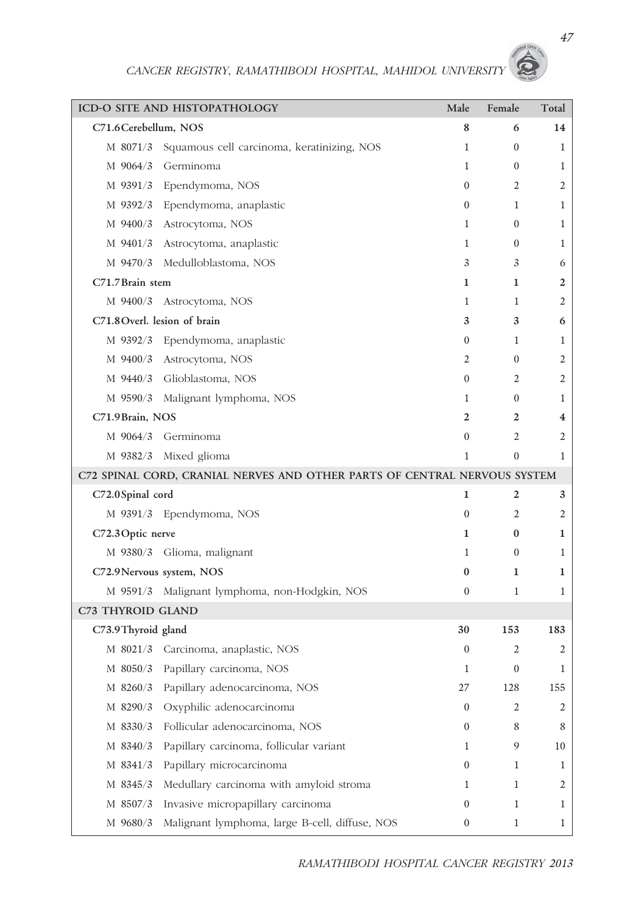| ICD-O SITE AND HISTOPATHOLOGY | Male | Female | Total |
|---|---|---|---|
| **C71.6 Cerebellum, NOS** | **8** | **6** | **14** |
| M 8071/3 Squamous cell carcinoma, keratinizing, NOS | 1 | 0 | 1 |
| M 9064/3 Germinoma | 1 | 0 | 1 |
| M 9391/3 Ependymoma, NOS | 0 | 2 | 2 |
| M 9392/3 Ependymoma, anaplastic | 0 | 1 | 1 |
| M 9400/3 Astrocytoma, NOS | 1 | 0 | 1 |
| M 9401/3 Astrocytoma, anaplastic | 1 | 0 | 1 |
| M 9470/3 Medulloblastoma, NOS | 3 | 3 | 6 |
| **C71.7 Brain stem** | **1** | **1** | **2** |
| M 9400/3 Astrocytoma, NOS | 1 | 1 | 2 |
| **C71.8 Overl. lesion of brain** | **3** | **3** | **6** |
| M 9392/3 Ependymoma, anaplastic | 0 | 1 | 1 |
| M 9400/3 Astrocytoma, NOS | 2 | 0 | 2 |
| M 9440/3 Glioblastoma, NOS | 0 | 2 | 2 |
| M 9590/3 Malignant lymphoma, NOS | 1 | 0 | 1 |
| **C71.9 Brain, NOS** | **2** | **2** | **4** |
| M 9064/3 Germinoma | 0 | 2 | 2 |
| M 9382/3 Mixed glioma | 1 | 0 | 1 |
| **C72 SPINAL CORD, CRANIAL NERVES AND OTHER PARTS OF CENTRAL NERVOUS SYSTEM** | | | |
| **C72.0 Spinal cord** | **1** | **2** | **3** |
| M 9391/3 Ependymoma, NOS | 0 | 2 | 2 |
| **C72.3 Optic nerve** | **1** | **0** | **1** |
| M 9380/3 Glioma, malignant | 1 | 0 | 1 |
| **C72.9 Nervous system, NOS** | **0** | **1** | **1** |
| M 9591/3 Malignant lymphoma, non-Hodgkin, NOS | 0 | 1 | 1 |
| **C73 THYROID GLAND** | | | |
| **C73.9 Thyroid gland** | **30** | **153** | **183** |
| M 8021/3 Carcinoma, anaplastic, NOS | 0 | 2 | 2 |
| M 8050/3 Papillary carcinoma, NOS | 1 | 0 | 1 |
| M 8260/3 Papillary adenocarcinoma, NOS | 27 | 128 | 155 |
| M 8290/3 Oxyphilic adenocarcinoma | 0 | 2 | 2 |
| M 8330/3 Follicular adenocarcinoma, NOS | 0 | 8 | 8 |
| M 8340/3 Papillary carcinoma, follicular variant | 1 | 9 | 10 |
| M 8341/3 Papillary microcarcinoma | 0 | 1 | 1 |
| M 8345/3 Medullary carcinoma with amyloid stroma | 1 | 1 | 2 |
| M 8507/3 Invasive micropapillary carcinoma | 0 | 1 | 1 |
| M 9680/3 Malignant lymphoma, large B-cell, diffuse, NOS | 0 | 1 | 1 |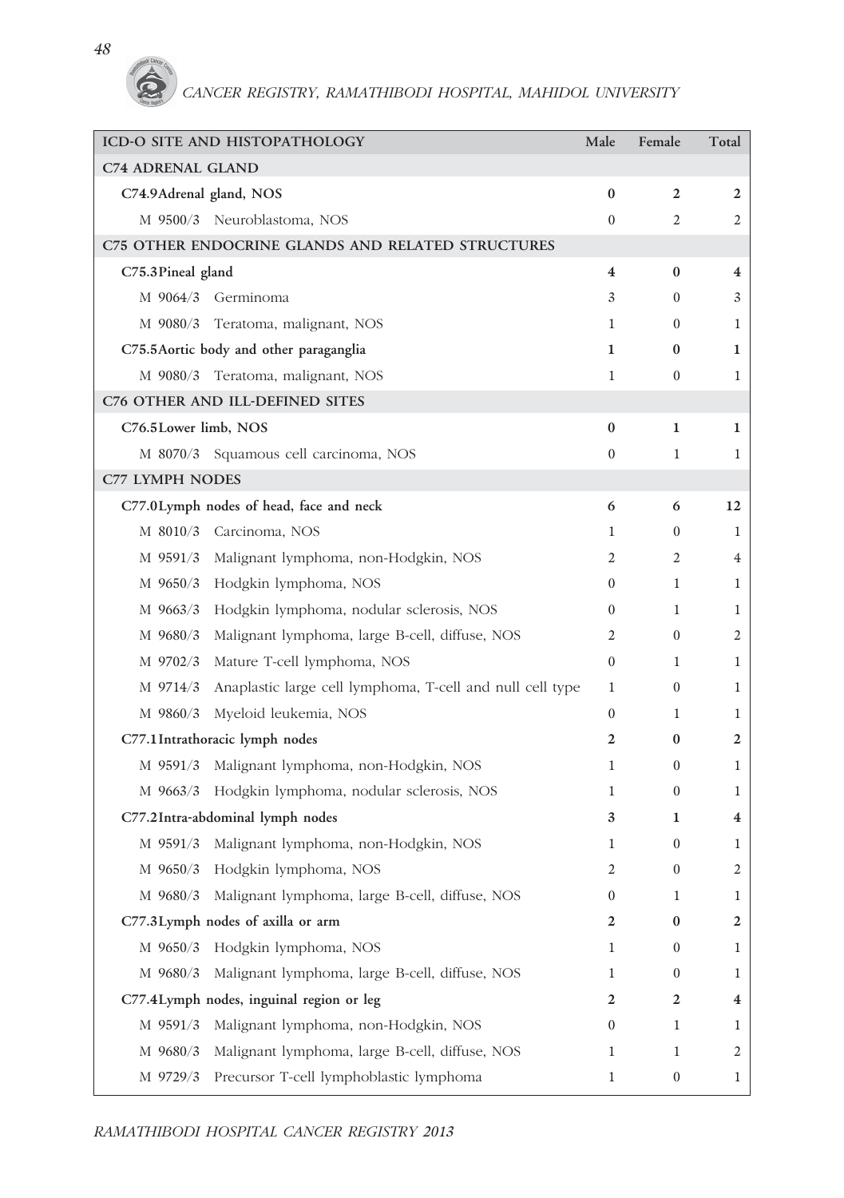| ICD-O SITE AND HISTOPATHOLOGY | Male | Female | Total |
|---|---|---|---|
| **C74 ADRENAL GLAND** | | | |
| **C74.9 Adrenal gland, NOS** | **0** | **2** | **2** |
| M 9500/3 Neuroblastoma, NOS | 0 | 2 | 2 |
| **C75 OTHER ENDOCRINE GLANDS AND RELATED STRUCTURES** | | | |
| **C75.3 Pineal gland** | **4** | **0** | **4** |
| M 9064/3 Germinoma | 3 | 0 | 3 |
| M 9080/3 Teratoma, malignant, NOS | 1 | 0 | 1 |
| **C75.5 Aortic body and other paraganglia** | **1** | **0** | **1** |
| M 9080/3 Teratoma, malignant, NOS | 1 | 0 | 1 |
| **C76 OTHER AND ILL-DEFINED SITES** | | | |
| **C76.5 Lower limb, NOS** | **0** | **1** | **1** |
| M 8070/3 Squamous cell carcinoma, NOS | 0 | 1 | 1 |
| **C77 LYMPH NODES** | | | |
| **C77.0 Lymph nodes of head, face and neck** | **6** | **6** | **12** |
| M 8010/3 Carcinoma, NOS | 1 | 0 | 1 |
| M 9591/3 Malignant lymphoma, non-Hodgkin, NOS | 2 | 2 | 4 |
| M 9650/3 Hodgkin lymphoma, NOS | 0 | 1 | 1 |
| M 9663/3 Hodgkin lymphoma, nodular sclerosis, NOS | 0 | 1 | 1 |
| M 9680/3 Malignant lymphoma, large B-cell, diffuse, NOS | 2 | 0 | 2 |
| M 9702/3 Mature T-cell lymphoma, NOS | 0 | 1 | 1 |
| M 9714/3 Anaplastic large cell lymphoma, T-cell and null cell type | 1 | 0 | 1 |
| M 9860/3 Myeloid leukemia, NOS | 0 | 1 | 1 |
| **C77.1 Intrathoracic lymph nodes** | **2** | **0** | **2** |
| M 9591/3 Malignant lymphoma, non-Hodgkin, NOS | 1 | 0 | 1 |
| M 9663/3 Hodgkin lymphoma, nodular sclerosis, NOS | 1 | 0 | 1 |
| **C77.2 Intra-abdominal lymph nodes** | **3** | **1** | **4** |
| M 9591/3 Malignant lymphoma, non-Hodgkin, NOS | 1 | 0 | 1 |
| M 9650/3 Hodgkin lymphoma, NOS | 2 | 0 | 2 |
| M 9680/3 Malignant lymphoma, large B-cell, diffuse, NOS | 0 | 1 | 1 |
| **C77.3 Lymph nodes of axilla or arm** | **2** | **0** | **2** |
| M 9650/3 Hodgkin lymphoma, NOS | 1 | 0 | 1 |
| M 9680/3 Malignant lymphoma, large B-cell, diffuse, NOS | 1 | 0 | 1 |
| **C77.4 Lymph nodes, inguinal region or leg** | **2** | **2** | **4** |
| M 9591/3 Malignant lymphoma, non-Hodgkin, NOS | 0 | 1 | 1 |
| M 9680/3 Malignant lymphoma, large B-cell, diffuse, NOS | 1 | 1 | 2 |
| M 9729/3 Precursor T-cell lymphoblastic lymphoma | 1 | 0 | 1 |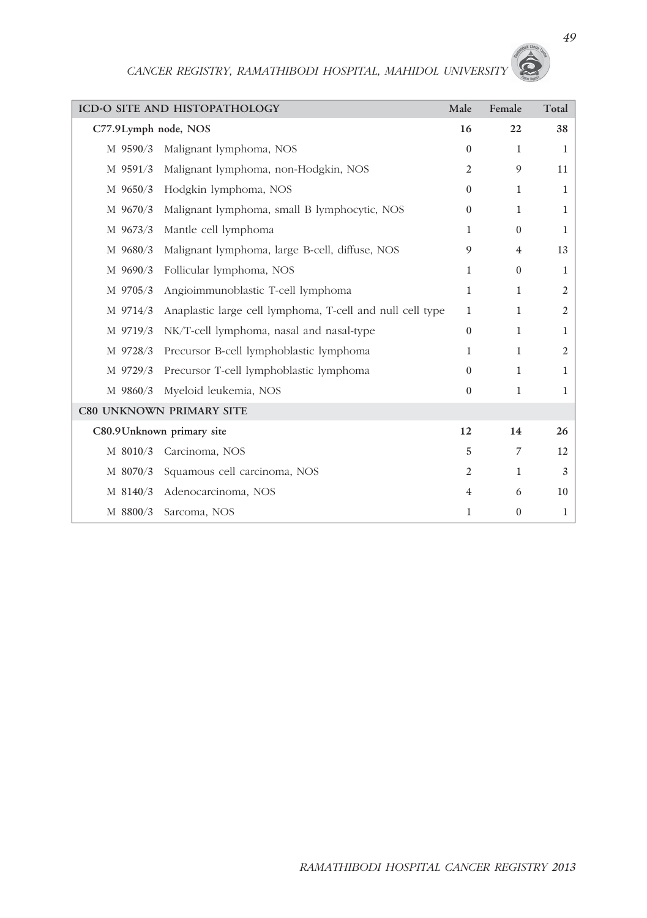| ICD-O SITE AND HISTOPATHOLOGY | | Male | Female | Total |
|---|---|---|---|---|
| **C77.9Lymph node, NOS** | | **16** | **22** | **38** |
| M 9590/3 | Malignant lymphoma, NOS | 0 | 1 | 1 |
| M 9591/3 | Malignant lymphoma, non-Hodgkin, NOS | 2 | 9 | 11 |
| M 9650/3 | Hodgkin lymphoma, NOS | 0 | 1 | 1 |
| M 9670/3 | Malignant lymphoma, small B lymphocytic, NOS | 0 | 1 | 1 |
| M 9673/3 | Mantle cell lymphoma | 1 | 0 | 1 |
| M 9680/3 | Malignant lymphoma, large B-cell, diffuse, NOS | 9 | 4 | 13 |
| M 9690/3 | Follicular lymphoma, NOS | 1 | 0 | 1 |
| M 9705/3 | Angioimmunoblastic T-cell lymphoma | 1 | 1 | 2 |
| M 9714/3 | Anaplastic large cell lymphoma, T-cell and null cell type | 1 | 1 | 2 |
| M 9719/3 | NK/T-cell lymphoma, nasal and nasal-type | 0 | 1 | 1 |
| M 9728/3 | Precursor B-cell lymphoblastic lymphoma | 1 | 1 | 2 |
| M 9729/3 | Precursor T-cell lymphoblastic lymphoma | 0 | 1 | 1 |
| M 9860/3 | Myeloid leukemia, NOS | 0 | 1 | 1 |
| **C80 UNKNOWN PRIMARY SITE** | | | | |
| **C80.9Unknown primary site** | | **12** | **14** | **26** |
| M 8010/3 | Carcinoma, NOS | 5 | 7 | 12 |
| M 8070/3 | Squamous cell carcinoma, NOS | 2 | 1 | 3 |
| M 8140/3 | Adenocarcinoma, NOS | 4 | 6 | 10 |
| M 8800/3 | Sarcoma, NOS | 1 | 0 | 1 |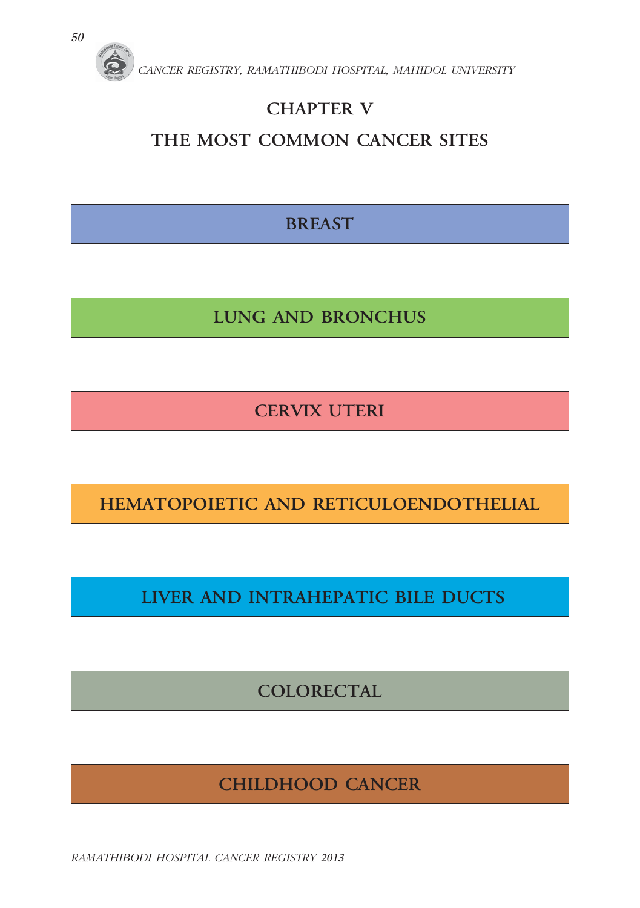# CHAPTER V

# THE MOST COMMON CANCER SITES

**BREAST**

**LUNG AND BRONCHUS**

**CERVIX UTERI**

**HEMATOPOIETIC AND RETICULOENDOTHELIAL**

**LIVER AND INTRAHEPATIC BILE DUCTS**

**COLORECTAL**

**CHILDHOOD CANCER**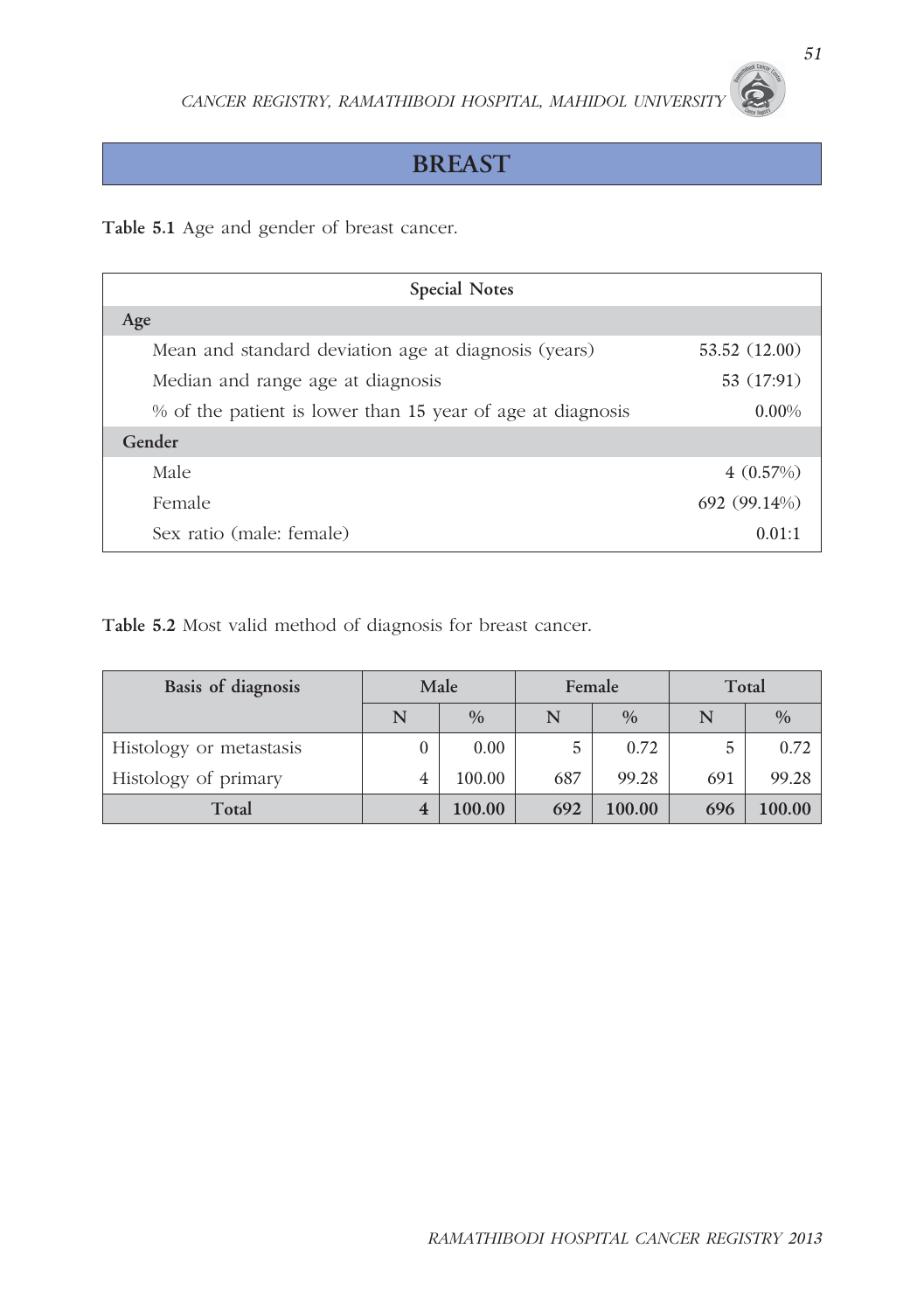# BREAST

**Table 5.1** Age and gender of breast cancer.

| Special Notes | |
|---|---|
| **Age** | |
| Mean and standard deviation age at diagnosis (years) | 53.52 (12.00) |
| Median and range age at diagnosis | 53 (17:91) |
| % of the patient is lower than 15 year of age at diagnosis | 0.00% |
| **Gender** | |
| Male | 4 (0.57%) |
| Female | 692 (99.14%) |
| Sex ratio (male: female) | 0.01:1 |

**Table 5.2** Most valid method of diagnosis for breast cancer.

| Basis of diagnosis | Male | | Female | | Total | |
|---|---|---|---|---|---|---|
| | N | % | N | % | N | % |
| Histology or metastasis | 0 | 0.00 | 5 | 0.72 | 5 | 0.72 |
| Histology of primary | 4 | 100.00 | 687 | 99.28 | 691 | 99.28 |
| **Total** | **4** | **100.00** | **692** | **100.00** | **696** | **100.00** |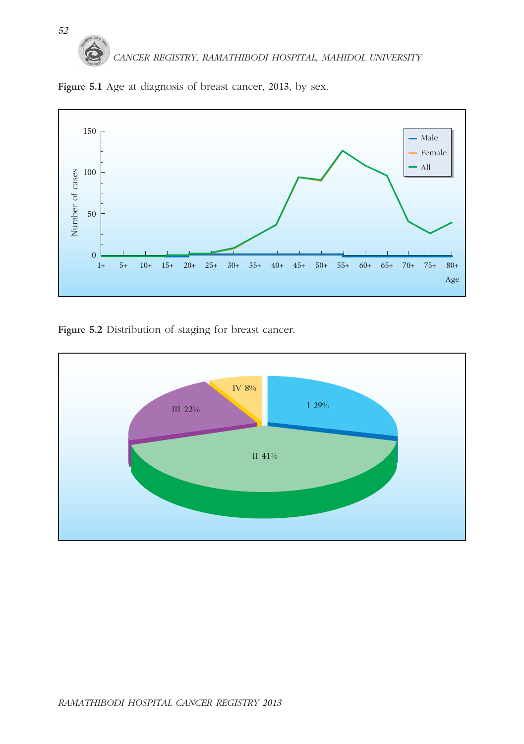**Figure 5.1** Age at diagnosis of breast cancer, 2013, by sex.

**Figure 5.2** Distribution of staging for breast cancer.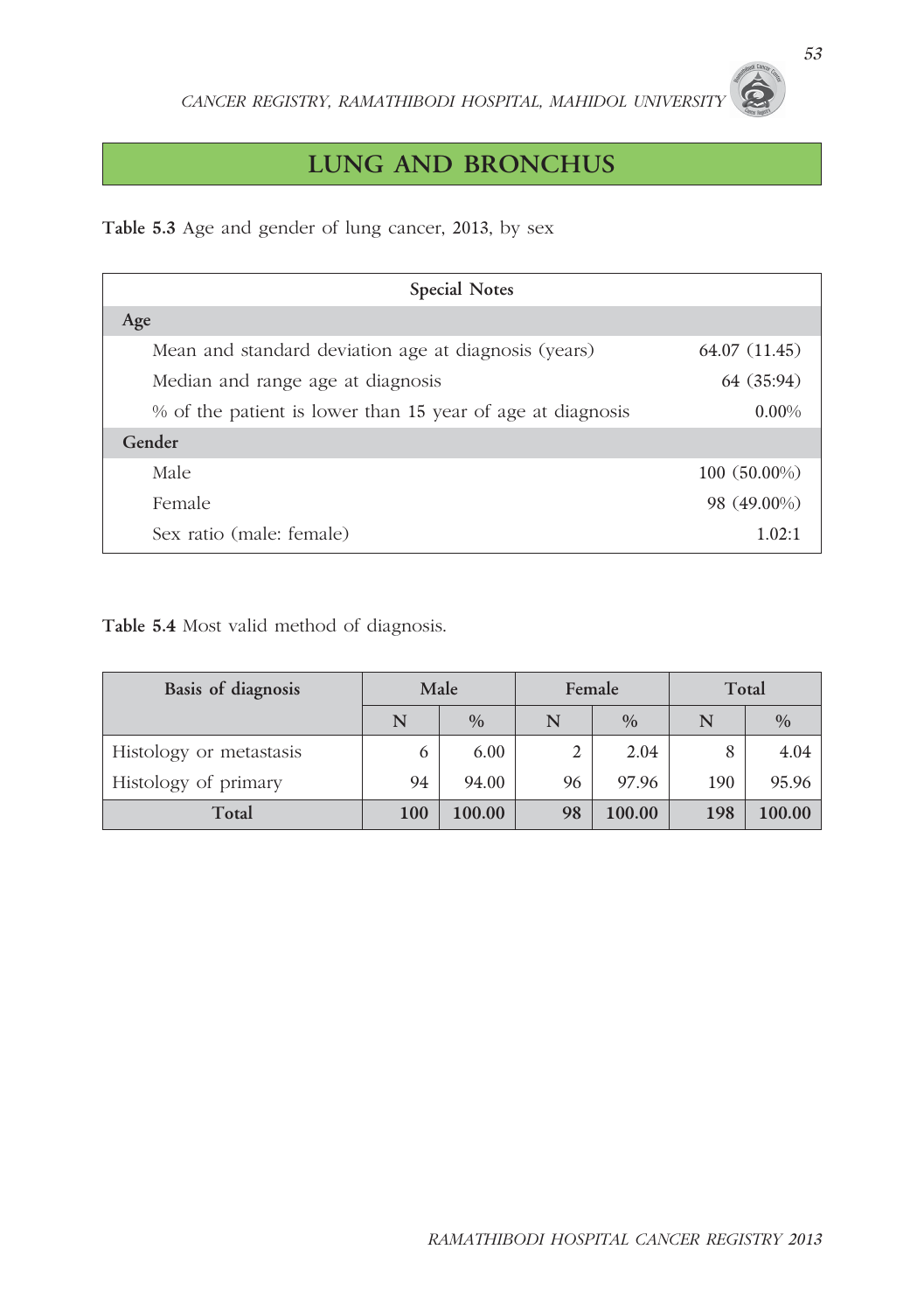# LUNG AND BRONCHUS

**Table 5.3** Age and gender of lung cancer, 2013, by sex

| Special Notes | |
|---|---|
| **Age** | |
| Mean and standard deviation age at diagnosis (years) | 64.07 (11.45) |
| Median and range age at diagnosis | 64 (35:94) |
| % of the patient is lower than 15 year of age at diagnosis | 0.00% |
| **Gender** | |
| Male | 100 (50.00%) |
| Female | 98 (49.00%) |
| Sex ratio (male: female) | 1.02:1 |

**Table 5.4** Most valid method of diagnosis.

| Basis of diagnosis | Male | | Female | | Total | |
|---|---|---|---|---|---|---|
| | N | % | N | % | N | % |
| Histology or metastasis | 6 | 6.00 | 2 | 2.04 | 8 | 4.04 |
| Histology of primary | 94 | 94.00 | 96 | 97.96 | 190 | 95.96 |
| **Total** | **100** | **100.00** | **98** | **100.00** | **198** | **100.00** |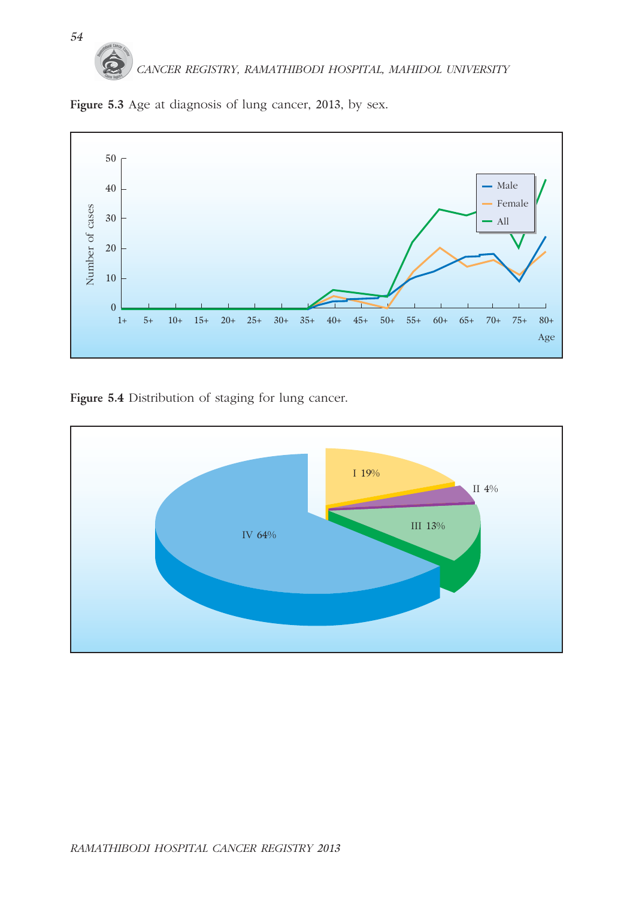**Figure 5.3** Age at diagnosis of lung cancer, 2013, by sex.

**Figure 5.4** Distribution of staging for lung cancer.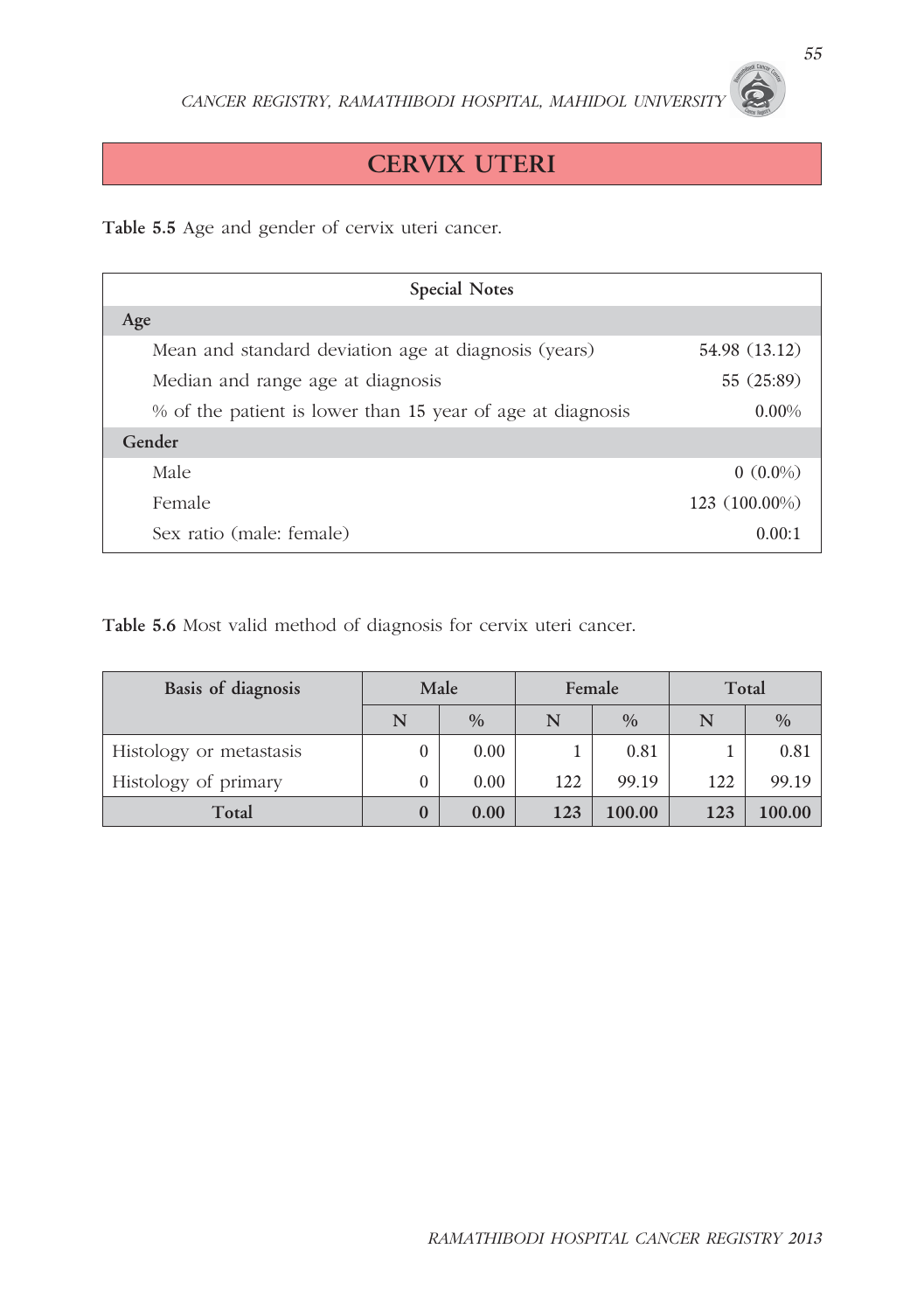# CERVIX UTERI

**Table 5.5** Age and gender of cervix uteri cancer.

| Special Notes | |
|---|---|
| **Age** | |
| Mean and standard deviation age at diagnosis (years) | 54.98 (13.12) |
| Median and range age at diagnosis | 55 (25:89) |
| % of the patient is lower than 15 year of age at diagnosis | 0.00% |
| **Gender** | |
| Male | 0 (0.0%) |
| Female | 123 (100.00%) |
| Sex ratio (male: female) | 0.00:1 |

**Table 5.6** Most valid method of diagnosis for cervix uteri cancer.

| Basis of diagnosis | Male | | Female | | Total | |
|---|---|---|---|---|---|---|
| | N | % | N | % | N | % |
| Histology or metastasis | 0 | 0.00 | 1 | 0.81 | 1 | 0.81 |
| Histology of primary | 0 | 0.00 | 122 | 99.19 | 122 | 99.19 |
| **Total** | **0** | **0.00** | **123** | **100.00** | **123** | **100.00** |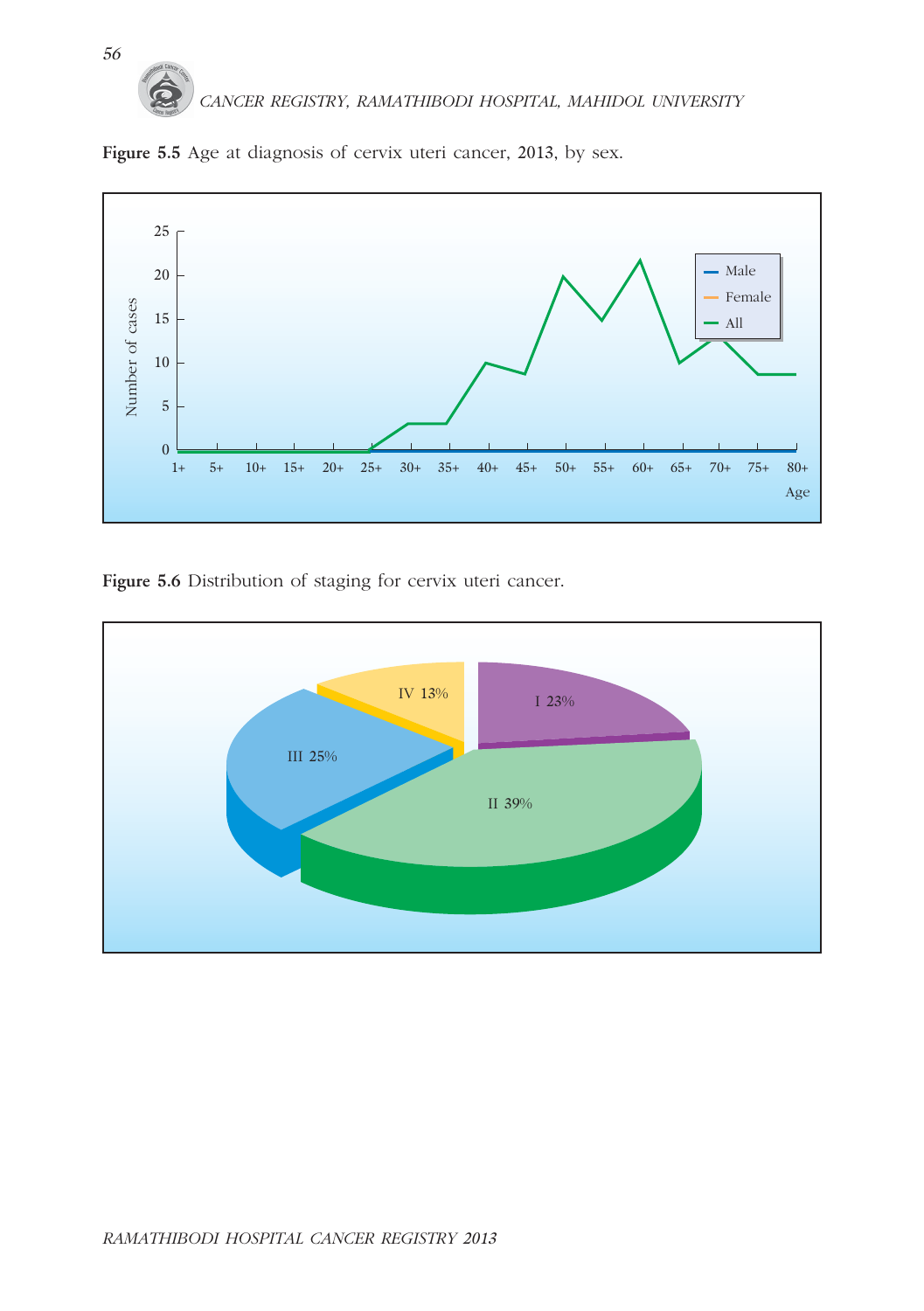**Figure 5.5** Age at diagnosis of cervix uteri cancer, 2013, by sex.

**Figure 5.6** Distribution of staging for cervix uteri cancer.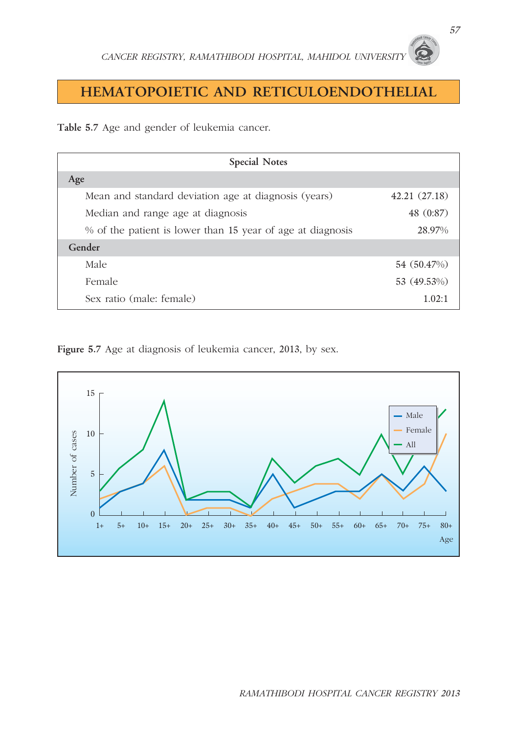# HEMATOPOIETIC AND RETICULOENDOTHELIAL

**Table 5.7** Age and gender of leukemia cancer.

| Special Notes | |
|---|---|
| **Age** | |
| Mean and standard deviation age at diagnosis (years) | 42.21 (27.18) |
| Median and range age at diagnosis | 48 (0:87) |
| % of the patient is lower than 15 year of age at diagnosis | 28.97% |
| **Gender** | |
| Male | 54 (50.47%) |
| Female | 53 (49.53%) |
| Sex ratio (male: female) | 1.02:1 |

**Figure 5.7** Age at diagnosis of leukemia cancer, 2013, by sex.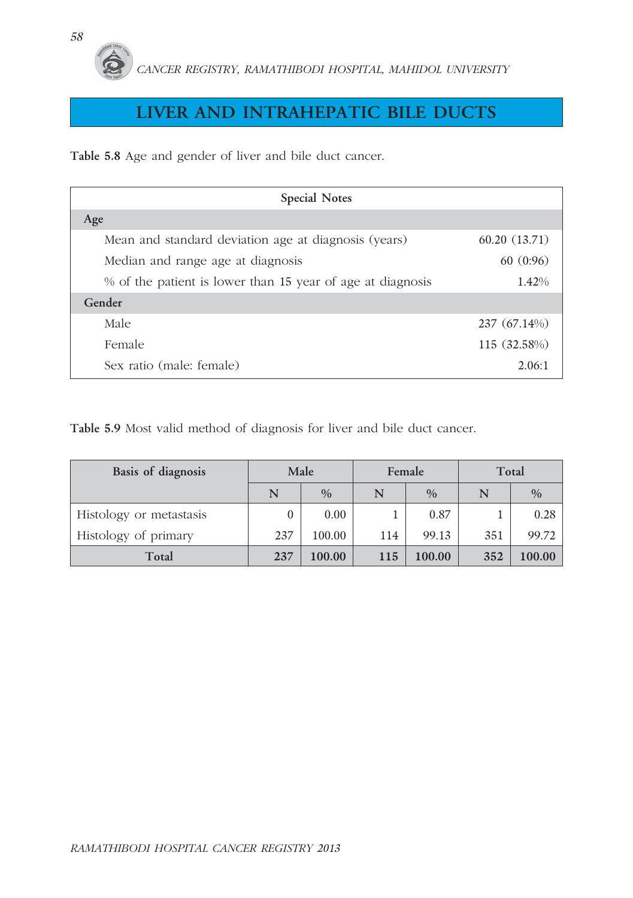# LIVER AND INTRAHEPATIC BILE DUCTS

**Table 5.8** Age and gender of liver and bile duct cancer.

| Special Notes | |
|---|---|
| **Age** | |
| Mean and standard deviation age at diagnosis (years) | 60.20 (13.71) |
| Median and range age at diagnosis | 60 (0:96) |
| % of the patient is lower than 15 year of age at diagnosis | 1.42% |
| **Gender** | |
| Male | 237 (67.14%) |
| Female | 115 (32.58%) |
| Sex ratio (male: female) | 2.06:1 |

**Table 5.9** Most valid method of diagnosis for liver and bile duct cancer.

| Basis of diagnosis | Male | | Female | | Total | |
|---|---|---|---|---|---|---|
| | N | % | N | % | N | % |
| Histology or metastasis | 0 | 0.00 | 1 | 0.87 | 1 | 0.28 |
| Histology of primary | 237 | 100.00 | 114 | 99.13 | 351 | 99.72 |
| **Total** | **237** | **100.00** | **115** | **100.00** | **352** | **100.00** |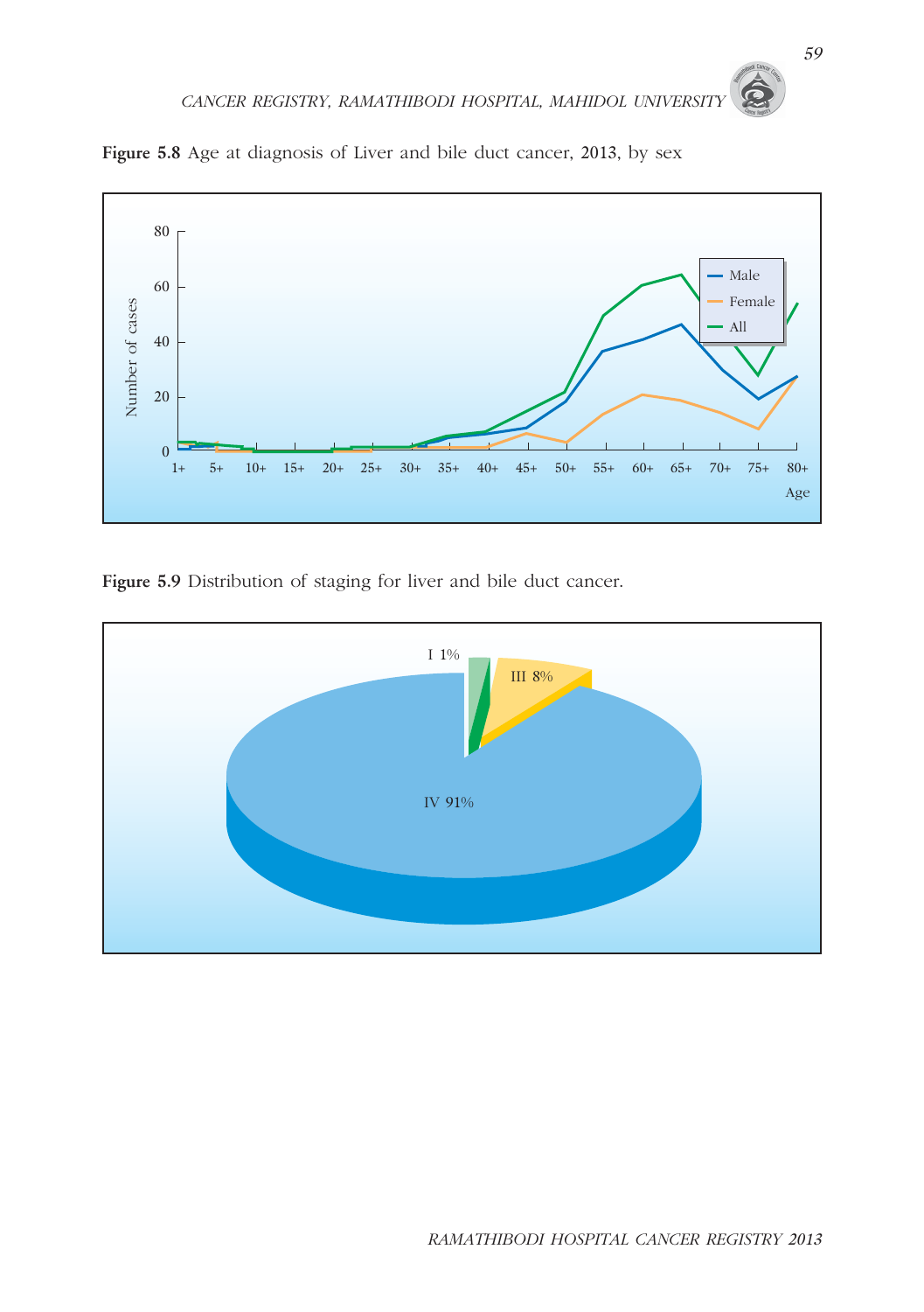**Figure 5.8** Age at diagnosis of Liver and bile duct cancer, 2013, by sex

**Figure 5.9** Distribution of staging for liver and bile duct cancer.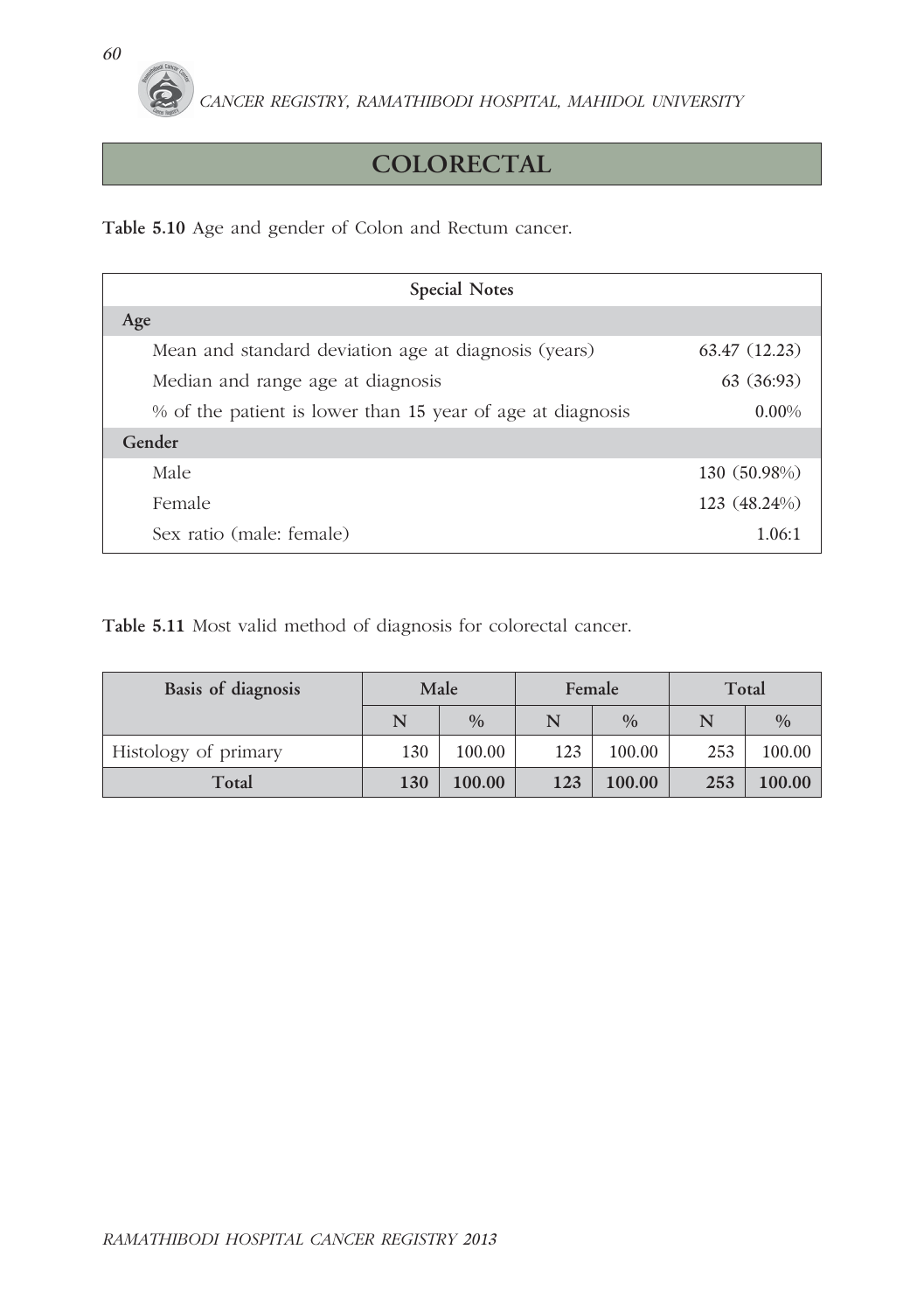# COLORECTAL

**Table 5.10** Age and gender of Colon and Rectum cancer.

| Special Notes | |
|---|---|
| **Age** | |
| Mean and standard deviation age at diagnosis (years) | 63.47 (12.23) |
| Median and range age at diagnosis | 63 (36:93) |
| % of the patient is lower than 15 year of age at diagnosis | 0.00% |
| **Gender** | |
| Male | 130 (50.98%) |
| Female | 123 (48.24%) |
| Sex ratio (male: female) | 1.06:1 |

**Table 5.11** Most valid method of diagnosis for colorectal cancer.

| Basis of diagnosis | Male | | Female | | Total | |
|---|---|---|---|---|---|---|
| | N | % | N | % | N | % |
| Histology of primary | 130 | 100.00 | 123 | 100.00 | 253 | 100.00 |
| **Total** | **130** | **100.00** | **123** | **100.00** | **253** | **100.00** |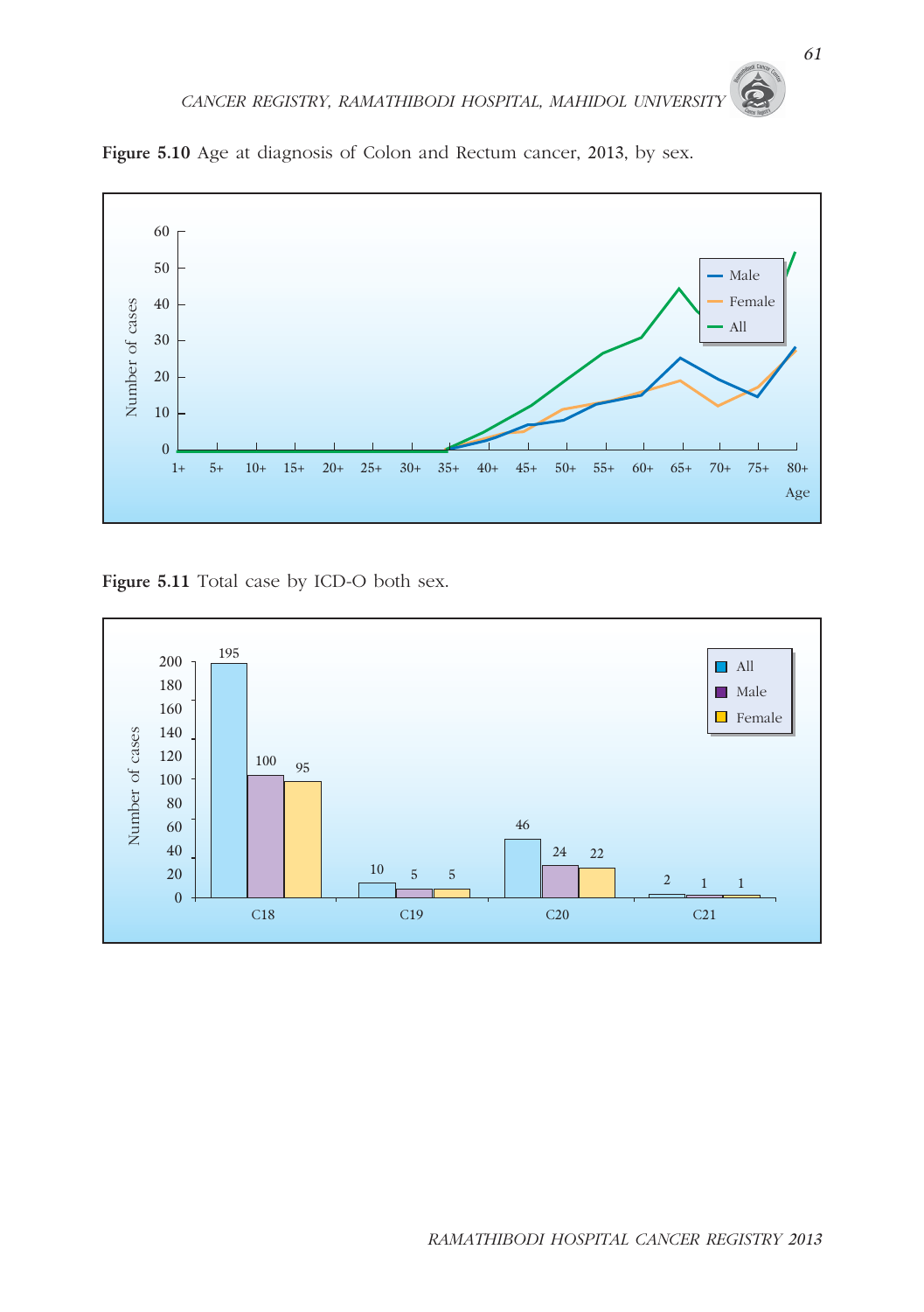**Figure 5.10** Age at diagnosis of Colon and Rectum cancer, 2013, by sex.

**Figure 5.11** Total case by ICD-O both sex.

| ICD-O | All | Male | Female |
|---|---|---|---|
| C18 | 195 | 100 | 95 |
| C19 | 10 | 5 | 5 |
| C20 | 46 | 24 | 22 |
| C21 | 2 | 1 | 1 |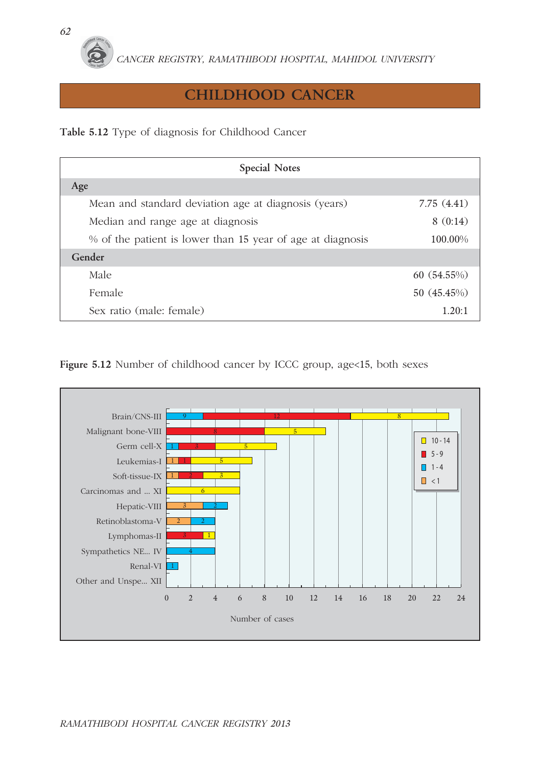# CHILDHOOD CANCER

**Table 5.12** Type of diagnosis for Childhood Cancer

| Special Notes | |
|---|---|
| **Age** | |
| Mean and standard deviation age at diagnosis (years) | 7.75 (4.41) |
| Median and range age at diagnosis | 8 (0:14) |
| % of the patient is lower than 15 year of age at diagnosis | 100.00% |
| **Gender** | |
| Male | 60 (54.55%) |
| Female | 50 (45.45%) |
| Sex ratio (male: female) | 1.20:1 |

**Figure 5.12** Number of childhood cancer by ICCC group, age<15, both sexes

| ICCC group | < 1 | 1 - 4 | 5 - 9 | 10 - 14 |
|---|---|---|---|---|
| Brain/CNS-III | | 9 | 12 | 8 |
| Malignant bone-VIII | | | 8 | 5 |
| Germ cell-X | | 1 | 3 | 5 |
| Leukemias-I | 1 | | 1 | 5 |
| Soft-tissue-IX | 1 | | 2 | 3 |
| Carcinomas and ... XI | | | | 6 |
| Hepatic-VIII | 3 | 2 | | |
| Retinoblastoma-V | 2 | 2 | | |
| Lymphomas-II | | | 3 | 1 |
| Sympathetics NE... IV | | 4 | | |
| Renal-VI | | 1 | | |
| Other and Unspe... XII | | | | |

Number of cases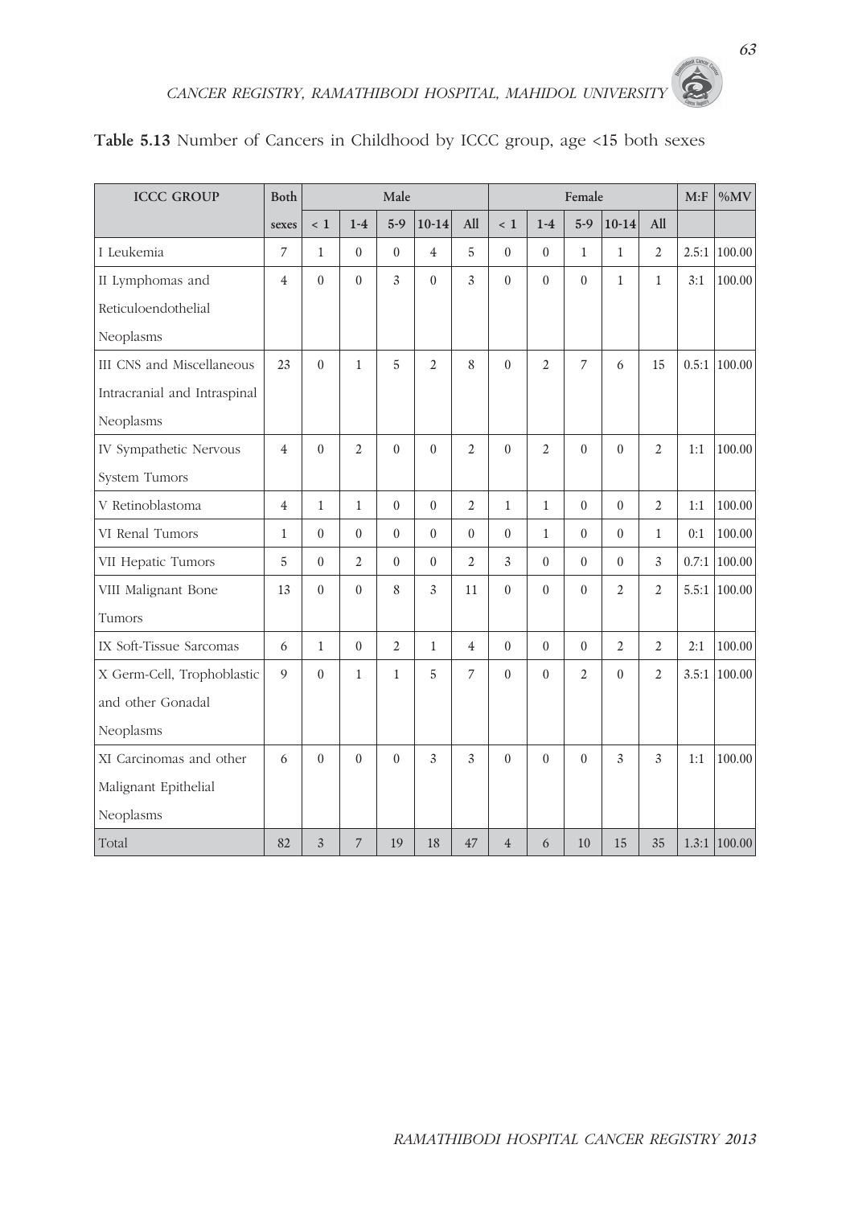**Table 5.13** Number of Cancers in Childhood by ICCC group, age <15 both sexes

| ICCC GROUP | Both | Male | | | | | Female | | | | | M:F | %MV |
|---|---|---|---|---|---|---|---|---|---|---|---|---|---|
| | sexes | < 1 | 1-4 | 5-9 | 10-14 | All | < 1 | 1-4 | 5-9 | 10-14 | All | | |
| I Leukemia | 7 | 1 | 0 | 0 | 4 | 5 | 0 | 0 | 1 | 1 | 2 | 2.5:1 | 100.00 |
| II Lymphomas and Reticuloendothelial Neoplasms | 4 | 0 | 0 | 3 | 0 | 3 | 0 | 0 | 0 | 1 | 1 | 3:1 | 100.00 |
| III CNS and Miscellaneous Intracranial and Intraspinal Neoplasms | 23 | 0 | 1 | 5 | 2 | 8 | 0 | 2 | 7 | 6 | 15 | 0.5:1 | 100.00 |
| IV Sympathetic Nervous System Tumors | 4 | 0 | 2 | 0 | 0 | 2 | 0 | 2 | 0 | 0 | 2 | 1:1 | 100.00 |
| V Retinoblastoma | 4 | 1 | 1 | 0 | 0 | 2 | 1 | 1 | 0 | 0 | 2 | 1:1 | 100.00 |
| VI Renal Tumors | 1 | 0 | 0 | 0 | 0 | 0 | 0 | 1 | 0 | 0 | 1 | 0:1 | 100.00 |
| VII Hepatic Tumors | 5 | 0 | 2 | 0 | 0 | 2 | 3 | 0 | 0 | 0 | 3 | 0.7:1 | 100.00 |
| VIII Malignant Bone Tumors | 13 | 0 | 0 | 8 | 3 | 11 | 0 | 0 | 0 | 2 | 2 | 5.5:1 | 100.00 |
| IX Soft-Tissue Sarcomas | 6 | 1 | 0 | 2 | 1 | 4 | 0 | 0 | 0 | 2 | 2 | 2:1 | 100.00 |
| X Germ-Cell, Trophoblastic and other Gonadal Neoplasms | 9 | 0 | 1 | 1 | 5 | 7 | 0 | 0 | 2 | 0 | 2 | 3.5:1 | 100.00 |
| XI Carcinomas and other Malignant Epithelial Neoplasms | 6 | 0 | 0 | 0 | 3 | 3 | 0 | 0 | 0 | 3 | 3 | 1:1 | 100.00 |
| Total | 82 | 3 | 7 | 19 | 18 | 47 | 4 | 6 | 10 | 15 | 35 | 1.3:1 | 100.00 |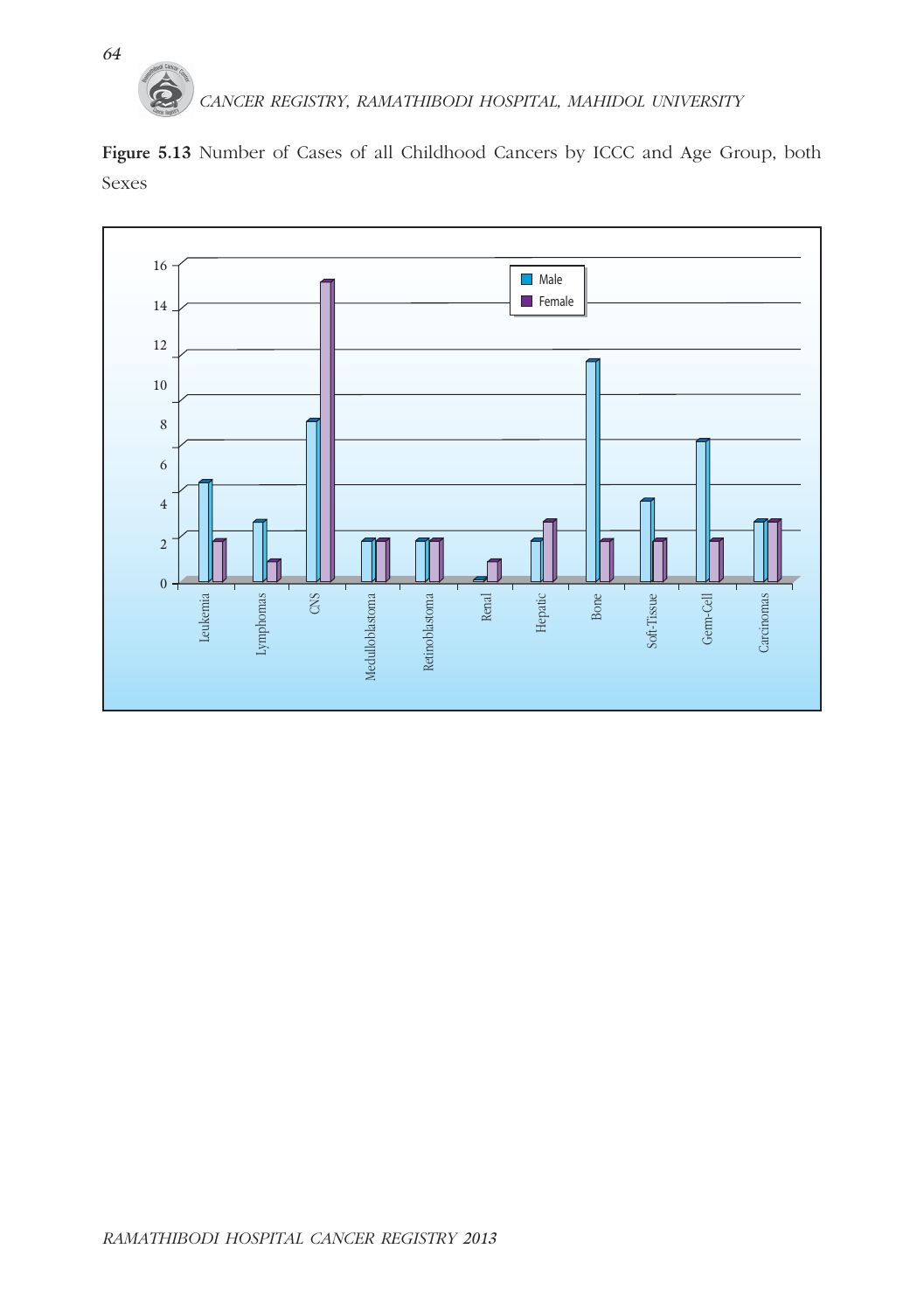**Figure 5.13** Number of Cases of all Childhood Cancers by ICCC and Age Group, both Sexes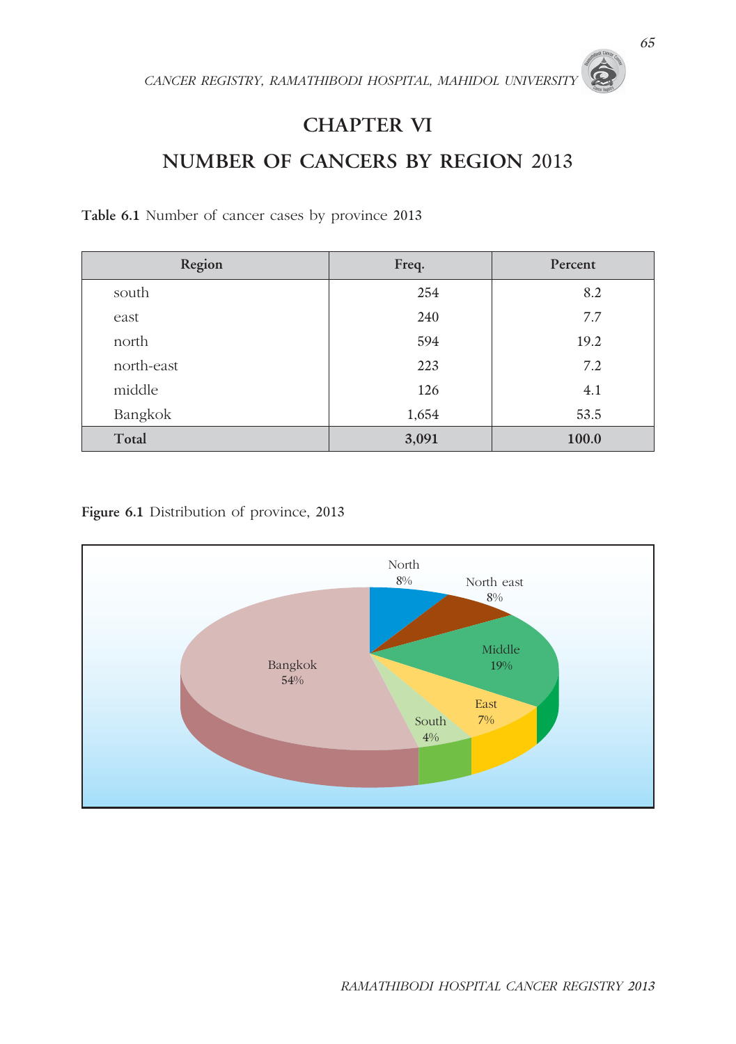# CHAPTER VI

# NUMBER OF CANCERS BY REGION 2013

**Table 6.1** Number of cancer cases by province 2013

| Region | Freq. | Percent |
|---|---|---|
| south | 254 | 8.2 |
| east | 240 | 7.7 |
| north | 594 | 19.2 |
| north-east | 223 | 7.2 |
| middle | 126 | 4.1 |
| Bangkok | 1,654 | 53.5 |
| **Total** | **3,091** | **100.0** |

**Figure 6.1** Distribution of province, 2013

North 8%
North east 8%
Middle 19%
East 7%
South 4%
Bangkok 54%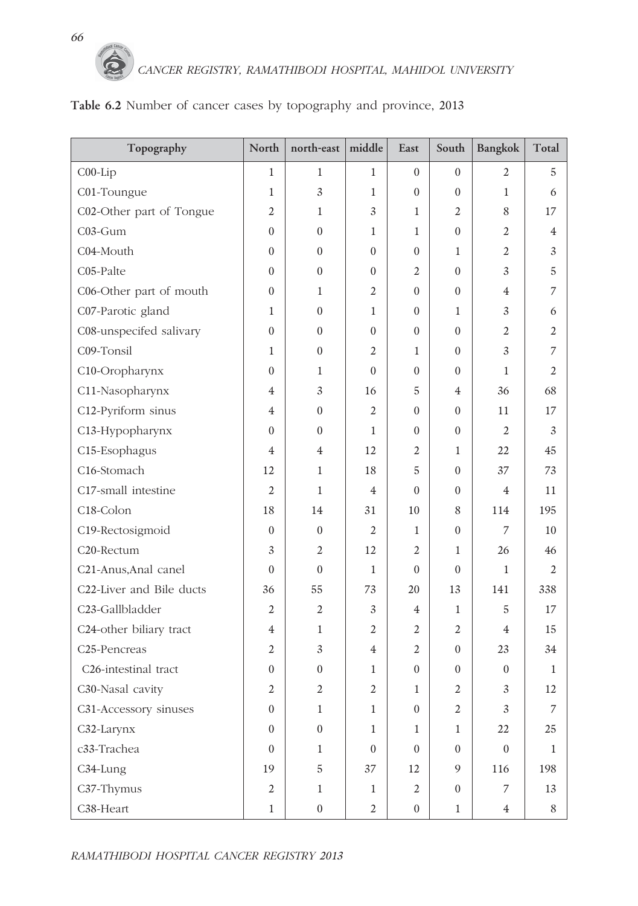**Table 6.2** Number of cancer cases by topography and province, 2013

| Topography | North | north-east | middle | East | South | Bangkok | Total |
|---|---|---|---|---|---|---|---|
| C00-Lip | 1 | 1 | 1 | 0 | 0 | 2 | 5 |
| C01-Toungue | 1 | 3 | 1 | 0 | 0 | 1 | 6 |
| C02-Other part of Tongue | 2 | 1 | 3 | 1 | 2 | 8 | 17 |
| C03-Gum | 0 | 0 | 1 | 1 | 0 | 2 | 4 |
| C04-Mouth | 0 | 0 | 0 | 0 | 1 | 2 | 3 |
| C05-Palte | 0 | 0 | 0 | 2 | 0 | 3 | 5 |
| C06-Other part of mouth | 0 | 1 | 2 | 0 | 0 | 4 | 7 |
| C07-Parotic gland | 1 | 0 | 1 | 0 | 1 | 3 | 6 |
| C08-unspecifed salivary | 0 | 0 | 0 | 0 | 0 | 2 | 2 |
| C09-Tonsil | 1 | 0 | 2 | 1 | 0 | 3 | 7 |
| C10-Oropharynx | 0 | 1 | 0 | 0 | 0 | 1 | 2 |
| C11-Nasopharynx | 4 | 3 | 16 | 5 | 4 | 36 | 68 |
| C12-Pyriform sinus | 4 | 0 | 2 | 0 | 0 | 11 | 17 |
| C13-Hypopharynx | 0 | 0 | 1 | 0 | 0 | 2 | 3 |
| C15-Esophagus | 4 | 4 | 12 | 2 | 1 | 22 | 45 |
| C16-Stomach | 12 | 1 | 18 | 5 | 0 | 37 | 73 |
| C17-small intestine | 2 | 1 | 4 | 0 | 0 | 4 | 11 |
| C18-Colon | 18 | 14 | 31 | 10 | 8 | 114 | 195 |
| C19-Rectosigmoid | 0 | 0 | 2 | 1 | 0 | 7 | 10 |
| C20-Rectum | 3 | 2 | 12 | 2 | 1 | 26 | 46 |
| C21-Anus,Anal canel | 0 | 0 | 1 | 0 | 0 | 1 | 2 |
| C22-Liver and Bile ducts | 36 | 55 | 73 | 20 | 13 | 141 | 338 |
| C23-Gallbladder | 2 | 2 | 3 | 4 | 1 | 5 | 17 |
| C24-other biliary tract | 4 | 1 | 2 | 2 | 2 | 4 | 15 |
| C25-Pencreas | 2 | 3 | 4 | 2 | 0 | 23 | 34 |
| C26-intestinal tract | 0 | 0 | 1 | 0 | 0 | 0 | 1 |
| C30-Nasal cavity | 2 | 2 | 2 | 1 | 2 | 3 | 12 |
| C31-Accessory sinuses | 0 | 1 | 1 | 0 | 2 | 3 | 7 |
| C32-Larynx | 0 | 0 | 1 | 1 | 1 | 22 | 25 |
| c33-Trachea | 0 | 1 | 0 | 0 | 0 | 0 | 1 |
| C34-Lung | 19 | 5 | 37 | 12 | 9 | 116 | 198 |
| C37-Thymus | 2 | 1 | 1 | 2 | 0 | 7 | 13 |
| C38-Heart | 1 | 0 | 2 | 0 | 1 | 4 | 8 |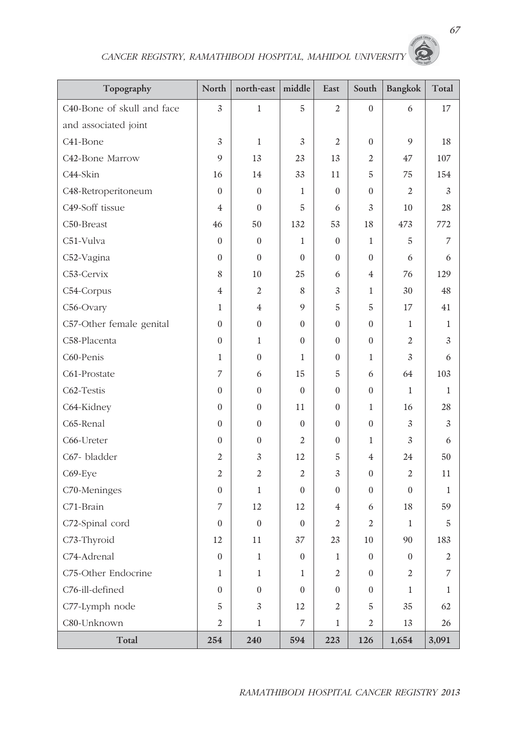| Topography | North | north-east | middle | East | South | Bangkok | Total |
|---|---|---|---|---|---|---|---|
| C40-Bone of skull and face and associated joint | 3 | 1 | 5 | 2 | 0 | 6 | 17 |
| C41-Bone | 3 | 1 | 3 | 2 | 0 | 9 | 18 |
| C42-Bone Marrow | 9 | 13 | 23 | 13 | 2 | 47 | 107 |
| C44-Skin | 16 | 14 | 33 | 11 | 5 | 75 | 154 |
| C48-Retroperitoneum | 0 | 0 | 1 | 0 | 0 | 2 | 3 |
| C49-Soff tissue | 4 | 0 | 5 | 6 | 3 | 10 | 28 |
| C50-Breast | 46 | 50 | 132 | 53 | 18 | 473 | 772 |
| C51-Vulva | 0 | 0 | 1 | 0 | 1 | 5 | 7 |
| C52-Vagina | 0 | 0 | 0 | 0 | 0 | 6 | 6 |
| C53-Cervix | 8 | 10 | 25 | 6 | 4 | 76 | 129 |
| C54-Corpus | 4 | 2 | 8 | 3 | 1 | 30 | 48 |
| C56-Ovary | 1 | 4 | 9 | 5 | 5 | 17 | 41 |
| C57-Other female genital | 0 | 0 | 0 | 0 | 0 | 1 | 1 |
| C58-Placenta | 0 | 1 | 0 | 0 | 0 | 2 | 3 |
| C60-Penis | 1 | 0 | 1 | 0 | 1 | 3 | 6 |
| C61-Prostate | 7 | 6 | 15 | 5 | 6 | 64 | 103 |
| C62-Testis | 0 | 0 | 0 | 0 | 0 | 1 | 1 |
| C64-Kidney | 0 | 0 | 11 | 0 | 1 | 16 | 28 |
| C65-Renal | 0 | 0 | 0 | 0 | 0 | 3 | 3 |
| C66-Ureter | 0 | 0 | 2 | 0 | 1 | 3 | 6 |
| C67- bladder | 2 | 3 | 12 | 5 | 4 | 24 | 50 |
| C69-Eye | 2 | 2 | 2 | 3 | 0 | 2 | 11 |
| C70-Meninges | 0 | 1 | 0 | 0 | 0 | 0 | 1 |
| C71-Brain | 7 | 12 | 12 | 4 | 6 | 18 | 59 |
| C72-Spinal cord | 0 | 0 | 0 | 2 | 2 | 1 | 5 |
| C73-Thyroid | 12 | 11 | 37 | 23 | 10 | 90 | 183 |
| C74-Adrenal | 0 | 1 | 0 | 1 | 0 | 0 | 2 |
| C75-Other Endocrine | 1 | 1 | 1 | 2 | 0 | 2 | 7 |
| C76-ill-defined | 0 | 0 | 0 | 0 | 0 | 1 | 1 |
| C77-Lymph node | 5 | 3 | 12 | 2 | 5 | 35 | 62 |
| C80-Unknown | 2 | 1 | 7 | 1 | 2 | 13 | 26 |
| **Total** | **254** | **240** | **594** | **223** | **126** | **1,654** | **3,091** |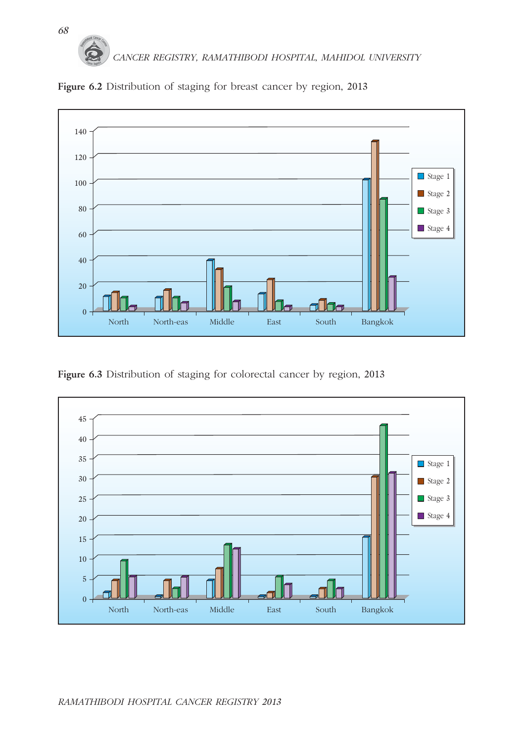**Figure 6.2** Distribution of staging for breast cancer by region, 2013

**Figure 6.3** Distribution of staging for colorectal cancer by region, 2013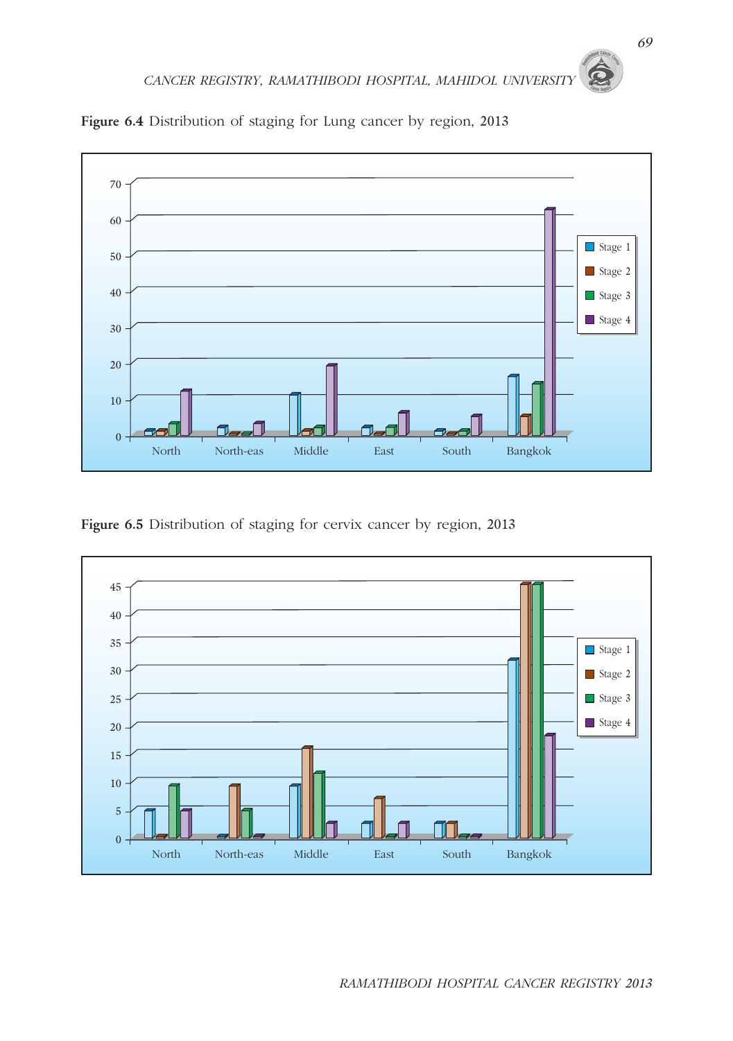**Figure 6.4** Distribution of staging for Lung cancer by region, 2013

70
60
50
40
30
20
10
0

North
North-eas
Middle
East
South
Bangkok

Stage 1
Stage 2
Stage 3
Stage 4

**Figure 6.5** Distribution of staging for cervix cancer by region, 2013

45
40
35
30
25
20
15
10
5
0

North
North-eas
Middle
East
South
Bangkok

Stage 1
Stage 2
Stage 3
Stage 4